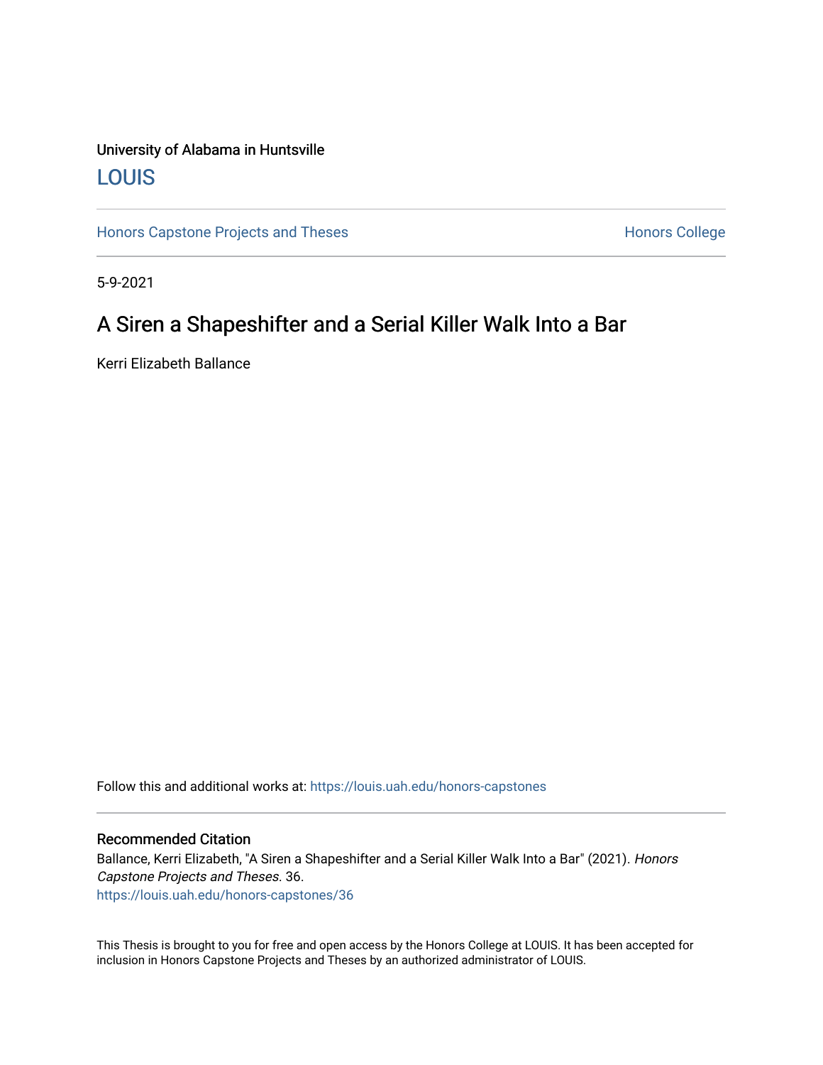University of Alabama in Huntsville

# LOUIS

Honors Capstone Projects and Theses | Honors College

5-9-2021

## A Siren a Shapeshifter and a Serial Killer Walk Into a Bar

Kerri Elizabeth Ballance

Follow this and additional works at: https://louis.uah.edu/honors-capstones

### Recommended Citation

Ballance, Kerri Elizabeth, "A Siren a Shapeshifter and a Serial Killer Walk Into a Bar" (2021). *Honors Capstone Projects and Theses*. 36.
https://louis.uah.edu/honors-capstones/36

This Thesis is brought to you for free and open access by the Honors College at LOUIS. It has been accepted for inclusion in Honors Capstone Projects and Theses by an authorized administrator of LOUIS.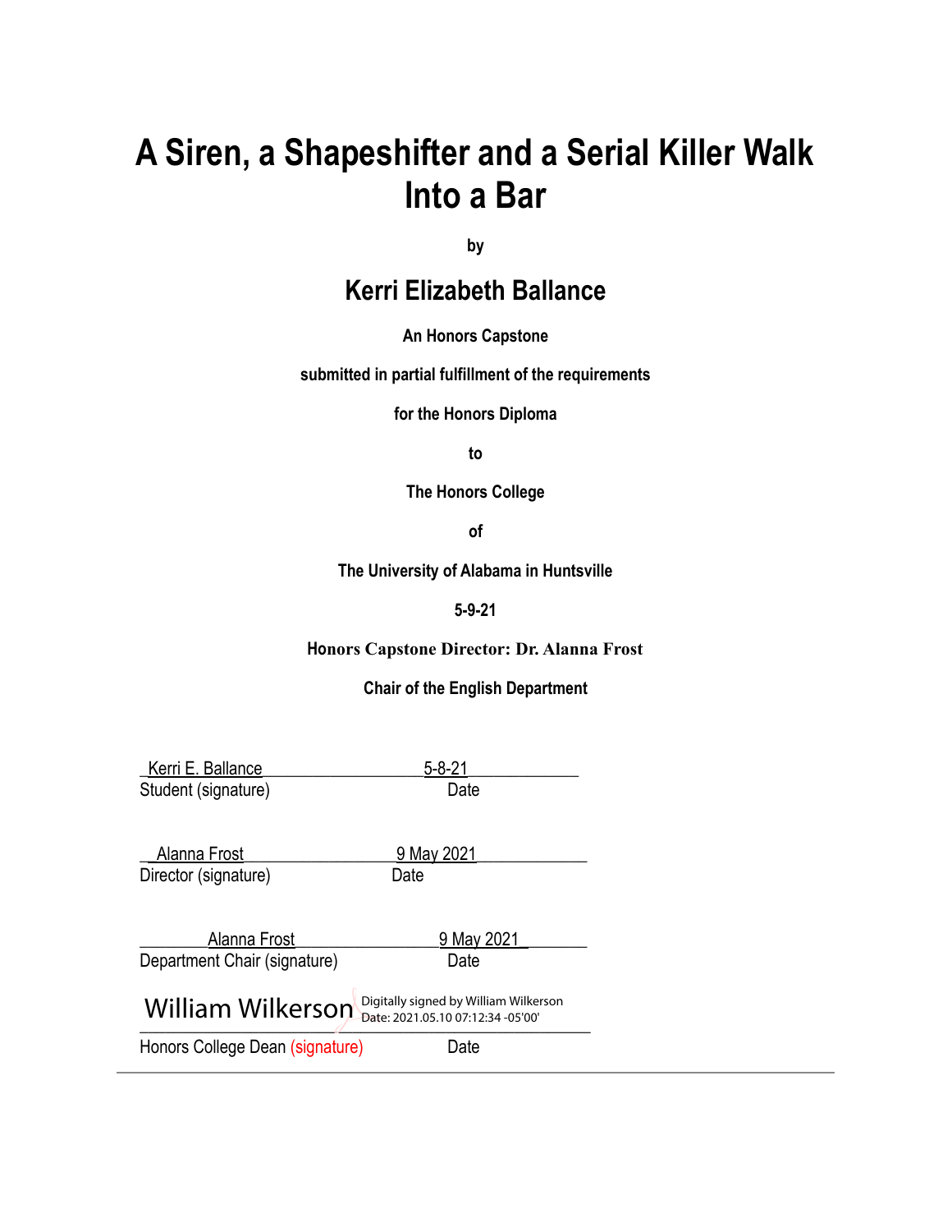# A Siren, a Shapeshifter and a Serial Killer Walk Into a Bar

**by**

## Kerri Elizabeth Ballance

**An Honors Capstone**

**submitted in partial fulfillment of the requirements**

**for the Honors Diploma**

**to**

**The Honors College**

**of**

**The University of Alabama in Huntsville**

**5-9-21**

**Honors Capstone Director: Dr. Alanna Frost**

**Chair of the English Department**

Kerri E. Ballance — 5-8-21
Student (signature) — Date

Alanna Frost — 9 May 2021
Director (signature) — Date

Alanna Frost — 9 May 2021
Department Chair (signature) — Date

William Wilkerson — Digitally signed by William Wilkerson Date: 2021.05.10 07:12:34 -05'00'
Honors College Dean (signature) — Date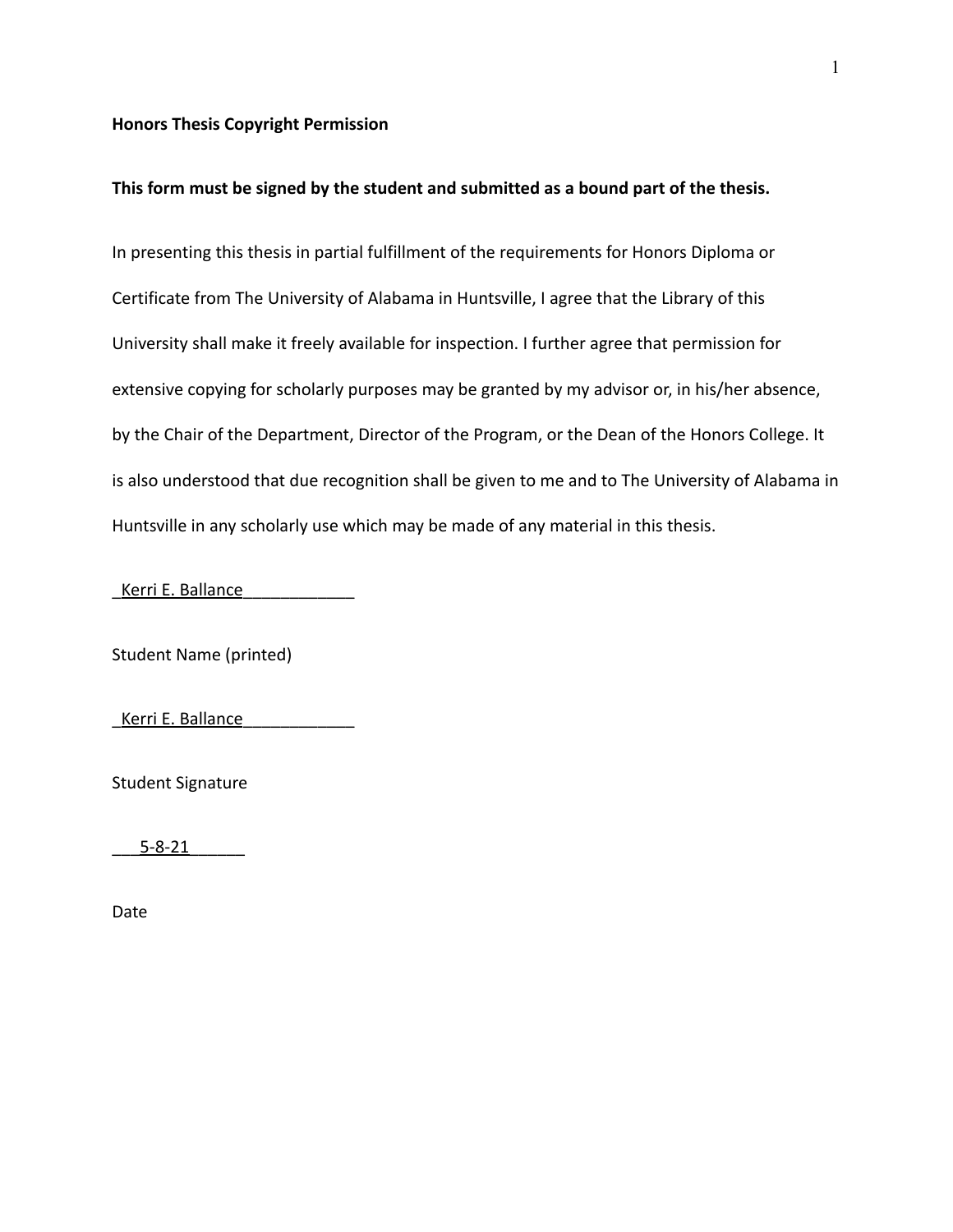**Honors Thesis Copyright Permission**

**This form must be signed by the student and submitted as a bound part of the thesis.**

In presenting this thesis in partial fulfillment of the requirements for Honors Diploma or Certificate from The University of Alabama in Huntsville, I agree that the Library of this University shall make it freely available for inspection. I further agree that permission for extensive copying for scholarly purposes may be granted by my advisor or, in his/her absence, by the Chair of the Department, Director of the Program, or the Dean of the Honors College. It is also understood that due recognition shall be given to me and to The University of Alabama in Huntsville in any scholarly use which may be made of any material in this thesis.

_Kerri E. Ballance____________

Student Name (printed)

_Kerri E. Ballance____________

Student Signature

___5-8-21______

Date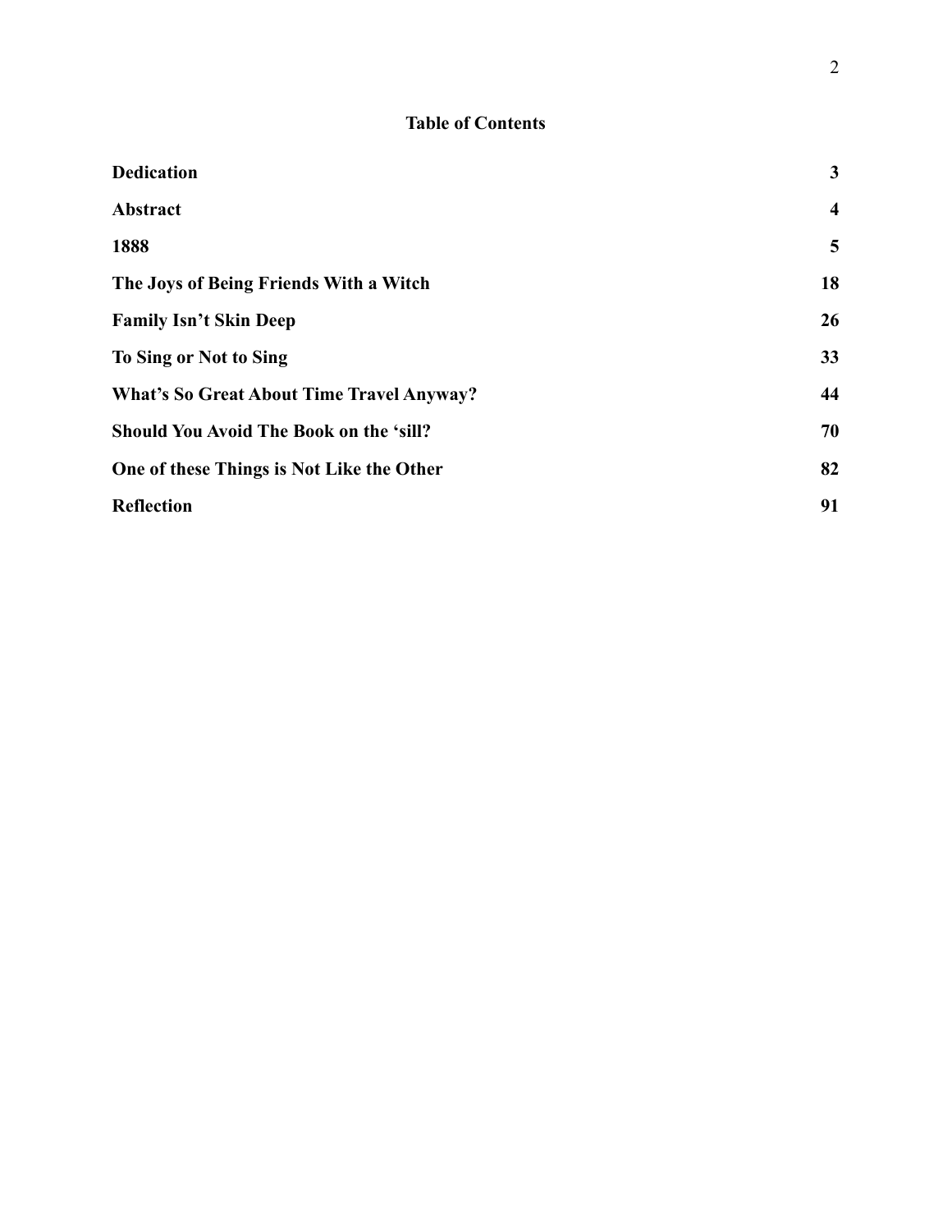## Table of Contents

| | |
|---|---|
| **Dedication** | **3** |
| **Abstract** | **4** |
| **1888** | **5** |
| **The Joys of Being Friends With a Witch** | **18** |
| **Family Isn’t Skin Deep** | **26** |
| **To Sing or Not to Sing** | **33** |
| **What’s So Great About Time Travel Anyway?** | **44** |
| **Should You Avoid The Book on the ‘sill?** | **70** |
| **One of these Things is Not Like the Other** | **82** |
| **Reflection** | **91** |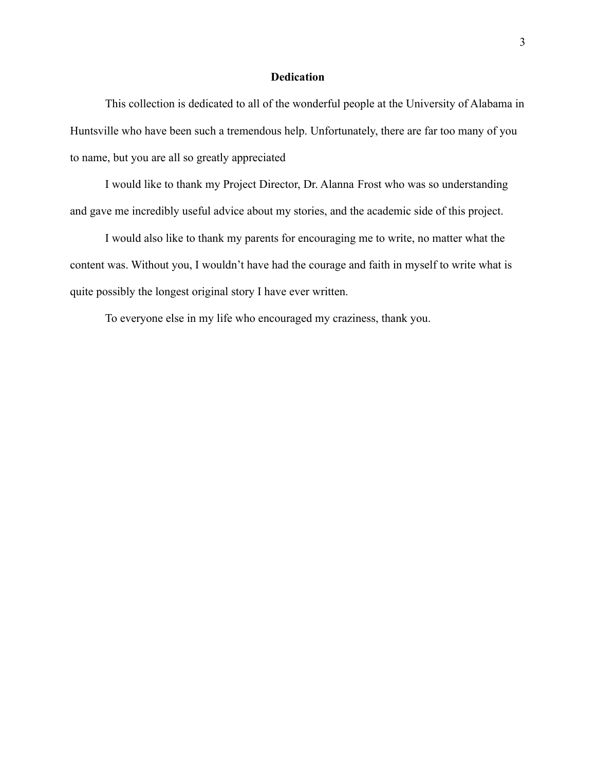# Dedication

This collection is dedicated to all of the wonderful people at the University of Alabama in Huntsville who have been such a tremendous help. Unfortunately, there are far too many of you to name, but you are all so greatly appreciated

I would like to thank my Project Director, Dr. Alanna Frost who was so understanding and gave me incredibly useful advice about my stories, and the academic side of this project.

I would also like to thank my parents for encouraging me to write, no matter what the content was. Without you, I wouldn't have had the courage and faith in myself to write what is quite possibly the longest original story I have ever written.

To everyone else in my life who encouraged my craziness, thank you.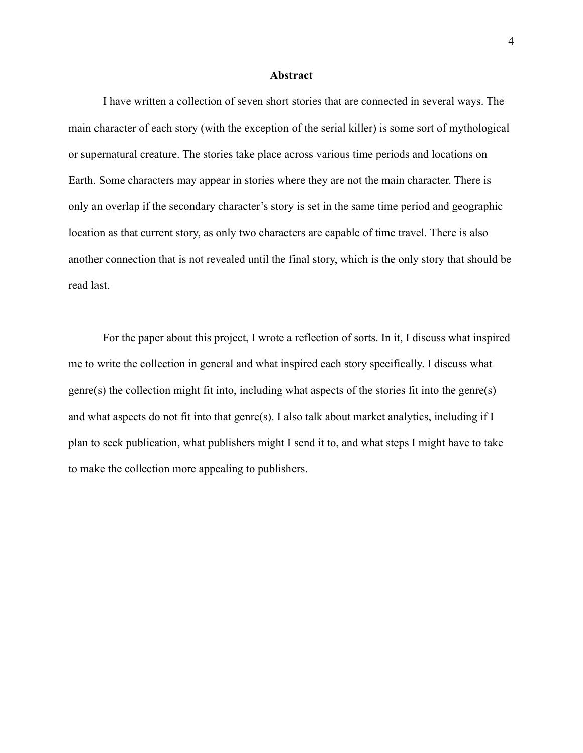# Abstract

I have written a collection of seven short stories that are connected in several ways. The main character of each story (with the exception of the serial killer) is some sort of mythological or supernatural creature. The stories take place across various time periods and locations on Earth. Some characters may appear in stories where they are not the main character. There is only an overlap if the secondary character's story is set in the same time period and geographic location as that current story, as only two characters are capable of time travel. There is also another connection that is not revealed until the final story, which is the only story that should be read last.

For the paper about this project, I wrote a reflection of sorts. In it, I discuss what inspired me to write the collection in general and what inspired each story specifically. I discuss what genre(s) the collection might fit into, including what aspects of the stories fit into the genre(s) and what aspects do not fit into that genre(s). I also talk about market analytics, including if I plan to seek publication, what publishers might I send it to, and what steps I might have to take to make the collection more appealing to publishers.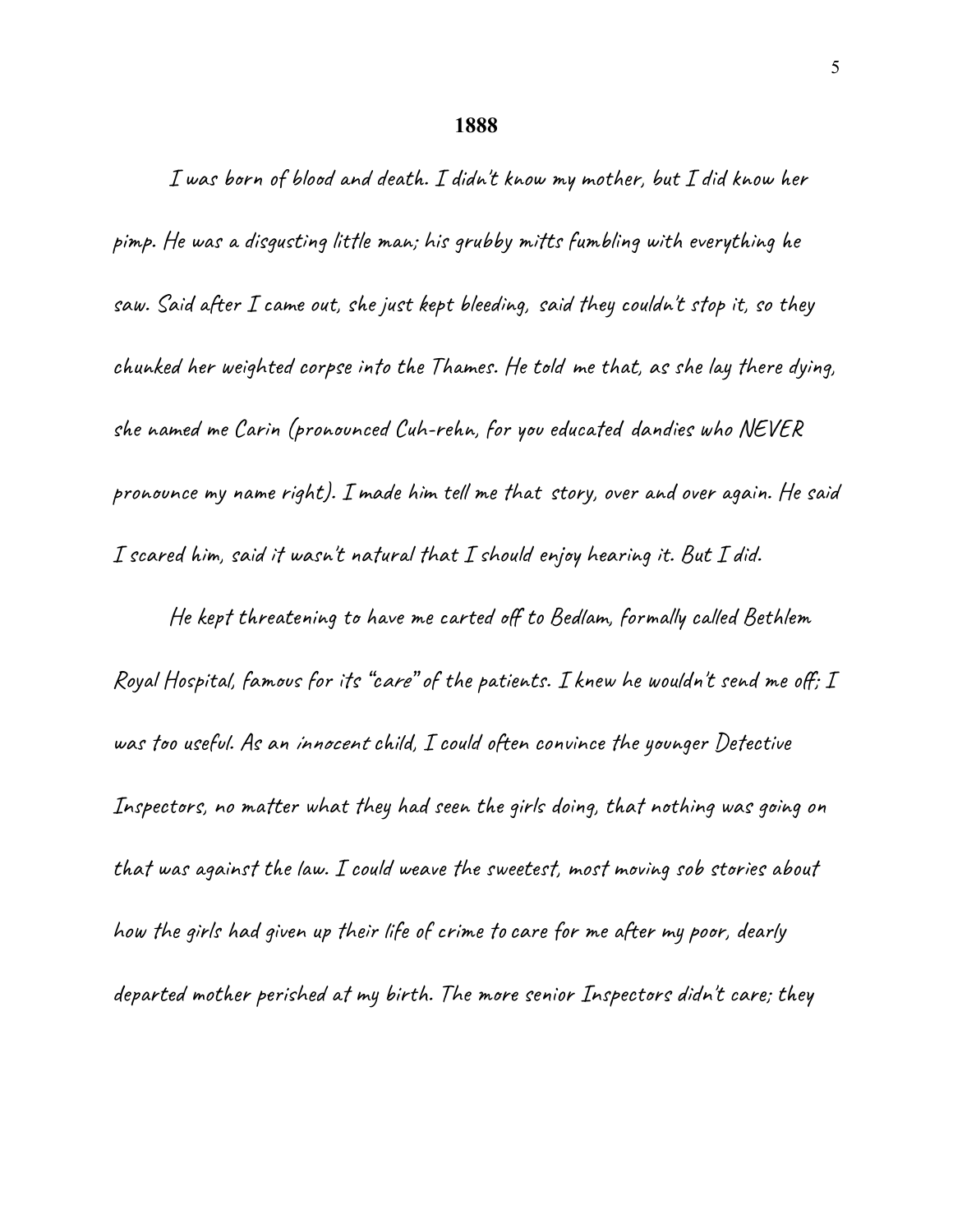# 1888

*I was born of blood and death. I didn't know my mother, but I did know her pimp. He was a disgusting little man; his grubby mitts fumbling with everything he saw. Said after I came out, she just kept bleeding, said they couldn't stop it, so they chunked her weighted corpse into the Thames. He told me that, as she lay there dying, she named me Carin (pronounced Cuh-rehn, for you educated dandies who NEVER pronounce my name right). I made him tell me that story, over and over again. He said I scared him, said it wasn't natural that I should enjoy hearing it. But I did.*

*He kept threatening to have me carted off to Bedlam, formally called Bethlem Royal Hospital, famous for its "care" of the patients. I knew he wouldn't send me off; I was too useful. As an innocent child, I could often convince the younger Detective Inspectors, no matter what they had seen the girls doing, that nothing was going on that was against the law. I could weave the sweetest, most moving sob stories about how the girls had given up their life of crime to care for me after my poor, dearly departed mother perished at my birth. The more senior Inspectors didn't care; they*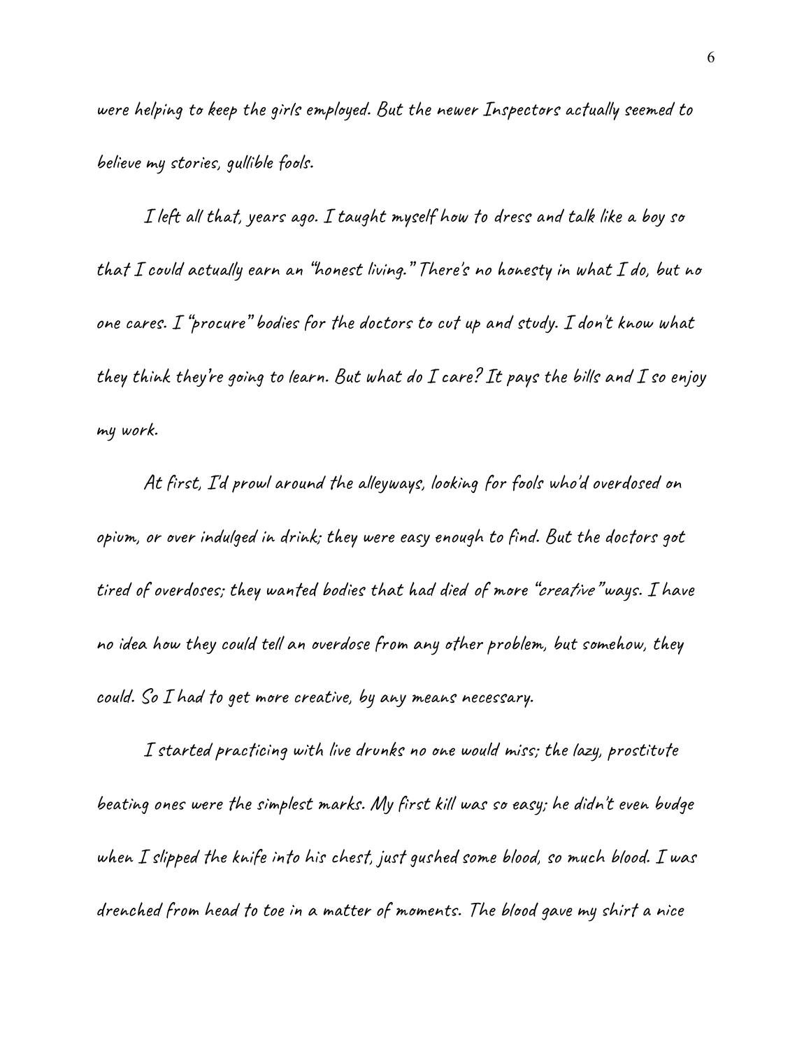were helping to keep the girls employed. But the newer Inspectors actually seemed to believe my stories, gullible fools.

I left all that, years ago. I taught myself how to dress and talk like a boy so that I could actually earn an "honest living." There's no honesty in what I do, but no one cares. I "procure" bodies for the doctors to cut up and study. I don't know what they think they're going to learn. But what do I care? It pays the bills and I so enjoy my work.

At first, I'd prowl around the alleyways, looking for fools who'd overdosed on opium, or over indulged in drink; they were easy enough to find. But the doctors got tired of overdoses; they wanted bodies that had died of more "creative" ways. I have no idea how they could tell an overdose from any other problem, but somehow, they could. So I had to get more creative, by any means necessary.

I started practicing with live drunks no one would miss; the lazy, prostitute beating ones were the simplest marks. My first kill was so easy; he didn't even budge when I slipped the knife into his chest, just gushed some blood, so much blood. I was drenched from head to toe in a matter of moments. The blood gave my shirt a nice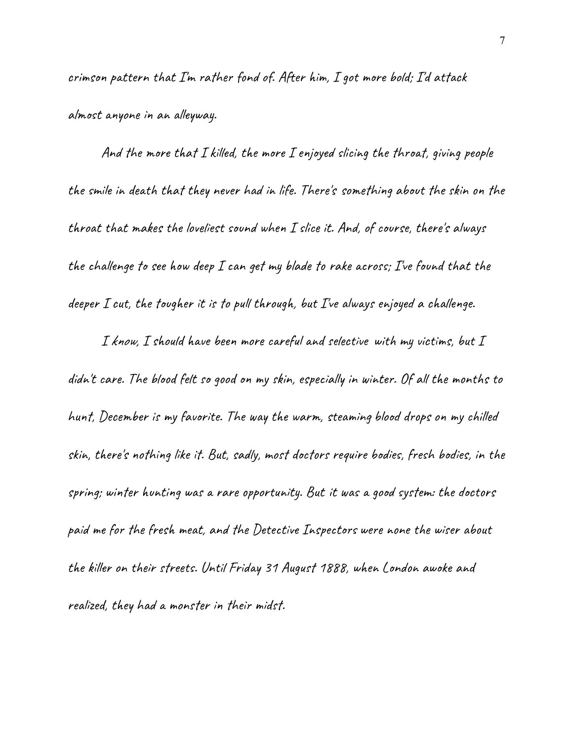crimson pattern that I'm rather fond of. After him, I got more bold; I'd attack almost anyone in an alleyway.

And the more that I killed, the more I enjoyed slicing the throat, giving people the smile in death that they never had in life. There's something about the skin on the throat that makes the loveliest sound when I slice it. And, of course, there's always the challenge to see how deep I can get my blade to rake across; I've found that the deeper I cut, the tougher it is to pull through, but I've always enjoyed a challenge.

I know, I should have been more careful and selective with my victims, but I didn't care. The blood felt so good on my skin, especially in winter. Of all the months to hunt, December is my favorite. The way the warm, steaming blood drops on my chilled skin, there's nothing like it. But, sadly, most doctors require bodies, fresh bodies, in the spring; winter hunting was a rare opportunity. But it was a good system: the doctors paid me for the fresh meat, and the Detective Inspectors were none the wiser about the killer on their streets. Until Friday 31 August 1888, when London awoke and realized, they had a monster in their midst.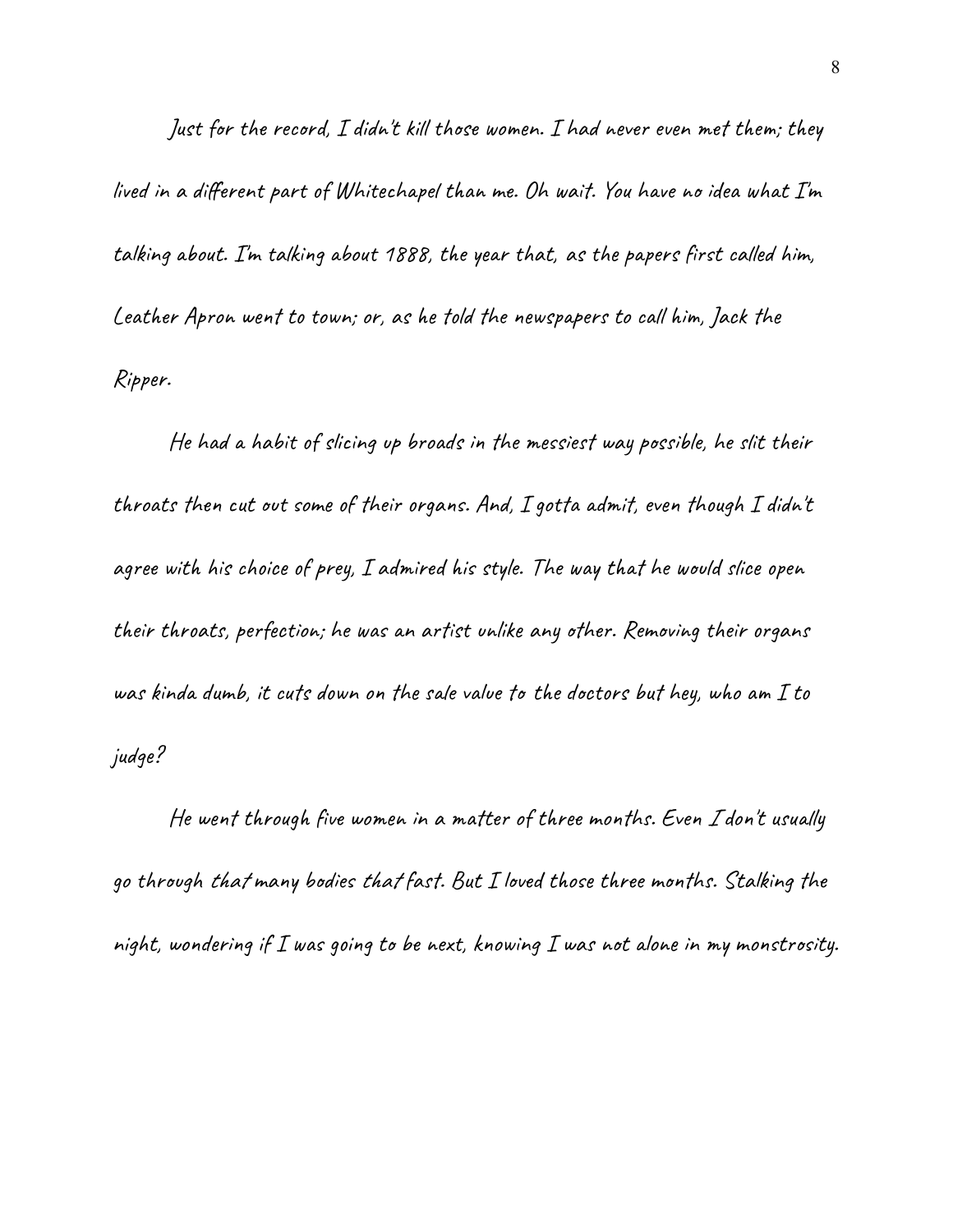Just for the record, I didn't kill those women. I had never even met them; they lived in a different part of Whitechapel than me. Oh wait. You have no idea what I'm talking about. I'm talking about 1888, the year that, as the papers first called him, Leather Apron went to town; or, as he told the newspapers to call him, Jack the Ripper.

He had a habit of slicing up broads in the messiest way possible, he slit their throats then cut out some of their organs. And, I gotta admit, even though I didn't agree with his choice of prey, I admired his style. The way that he would slice open their throats, perfection; he was an artist unlike any other. Removing their organs was kinda dumb, it cuts down on the sale value to the doctors but hey, who am I to judge?

He went through five women in a matter of three months. Even I don't usually go through *that* many bodies *that* fast. But I loved those three months. Stalking the night, wondering if I was going to be next, knowing I was not alone in my monstrosity.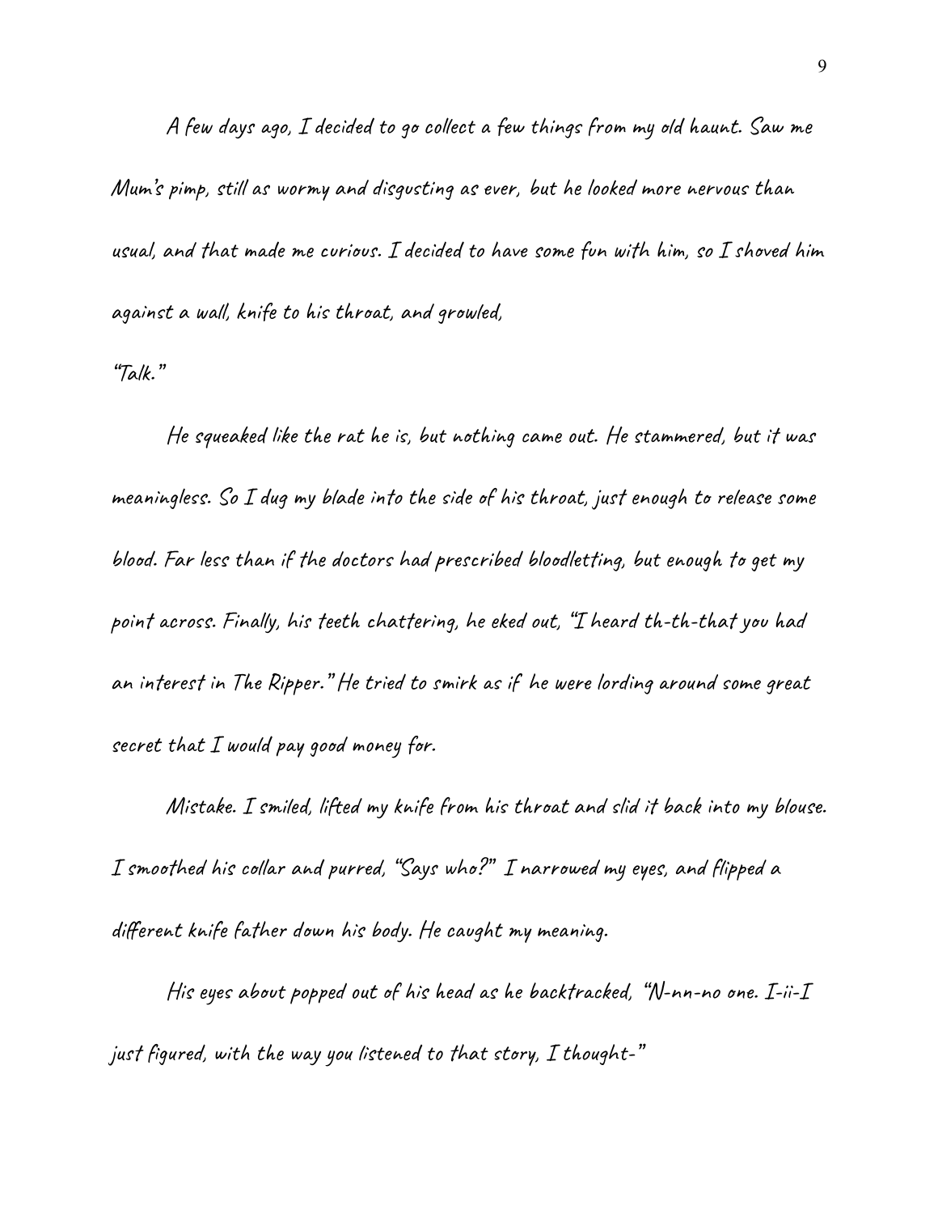A few days ago, I decided to go collect a few things from my old haunt. Saw me Mum's pimp, still as wormy and disgusting as ever, but he looked more nervous than usual, and that made me curious. I decided to have some fun with him, so I shoved him against a wall, knife to his throat, and growled,

"Talk."

He squeaked like the rat he is, but nothing came out. He stammered, but it was meaningless. So I dug my blade into the side of his throat, just enough to release some blood. Far less than if the doctors had prescribed bloodletting, but enough to get my point across. Finally, his teeth chattering, he eked out, "I heard th-th-that you had an interest in The Ripper." He tried to smirk as if he were lording around some great secret that I would pay good money for.

Mistake. I smiled, lifted my knife from his throat and slid it back into my blouse. I smoothed his collar and purred, "Says who?" I narrowed my eyes, and flipped a different knife father down his body. He caught my meaning.

His eyes about popped out of his head as he backtracked, "N-nn-no one. I-ii-I just figured, with the way you listened to that story, I thought-"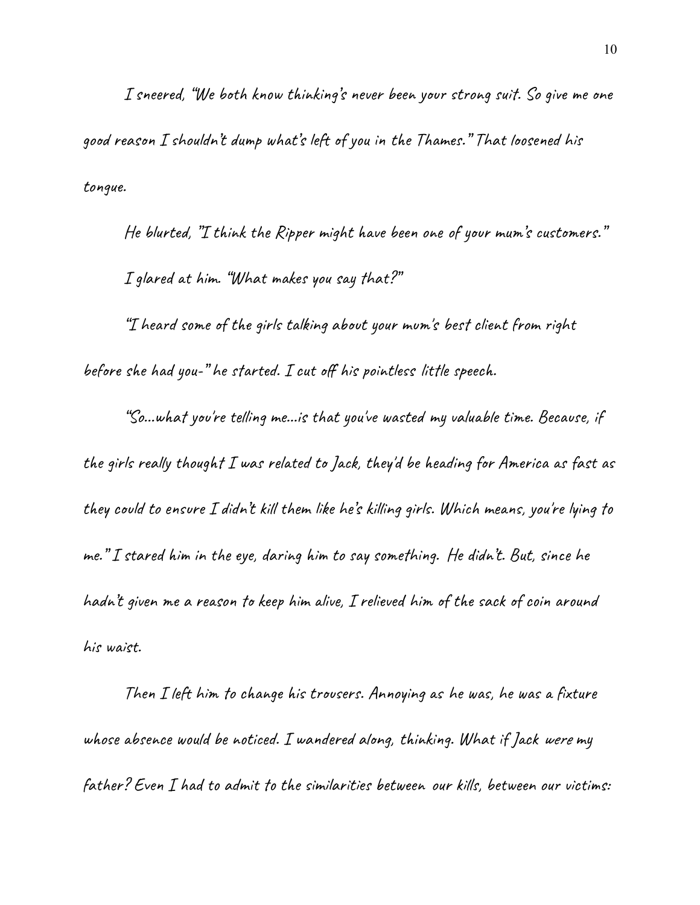I sneered, "We both know thinking's never been your strong suit. So give me one good reason I shouldn't dump what's left of you in the Thames." That loosened his tongue.

He blurted, "I think the Ripper might have been one of your mum's customers."

I glared at him. "What makes you say that?"

"I heard some of the girls talking about your mum's best client from right before she had you-" he started. I cut off his pointless little speech.

"So...what you're telling me...is that you've wasted my valuable time. Because, if the girls really thought I was related to Jack, they'd be heading for America as fast as they could to ensure I didn't kill them like he's killing girls. Which means, you're lying to me." I stared him in the eye, daring him to say something. He didn't. But, since he hadn't given me a reason to keep him alive, I relieved him of the sack of coin around his waist.

Then I left him to change his trousers. Annoying as he was, he was a fixture whose absence would be noticed. I wandered along, thinking. What if Jack were my father? Even I had to admit to the similarities between our kills, between our victims: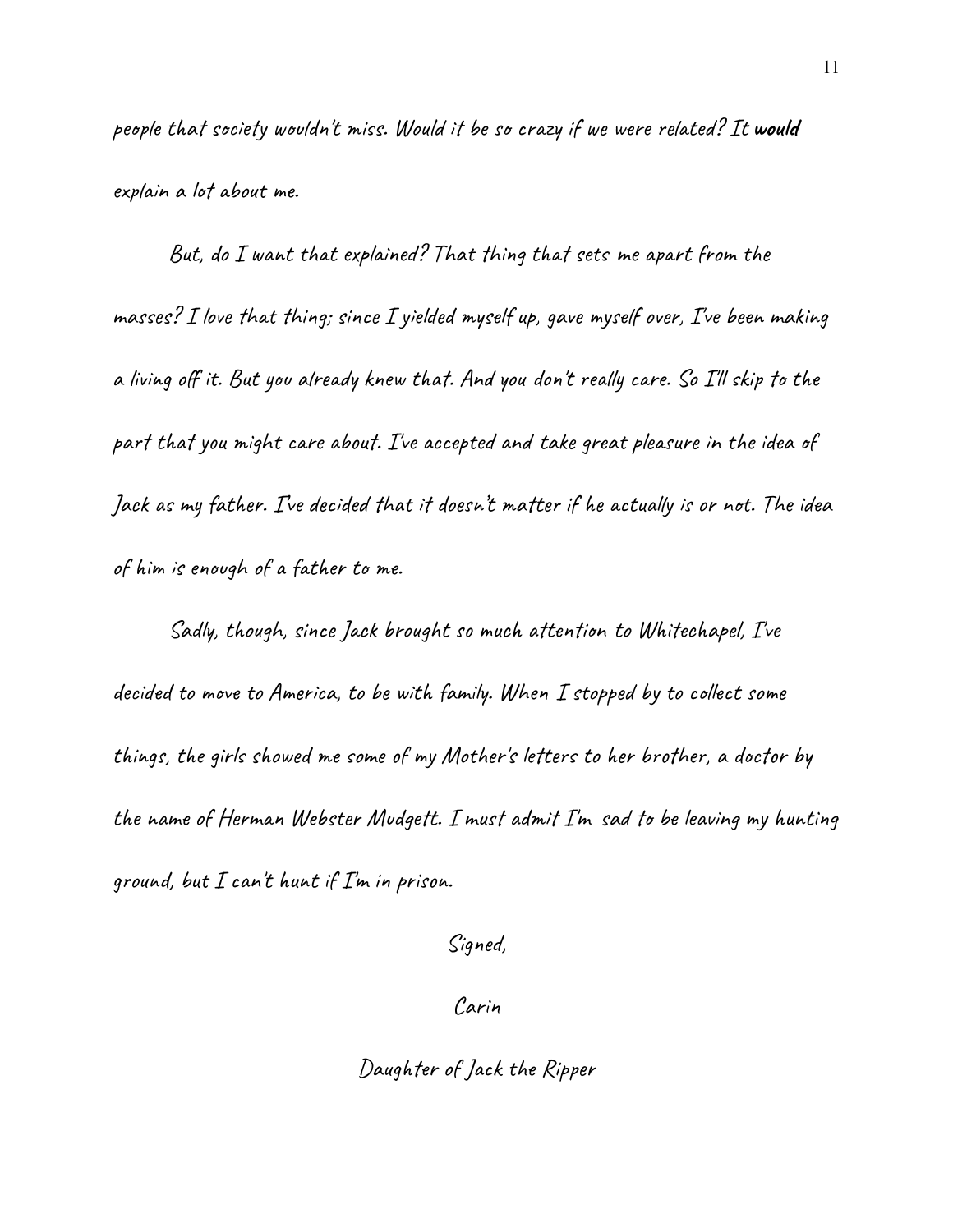people that society wouldn't miss. Would it be so crazy if we were related? It **would** explain a lot about me.

But, do I want that explained? That thing that sets me apart from the masses? I love that thing; since I yielded myself up, gave myself over, I've been making a living off it. But you already knew that. And you don't really care. So I'll skip to the part that you might care about. I've accepted and take great pleasure in the idea of Jack as my father. I've decided that it doesn't matter if he actually is or not. The idea of him is enough of a father to me.

Sadly, though, since Jack brought so much attention to Whitechapel, I've decided to move to America, to be with family. When I stopped by to collect some things, the girls showed me some of my Mother's letters to her brother, a doctor by the name of Herman Webster Mudgett. I must admit I'm sad to be leaving my hunting ground, but I can't hunt if I'm in prison.

Signed,

Carin

Daughter of Jack the Ripper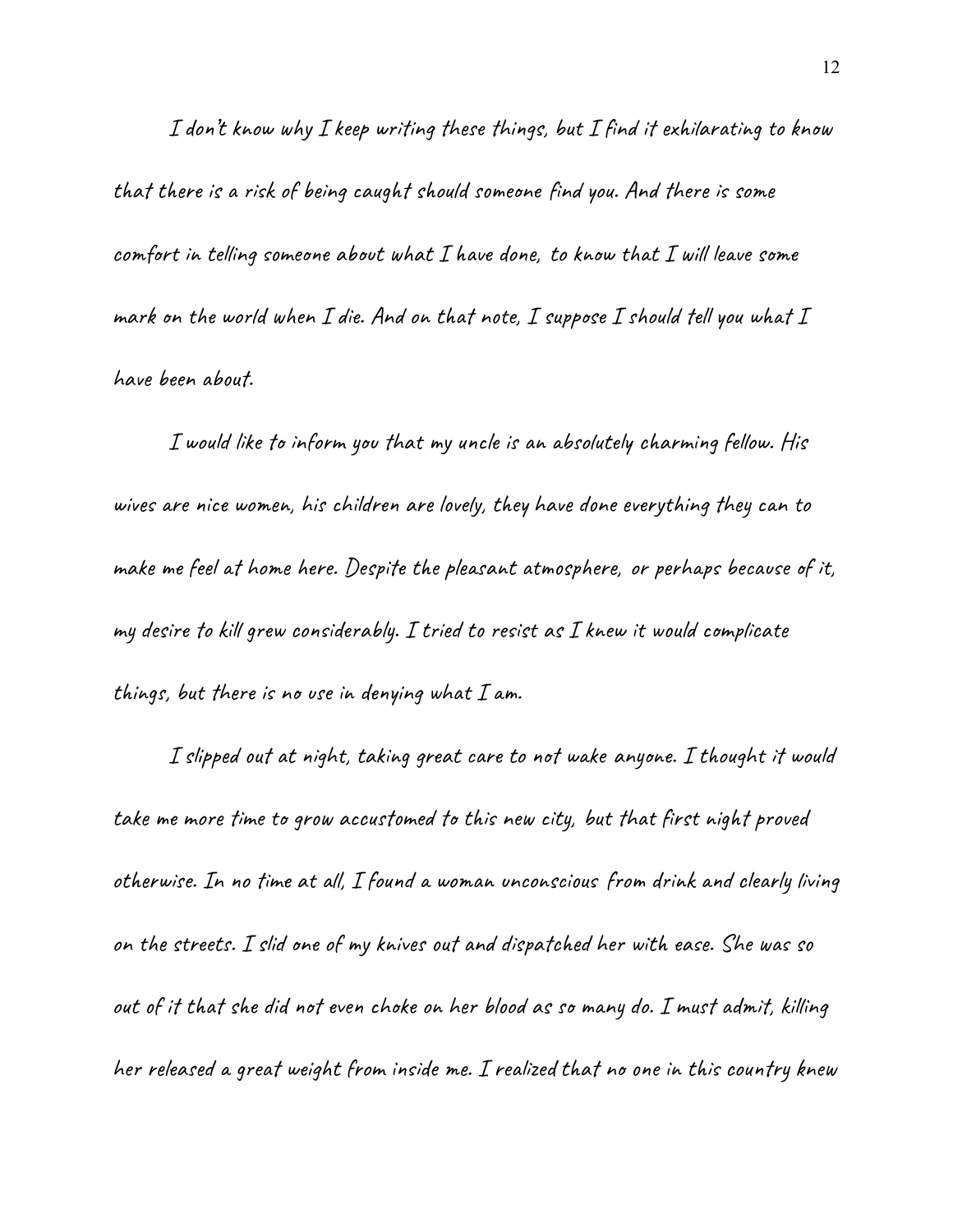I don't know why I keep writing these things, but I find it exhilarating to know that there is a risk of being caught should someone find you. And there is some comfort in telling someone about what I have done, to know that I will leave some mark on the world when I die. And on that note, I suppose I should tell you what I have been about.

I would like to inform you that my uncle is an absolutely charming fellow. His wives are nice women, his children are lovely, they have done everything they can to make me feel at home here. Despite the pleasant atmosphere, or perhaps because of it, my desire to kill grew considerably. I tried to resist as I knew it would complicate things, but there is no use in denying what I am.

I slipped out at night, taking great care to not wake anyone. I thought it would take me more time to grow accustomed to this new city, but that first night proved otherwise. In no time at all, I found a woman unconscious from drink and clearly living on the streets. I slid one of my knives out and dispatched her with ease. She was so out of it that she did not even choke on her blood as so many do. I must admit, killing her released a great weight from inside me. I realized that no one in this country knew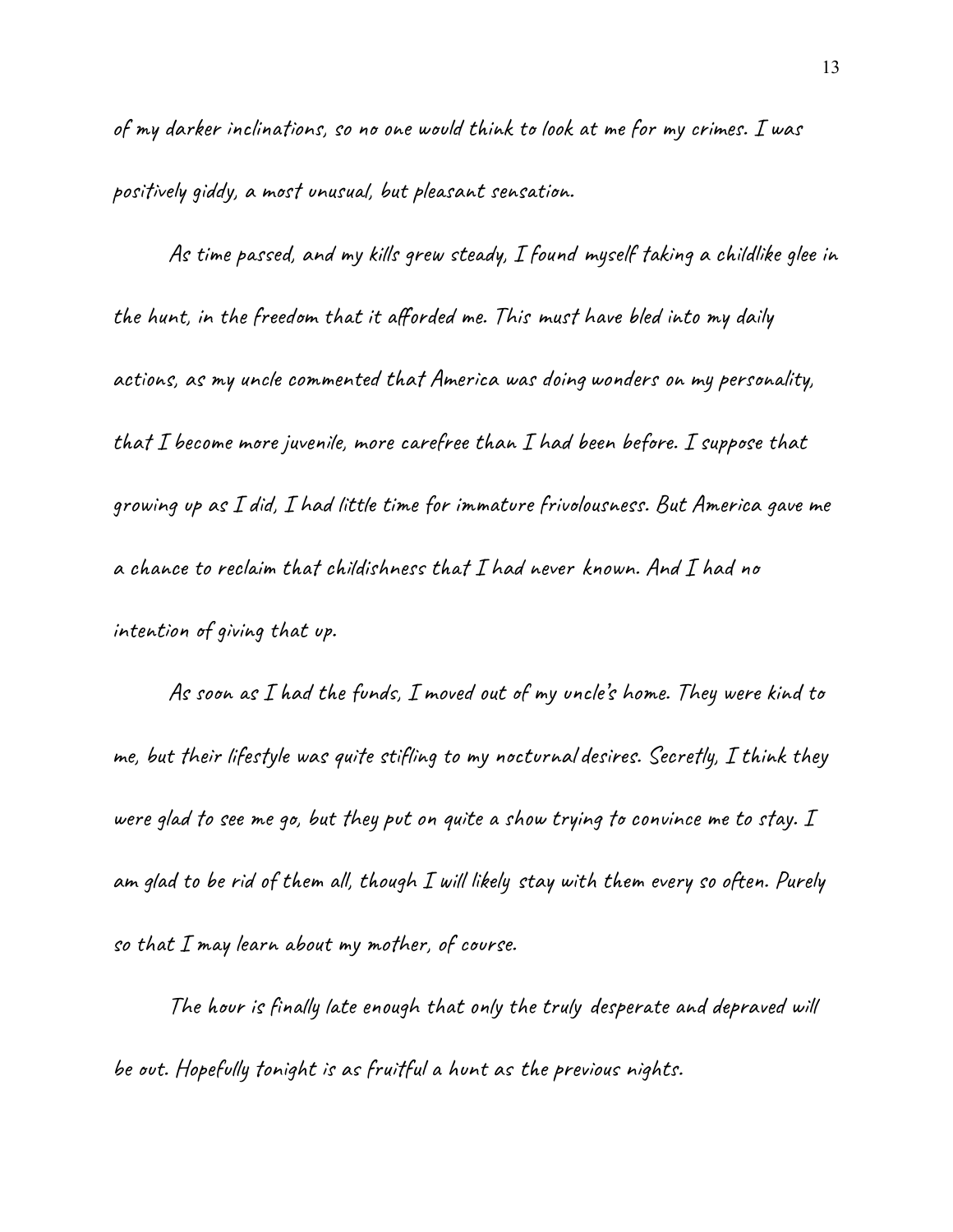of my darker inclinations, so no one would think to look at me for my crimes. I was positively giddy, a most unusual, but pleasant sensation.

As time passed, and my kills grew steady, I found myself taking a childlike glee in the hunt, in the freedom that it afforded me. This must have bled into my daily actions, as my uncle commented that America was doing wonders on my personality, that I become more juvenile, more carefree than I had been before. I suppose that growing up as I did, I had little time for immature frivolousness. But America gave me a chance to reclaim that childishness that I had never known. And I had no intention of giving that up.

As soon as I had the funds, I moved out of my uncle's home. They were kind to me, but their lifestyle was quite stifling to my nocturnal desires. Secretly, I think they were glad to see me go, but they put on quite a show trying to convince me to stay. I am glad to be rid of them all, though I will likely stay with them every so often. Purely so that I may learn about my mother, of course.

The hour is finally late enough that only the truly desperate and depraved will be out. Hopefully tonight is as fruitful a hunt as the previous nights.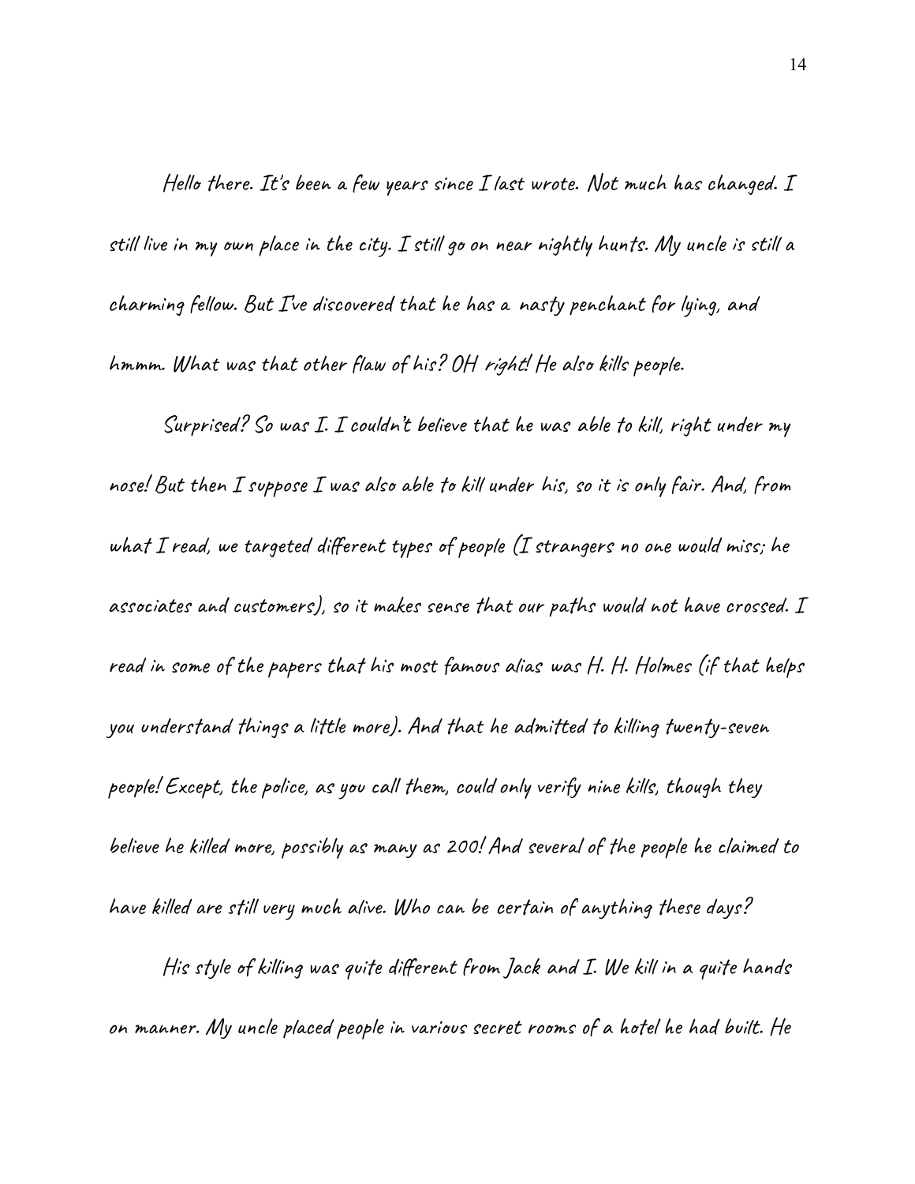Hello there. It's been a few years since I last wrote. Not much has changed. I still live in my own place in the city. I still go on near nightly hunts. My uncle is still a charming fellow. But I've discovered that he has a nasty penchant for lying, and hmmm. What was that other flaw of his? OH right! He also kills people.

Surprised? So was I. I couldn't believe that he was able to kill, right under my nose! But then I suppose I was also able to kill under his, so it is only fair. And, from what I read, we targeted different types of people (I strangers no one would miss; he associates and customers), so it makes sense that our paths would not have crossed. I read in some of the papers that his most famous alias was H. H. Holmes (if that helps you understand things a little more). And that he admitted to killing twenty-seven people! Except, the police, as you call them, could only verify nine kills, though they believe he killed more, possibly as many as 200! And several of the people he claimed to have killed are still very much alive. Who can be certain of anything these days?

His style of killing was quite different from Jack and I. We kill in a quite hands on manner. My uncle placed people in various secret rooms of a hotel he had built. He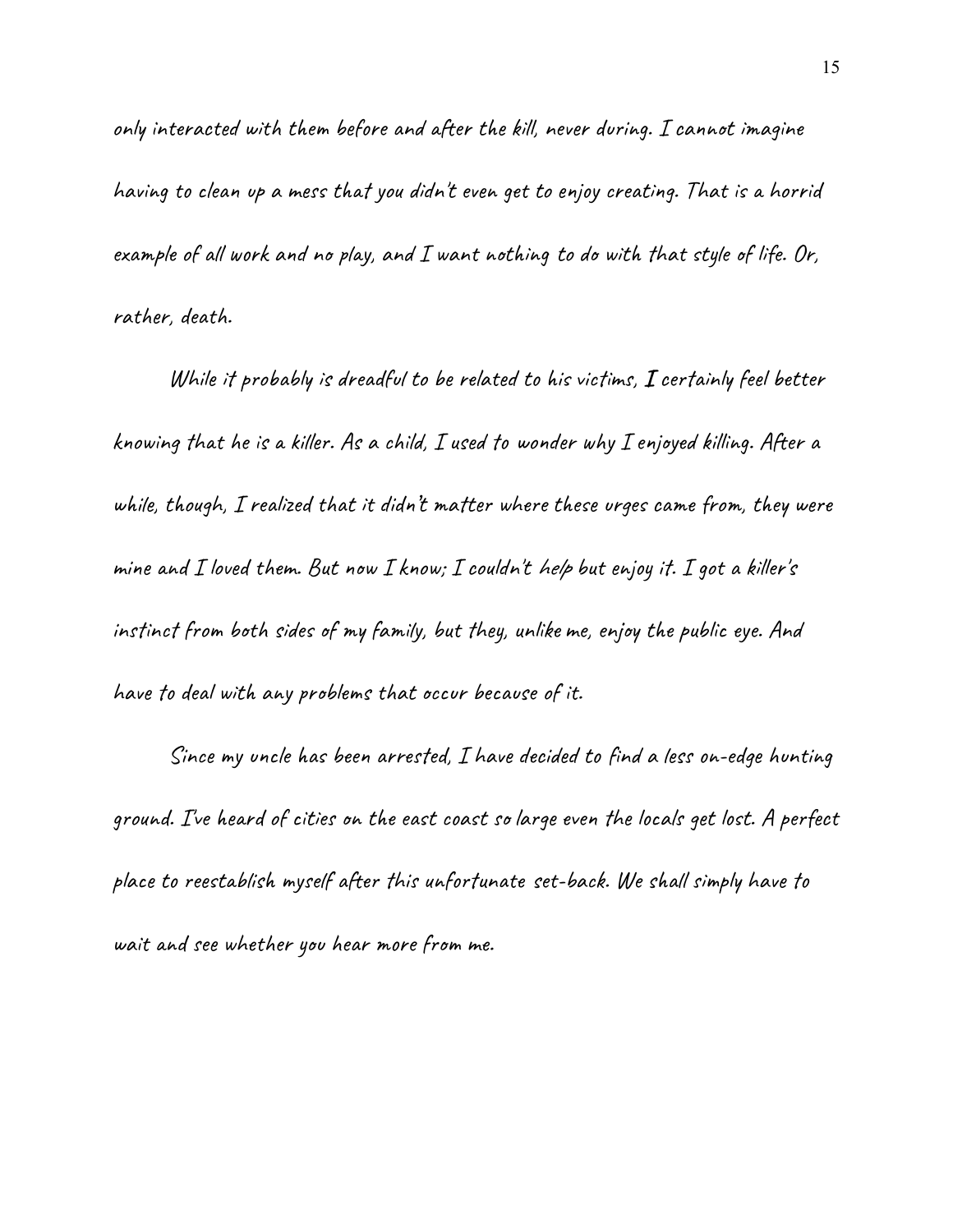only interacted with them before and after the kill, never during. I cannot imagine having to clean up a mess that you didn't even get to enjoy creating. That is a horrid example of all work and no play, and I want nothing to do with that style of life. Or, rather, death.

While it probably is dreadful to be related to his victims, I certainly feel better knowing that he is a killer. As a child, I used to wonder why I enjoyed killing. After a while, though, I realized that it didn't matter where these urges came from, they were mine and I loved them. But now I know; I couldn't *help* but enjoy it. I got a killer's instinct from both sides of my family, but they, unlike me, enjoy the public eye. And have to deal with any problems that occur because of it.

Since my uncle has been arrested, I have decided to find a less on-edge hunting ground. I've heard of cities on the east coast so large even the locals get lost. A perfect place to reestablish myself after this unfortunate set-back. We shall simply have to wait and see whether you hear more from me.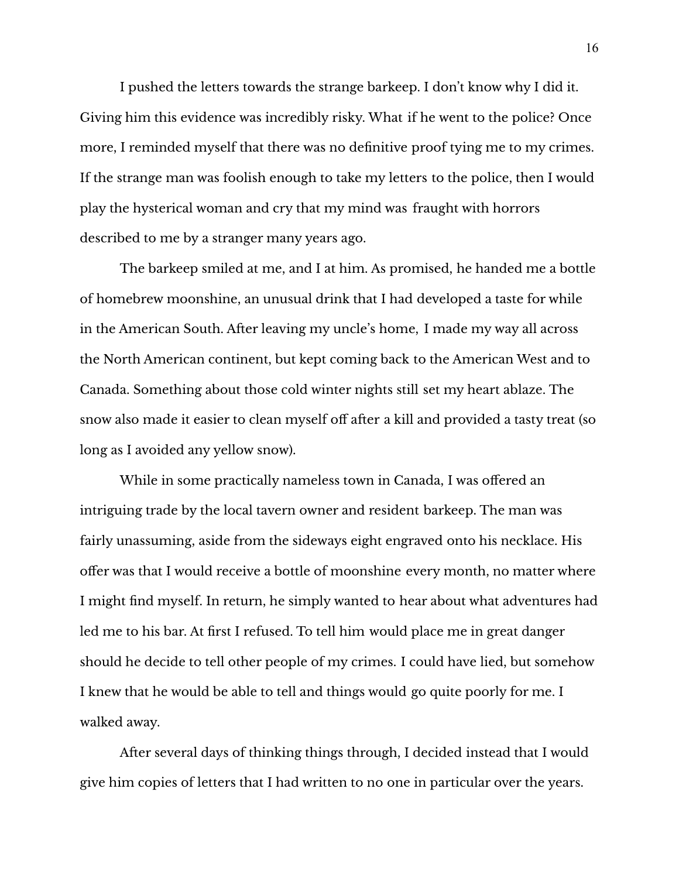I pushed the letters towards the strange barkeep. I don't know why I did it. Giving him this evidence was incredibly risky. What if he went to the police? Once more, I reminded myself that there was no definitive proof tying me to my crimes. If the strange man was foolish enough to take my letters to the police, then I would play the hysterical woman and cry that my mind was fraught with horrors described to me by a stranger many years ago.

The barkeep smiled at me, and I at him. As promised, he handed me a bottle of homebrew moonshine, an unusual drink that I had developed a taste for while in the American South. After leaving my uncle's home, I made my way all across the North American continent, but kept coming back to the American West and to Canada. Something about those cold winter nights still set my heart ablaze. The snow also made it easier to clean myself off after a kill and provided a tasty treat (so long as I avoided any yellow snow).

While in some practically nameless town in Canada, I was offered an intriguing trade by the local tavern owner and resident barkeep. The man was fairly unassuming, aside from the sideways eight engraved onto his necklace. His offer was that I would receive a bottle of moonshine every month, no matter where I might find myself. In return, he simply wanted to hear about what adventures had led me to his bar. At first I refused. To tell him would place me in great danger should he decide to tell other people of my crimes. I could have lied, but somehow I knew that he would be able to tell and things would go quite poorly for me. I walked away.

After several days of thinking things through, I decided instead that I would give him copies of letters that I had written to no one in particular over the years.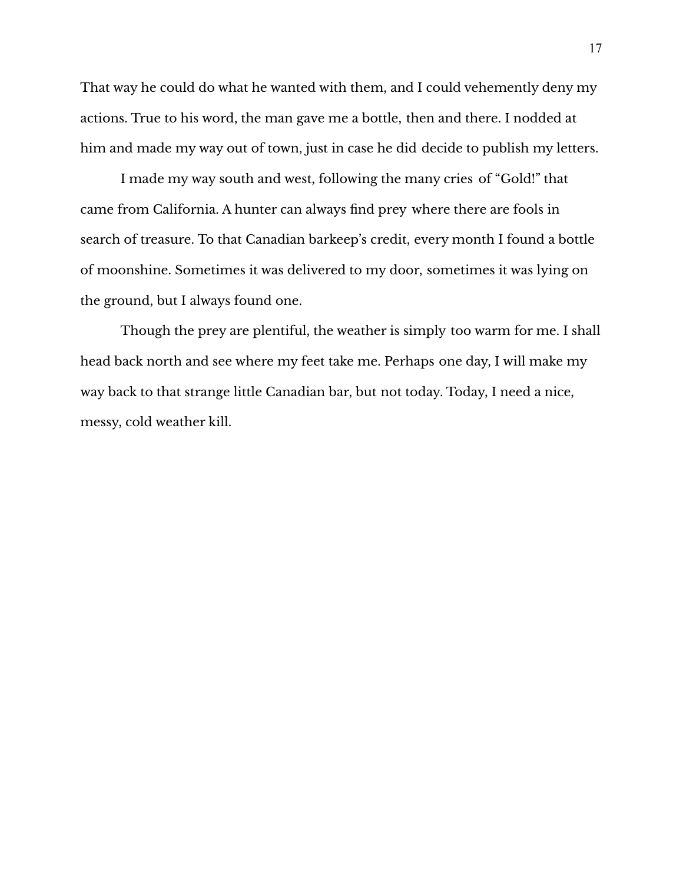That way he could do what he wanted with them, and I could vehemently deny my actions. True to his word, the man gave me a bottle, then and there. I nodded at him and made my way out of town, just in case he did decide to publish my letters.

I made my way south and west, following the many cries of "Gold!" that came from California. A hunter can always find prey where there are fools in search of treasure. To that Canadian barkeep's credit, every month I found a bottle of moonshine. Sometimes it was delivered to my door, sometimes it was lying on the ground, but I always found one.

Though the prey are plentiful, the weather is simply too warm for me. I shall head back north and see where my feet take me. Perhaps one day, I will make my way back to that strange little Canadian bar, but not today. Today, I need a nice, messy, cold weather kill.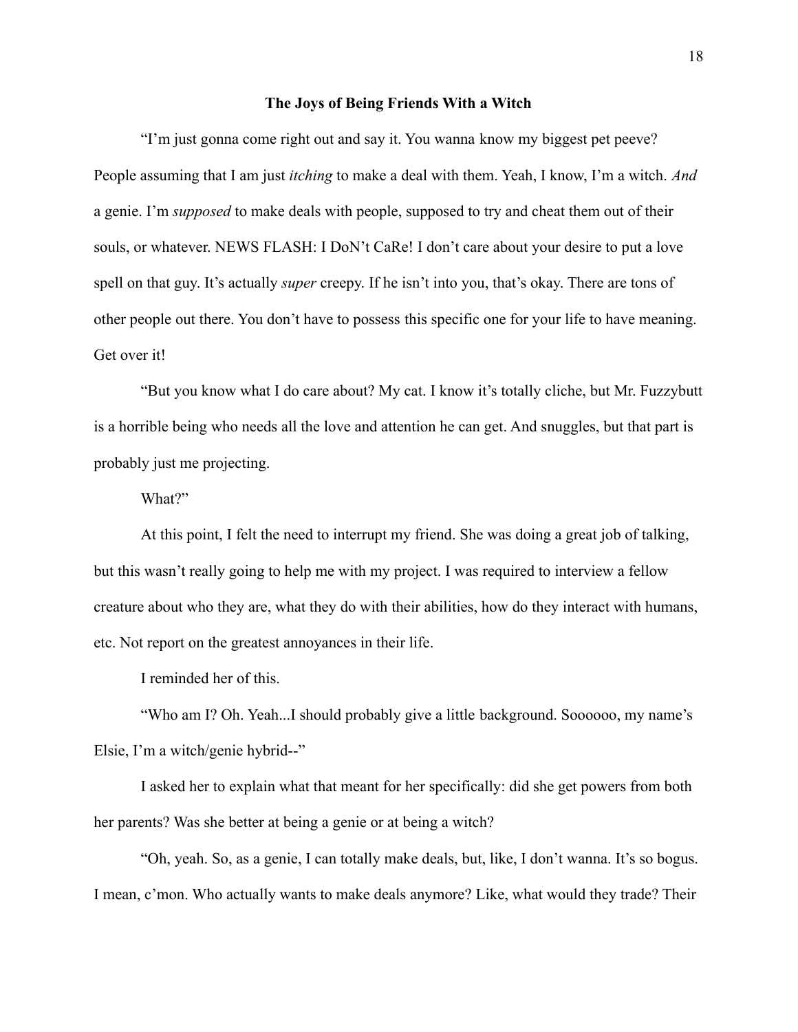**The Joys of Being Friends With a Witch**

"I'm just gonna come right out and say it. You wanna know my biggest pet peeve? People assuming that I am just *itching* to make a deal with them. Yeah, I know, I'm a witch. *And* a genie. I'm *supposed* to make deals with people, supposed to try and cheat them out of their souls, or whatever. NEWS FLASH: I DoN't CaRe! I don't care about your desire to put a love spell on that guy. It's actually *super* creepy. If he isn't into you, that's okay. There are tons of other people out there. You don't have to possess this specific one for your life to have meaning. Get over it!

"But you know what I do care about? My cat. I know it's totally cliche, but Mr. Fuzzybutt is a horrible being who needs all the love and attention he can get. And snuggles, but that part is probably just me projecting.

What?"

At this point, I felt the need to interrupt my friend. She was doing a great job of talking, but this wasn't really going to help me with my project. I was required to interview a fellow creature about who they are, what they do with their abilities, how do they interact with humans, etc. Not report on the greatest annoyances in their life.

I reminded her of this.

"Who am I? Oh. Yeah...I should probably give a little background. Soooooo, my name's Elsie, I'm a witch/genie hybrid--"

I asked her to explain what that meant for her specifically: did she get powers from both her parents? Was she better at being a genie or at being a witch?

"Oh, yeah. So, as a genie, I can totally make deals, but, like, I don't wanna. It's so bogus. I mean, c'mon. Who actually wants to make deals anymore? Like, what would they trade? Their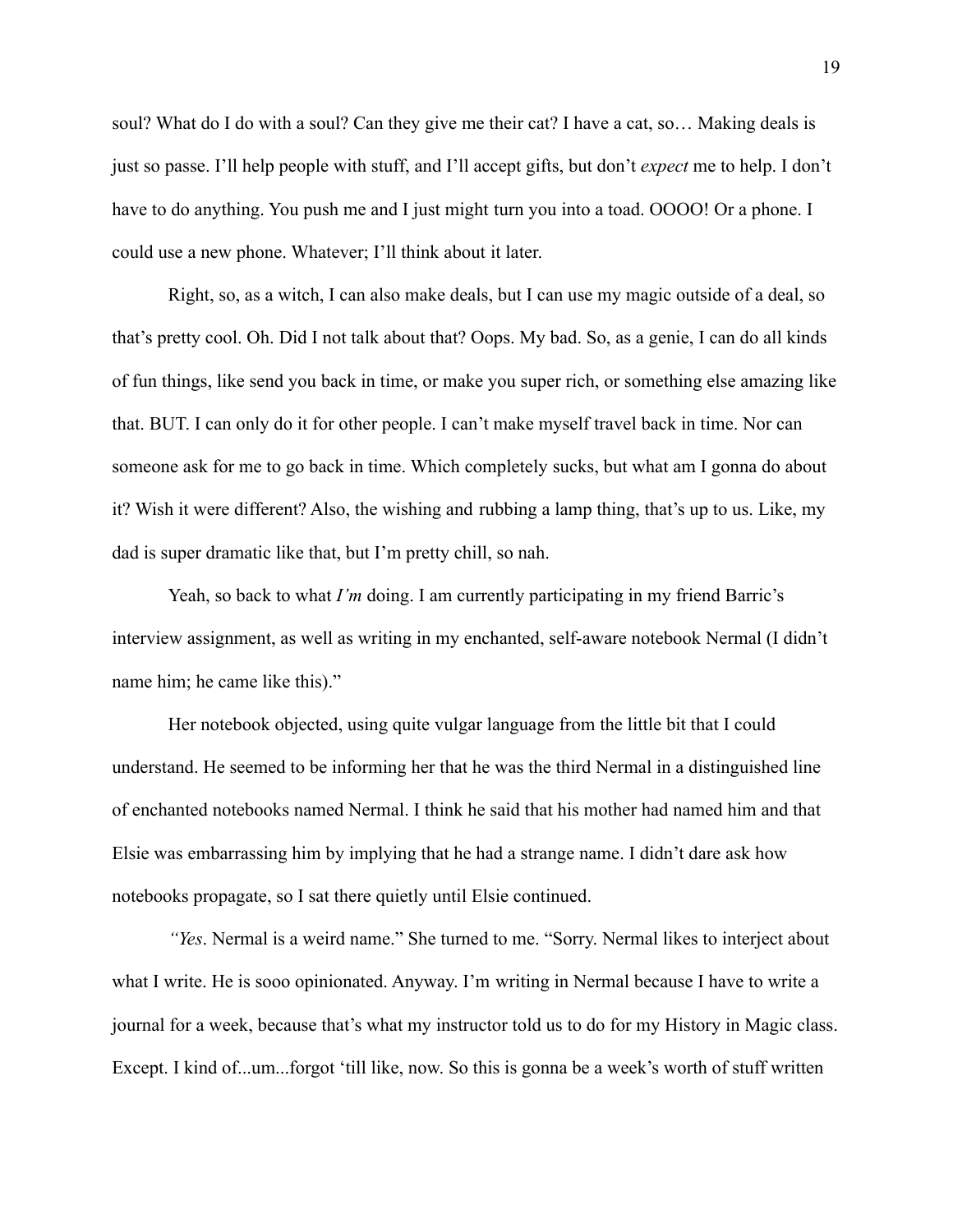soul? What do I do with a soul? Can they give me their cat? I have a cat, so… Making deals is just so passe. I'll help people with stuff, and I'll accept gifts, but don't *expect* me to help. I don't have to do anything. You push me and I just might turn you into a toad. OOOO! Or a phone. I could use a new phone. Whatever; I'll think about it later.

Right, so, as a witch, I can also make deals, but I can use my magic outside of a deal, so that's pretty cool. Oh. Did I not talk about that? Oops. My bad. So, as a genie, I can do all kinds of fun things, like send you back in time, or make you super rich, or something else amazing like that. BUT. I can only do it for other people. I can't make myself travel back in time. Nor can someone ask for me to go back in time. Which completely sucks, but what am I gonna do about it? Wish it were different? Also, the wishing and rubbing a lamp thing, that's up to us. Like, my dad is super dramatic like that, but I'm pretty chill, so nah.

Yeah, so back to what *I'm* doing. I am currently participating in my friend Barric's interview assignment, as well as writing in my enchanted, self-aware notebook Nermal (I didn't name him; he came like this)."

Her notebook objected, using quite vulgar language from the little bit that I could understand. He seemed to be informing her that he was the third Nermal in a distinguished line of enchanted notebooks named Nermal. I think he said that his mother had named him and that Elsie was embarrassing him by implying that he had a strange name. I didn't dare ask how notebooks propagate, so I sat there quietly until Elsie continued.

*"Yes*. Nermal is a weird name." She turned to me. "Sorry. Nermal likes to interject about what I write. He is sooo opinionated. Anyway. I'm writing in Nermal because I have to write a journal for a week, because that's what my instructor told us to do for my History in Magic class. Except. I kind of...um...forgot 'till like, now. So this is gonna be a week's worth of stuff written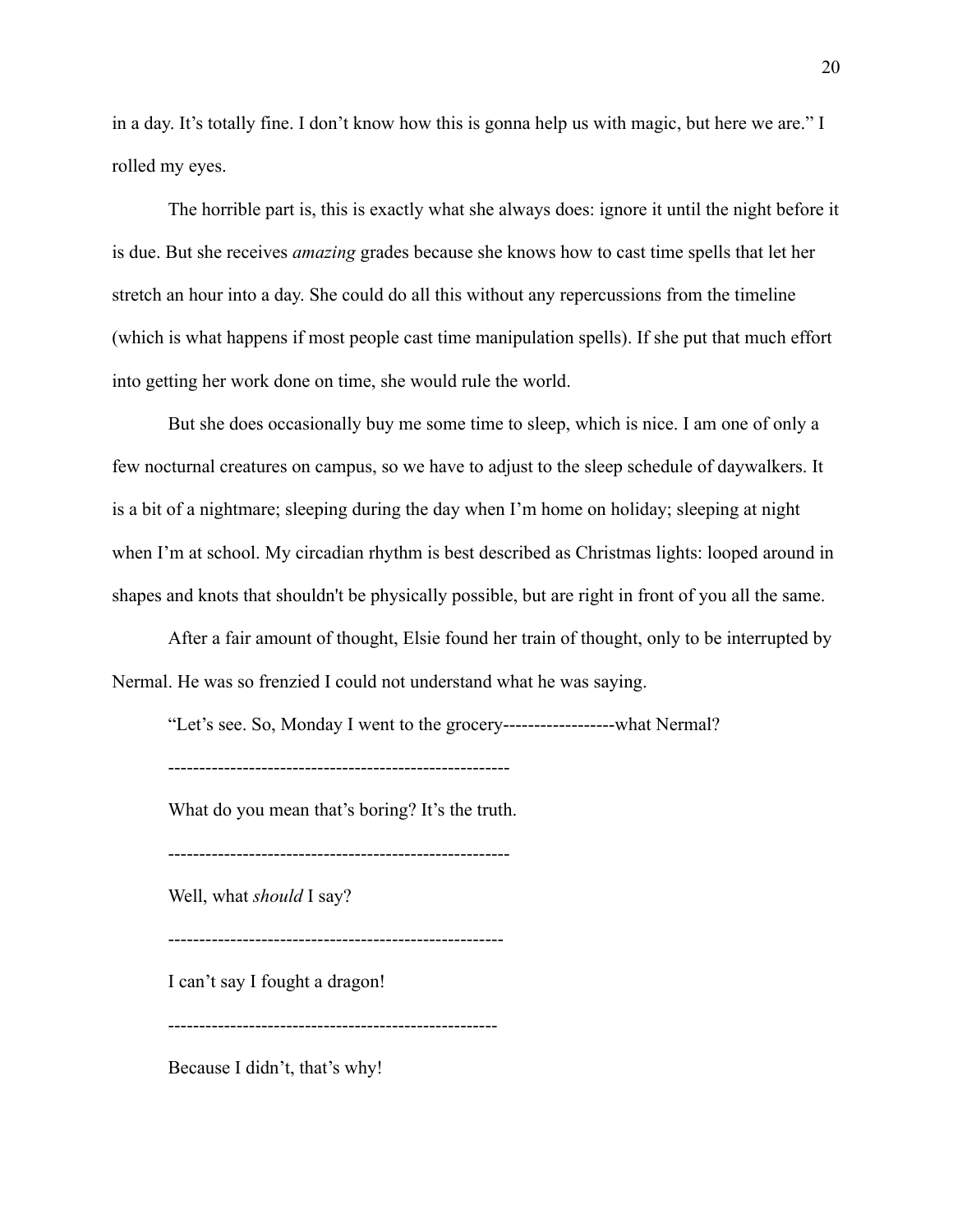in a day. It's totally fine. I don't know how this is gonna help us with magic, but here we are." I rolled my eyes.

The horrible part is, this is exactly what she always does: ignore it until the night before it is due. But she receives *amazing* grades because she knows how to cast time spells that let her stretch an hour into a day. She could do all this without any repercussions from the timeline (which is what happens if most people cast time manipulation spells). If she put that much effort into getting her work done on time, she would rule the world.

But she does occasionally buy me some time to sleep, which is nice. I am one of only a few nocturnal creatures on campus, so we have to adjust to the sleep schedule of daywalkers. It is a bit of a nightmare; sleeping during the day when I'm home on holiday; sleeping at night when I'm at school. My circadian rhythm is best described as Christmas lights: looped around in shapes and knots that shouldn't be physically possible, but are right in front of you all the same.

After a fair amount of thought, Elsie found her train of thought, only to be interrupted by Nermal. He was so frenzied I could not understand what he was saying.

"Let's see. So, Monday I went to the grocery------------------what Nermal?

------------------------------------------------------

What do you mean that's boring? It's the truth.

------------------------------------------------------

Well, what *should* I say?

------------------------------------------------------

I can't say I fought a dragon!

-----------------------------------------------------

Because I didn't, that's why!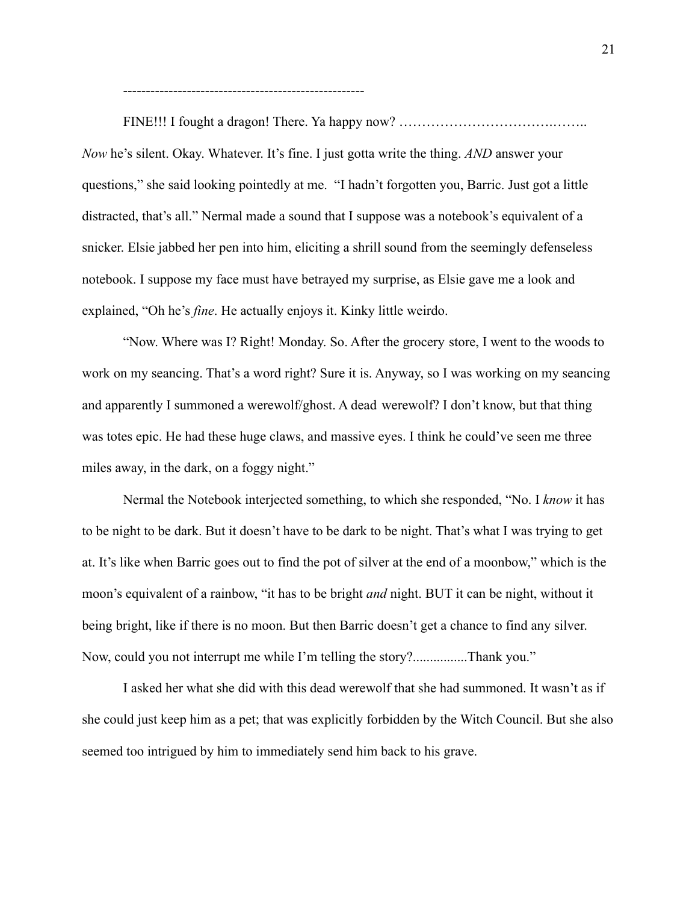----------------------------------------------------

FINE!!! I fought a dragon! There. Ya happy now? …………………………….…….. *Now* he's silent. Okay. Whatever. It's fine. I just gotta write the thing. *AND* answer your questions," she said looking pointedly at me. "I hadn't forgotten you, Barric. Just got a little distracted, that's all." Nermal made a sound that I suppose was a notebook's equivalent of a snicker. Elsie jabbed her pen into him, eliciting a shrill sound from the seemingly defenseless notebook. I suppose my face must have betrayed my surprise, as Elsie gave me a look and explained, "Oh he's *fine*. He actually enjoys it. Kinky little weirdo.

"Now. Where was I? Right! Monday. So. After the grocery store, I went to the woods to work on my seancing. That's a word right? Sure it is. Anyway, so I was working on my seancing and apparently I summoned a werewolf/ghost. A dead werewolf? I don't know, but that thing was totes epic. He had these huge claws, and massive eyes. I think he could've seen me three miles away, in the dark, on a foggy night."

Nermal the Notebook interjected something, to which she responded, "No. I *know* it has to be night to be dark. But it doesn't have to be dark to be night. That's what I was trying to get at. It's like when Barric goes out to find the pot of silver at the end of a moonbow," which is the moon's equivalent of a rainbow, "it has to be bright *and* night. BUT it can be night, without it being bright, like if there is no moon. But then Barric doesn't get a chance to find any silver. Now, could you not interrupt me while I'm telling the story?................Thank you."

I asked her what she did with this dead werewolf that she had summoned. It wasn't as if she could just keep him as a pet; that was explicitly forbidden by the Witch Council. But she also seemed too intrigued by him to immediately send him back to his grave.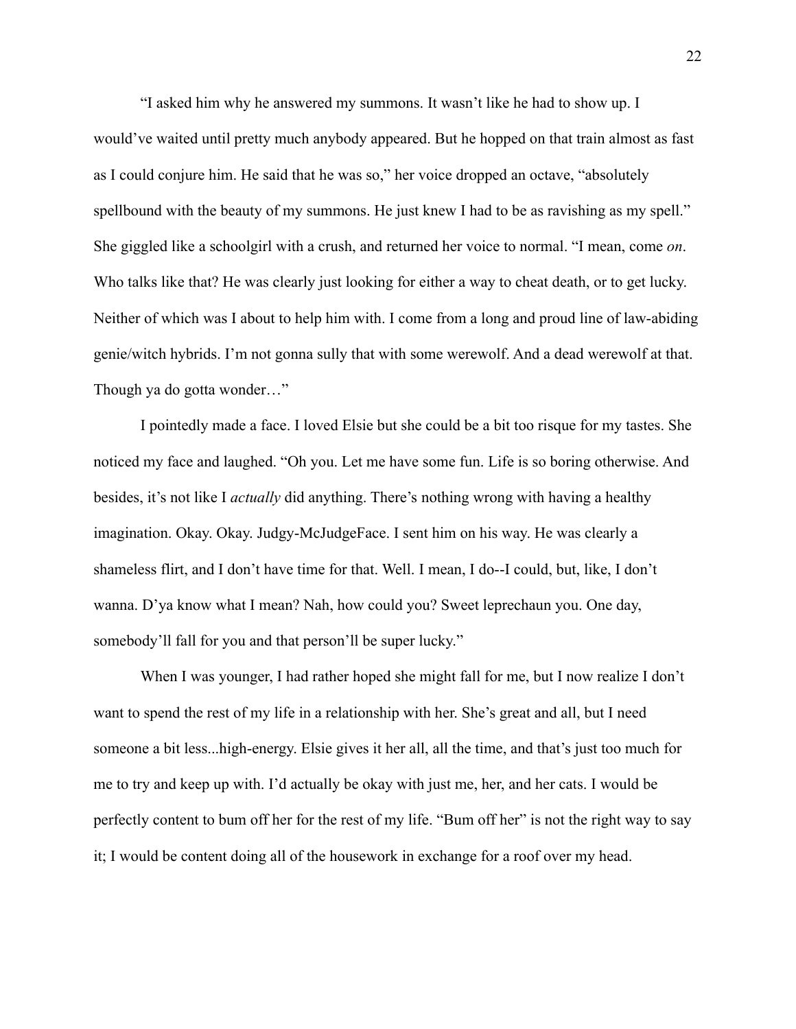"I asked him why he answered my summons. It wasn't like he had to show up. I would've waited until pretty much anybody appeared. But he hopped on that train almost as fast as I could conjure him. He said that he was so," her voice dropped an octave, "absolutely spellbound with the beauty of my summons. He just knew I had to be as ravishing as my spell." She giggled like a schoolgirl with a crush, and returned her voice to normal. "I mean, come *on*. Who talks like that? He was clearly just looking for either a way to cheat death, or to get lucky. Neither of which was I about to help him with. I come from a long and proud line of law-abiding genie/witch hybrids. I'm not gonna sully that with some werewolf. And a dead werewolf at that. Though ya do gotta wonder…"

I pointedly made a face. I loved Elsie but she could be a bit too risque for my tastes. She noticed my face and laughed. "Oh you. Let me have some fun. Life is so boring otherwise. And besides, it's not like I *actually* did anything. There's nothing wrong with having a healthy imagination. Okay. Okay. Judgy-McJudgeFace. I sent him on his way. He was clearly a shameless flirt, and I don't have time for that. Well. I mean, I do--I could, but, like, I don't wanna. D'ya know what I mean? Nah, how could you? Sweet leprechaun you. One day, somebody'll fall for you and that person'll be super lucky."

When I was younger, I had rather hoped she might fall for me, but I now realize I don't want to spend the rest of my life in a relationship with her. She's great and all, but I need someone a bit less...high-energy. Elsie gives it her all, all the time, and that's just too much for me to try and keep up with. I'd actually be okay with just me, her, and her cats. I would be perfectly content to bum off her for the rest of my life. "Bum off her" is not the right way to say it; I would be content doing all of the housework in exchange for a roof over my head.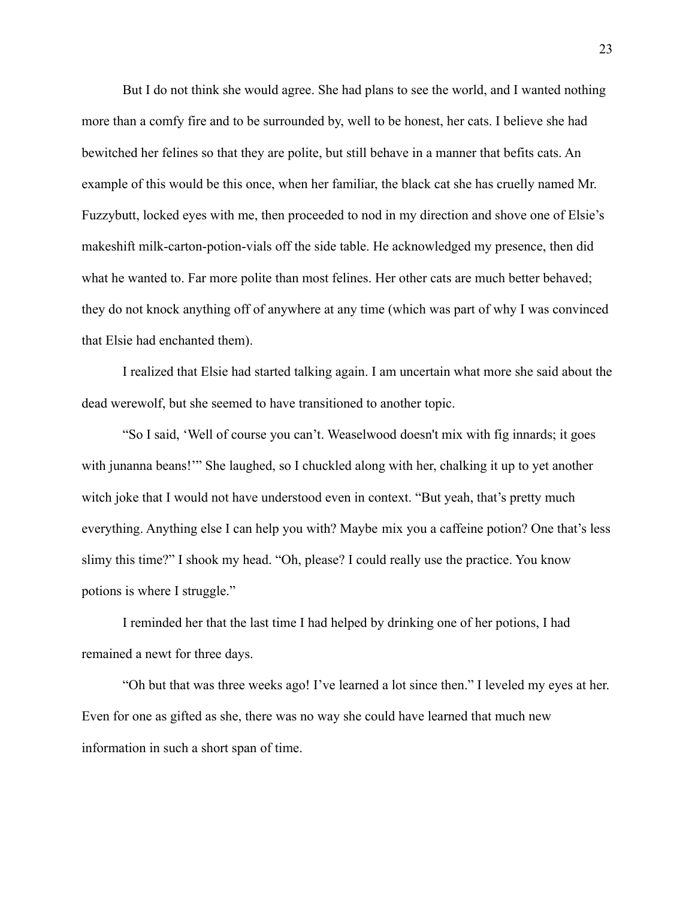But I do not think she would agree. She had plans to see the world, and I wanted nothing more than a comfy fire and to be surrounded by, well to be honest, her cats. I believe she had bewitched her felines so that they are polite, but still behave in a manner that befits cats. An example of this would be this once, when her familiar, the black cat she has cruelly named Mr. Fuzzybutt, locked eyes with me, then proceeded to nod in my direction and shove one of Elsie's makeshift milk-carton-potion-vials off the side table. He acknowledged my presence, then did what he wanted to. Far more polite than most felines. Her other cats are much better behaved; they do not knock anything off of anywhere at any time (which was part of why I was convinced that Elsie had enchanted them).

I realized that Elsie had started talking again. I am uncertain what more she said about the dead werewolf, but she seemed to have transitioned to another topic.

"So I said, 'Well of course you can't. Weaselwood doesn't mix with fig innards; it goes with junanna beans!'" She laughed, so I chuckled along with her, chalking it up to yet another witch joke that I would not have understood even in context. "But yeah, that's pretty much everything. Anything else I can help you with? Maybe mix you a caffeine potion? One that's less slimy this time?" I shook my head. "Oh, please? I could really use the practice. You know potions is where I struggle."

I reminded her that the last time I had helped by drinking one of her potions, I had remained a newt for three days.

"Oh but that was three weeks ago! I've learned a lot since then." I leveled my eyes at her. Even for one as gifted as she, there was no way she could have learned that much new information in such a short span of time.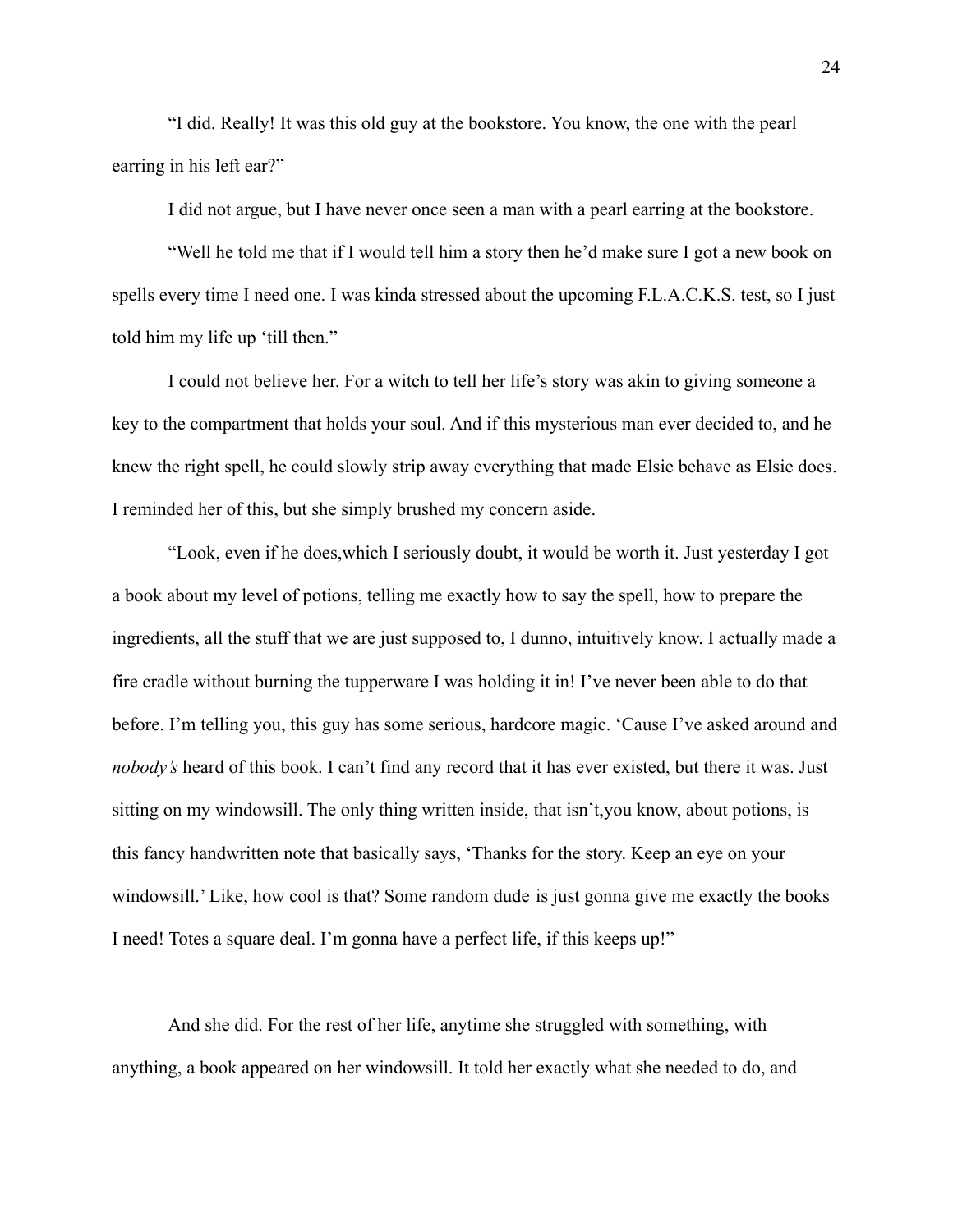"I did. Really! It was this old guy at the bookstore. You know, the one with the pearl earring in his left ear?"

I did not argue, but I have never once seen a man with a pearl earring at the bookstore.

"Well he told me that if I would tell him a story then he'd make sure I got a new book on spells every time I need one. I was kinda stressed about the upcoming F.L.A.C.K.S. test, so I just told him my life up 'till then."

I could not believe her. For a witch to tell her life's story was akin to giving someone a key to the compartment that holds your soul. And if this mysterious man ever decided to, and he knew the right spell, he could slowly strip away everything that made Elsie behave as Elsie does. I reminded her of this, but she simply brushed my concern aside.

"Look, even if he does,which I seriously doubt, it would be worth it. Just yesterday I got a book about my level of potions, telling me exactly how to say the spell, how to prepare the ingredients, all the stuff that we are just supposed to, I dunno, intuitively know. I actually made a fire cradle without burning the tupperware I was holding it in! I've never been able to do that before. I'm telling you, this guy has some serious, hardcore magic. 'Cause I've asked around and *nobody's* heard of this book. I can't find any record that it has ever existed, but there it was. Just sitting on my windowsill. The only thing written inside, that isn't,you know, about potions, is this fancy handwritten note that basically says, 'Thanks for the story. Keep an eye on your windowsill.' Like, how cool is that? Some random dude is just gonna give me exactly the books I need! Totes a square deal. I'm gonna have a perfect life, if this keeps up!"

And she did. For the rest of her life, anytime she struggled with something, with anything, a book appeared on her windowsill. It told her exactly what she needed to do, and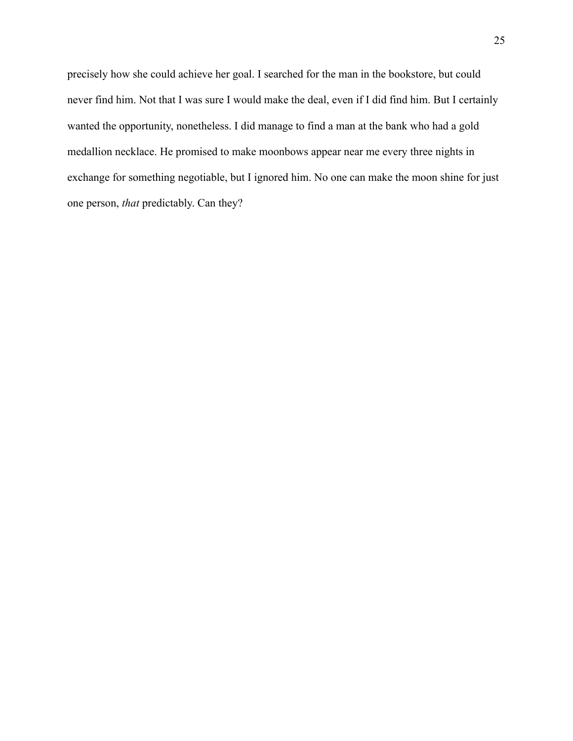precisely how she could achieve her goal. I searched for the man in the bookstore, but could never find him. Not that I was sure I would make the deal, even if I did find him. But I certainly wanted the opportunity, nonetheless. I did manage to find a man at the bank who had a gold medallion necklace. He promised to make moonbows appear near me every three nights in exchange for something negotiable, but I ignored him. No one can make the moon shine for just one person, *that* predictably. Can they?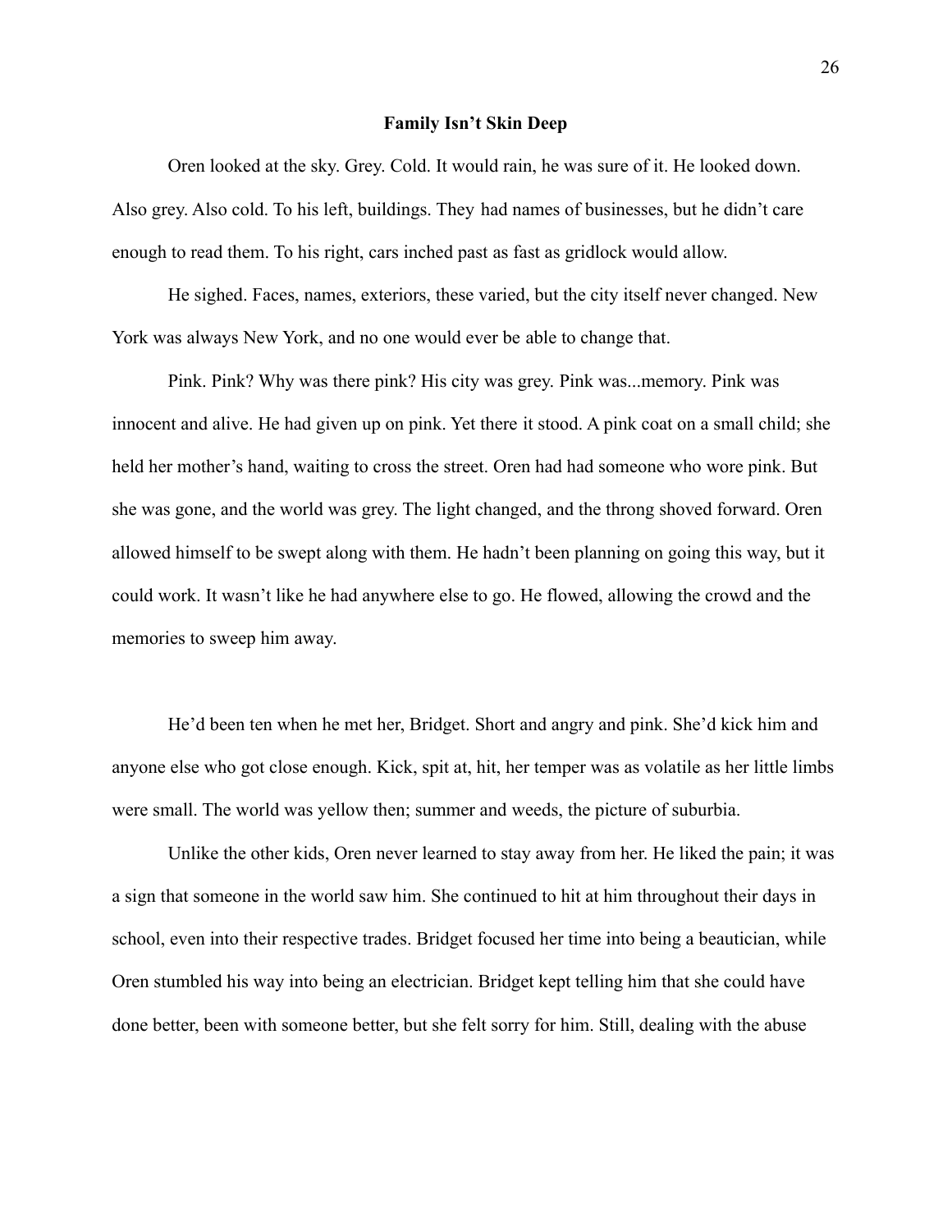## Family Isn't Skin Deep

Oren looked at the sky. Grey. Cold. It would rain, he was sure of it. He looked down. Also grey. Also cold. To his left, buildings. They had names of businesses, but he didn't care enough to read them. To his right, cars inched past as fast as gridlock would allow.

He sighed. Faces, names, exteriors, these varied, but the city itself never changed. New York was always New York, and no one would ever be able to change that.

Pink. Pink? Why was there pink? His city was grey. Pink was...memory. Pink was innocent and alive. He had given up on pink. Yet there it stood. A pink coat on a small child; she held her mother's hand, waiting to cross the street. Oren had had someone who wore pink. But she was gone, and the world was grey. The light changed, and the throng shoved forward. Oren allowed himself to be swept along with them. He hadn't been planning on going this way, but it could work. It wasn't like he had anywhere else to go. He flowed, allowing the crowd and the memories to sweep him away.

He'd been ten when he met her, Bridget. Short and angry and pink. She'd kick him and anyone else who got close enough. Kick, spit at, hit, her temper was as volatile as her little limbs were small. The world was yellow then; summer and weeds, the picture of suburbia.

Unlike the other kids, Oren never learned to stay away from her. He liked the pain; it was a sign that someone in the world saw him. She continued to hit at him throughout their days in school, even into their respective trades. Bridget focused her time into being a beautician, while Oren stumbled his way into being an electrician. Bridget kept telling him that she could have done better, been with someone better, but she felt sorry for him. Still, dealing with the abuse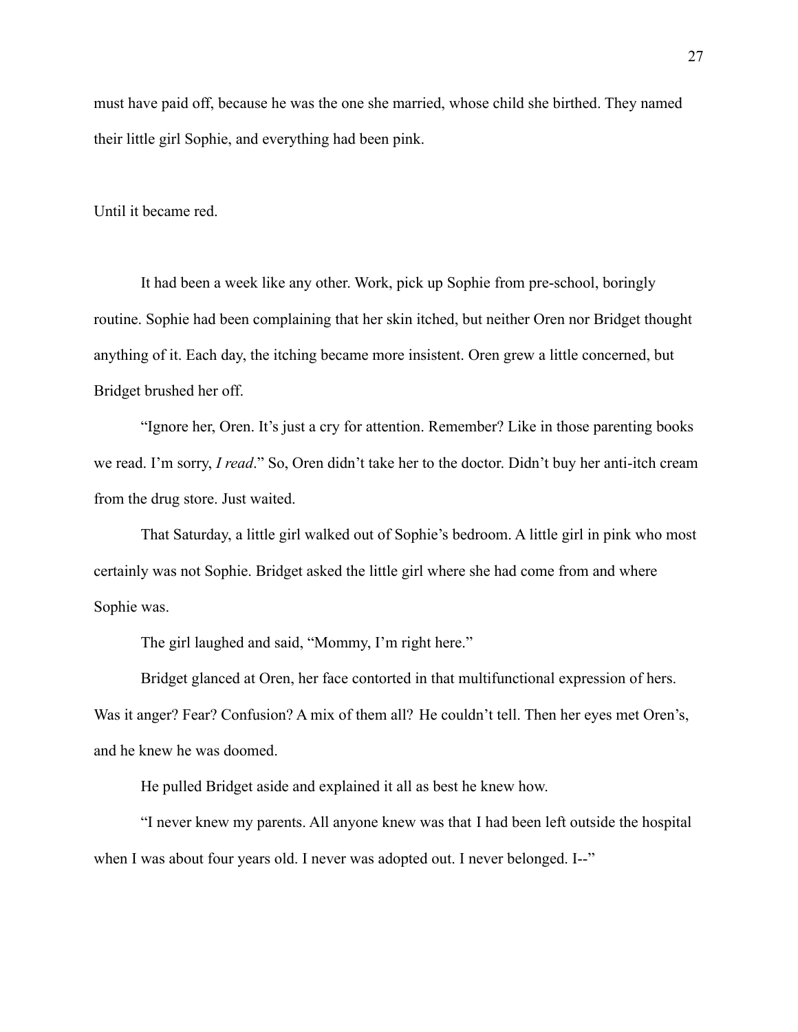must have paid off, because he was the one she married, whose child she birthed. They named their little girl Sophie, and everything had been pink.

Until it became red.

It had been a week like any other. Work, pick up Sophie from pre-school, boringly routine. Sophie had been complaining that her skin itched, but neither Oren nor Bridget thought anything of it. Each day, the itching became more insistent. Oren grew a little concerned, but Bridget brushed her off.

"Ignore her, Oren. It's just a cry for attention. Remember? Like in those parenting books we read. I'm sorry, *I read*." So, Oren didn't take her to the doctor. Didn't buy her anti-itch cream from the drug store. Just waited.

That Saturday, a little girl walked out of Sophie's bedroom. A little girl in pink who most certainly was not Sophie. Bridget asked the little girl where she had come from and where Sophie was.

The girl laughed and said, "Mommy, I'm right here."

Bridget glanced at Oren, her face contorted in that multifunctional expression of hers. Was it anger? Fear? Confusion? A mix of them all? He couldn't tell. Then her eyes met Oren's, and he knew he was doomed.

He pulled Bridget aside and explained it all as best he knew how.

"I never knew my parents. All anyone knew was that I had been left outside the hospital when I was about four years old. I never was adopted out. I never belonged. I--"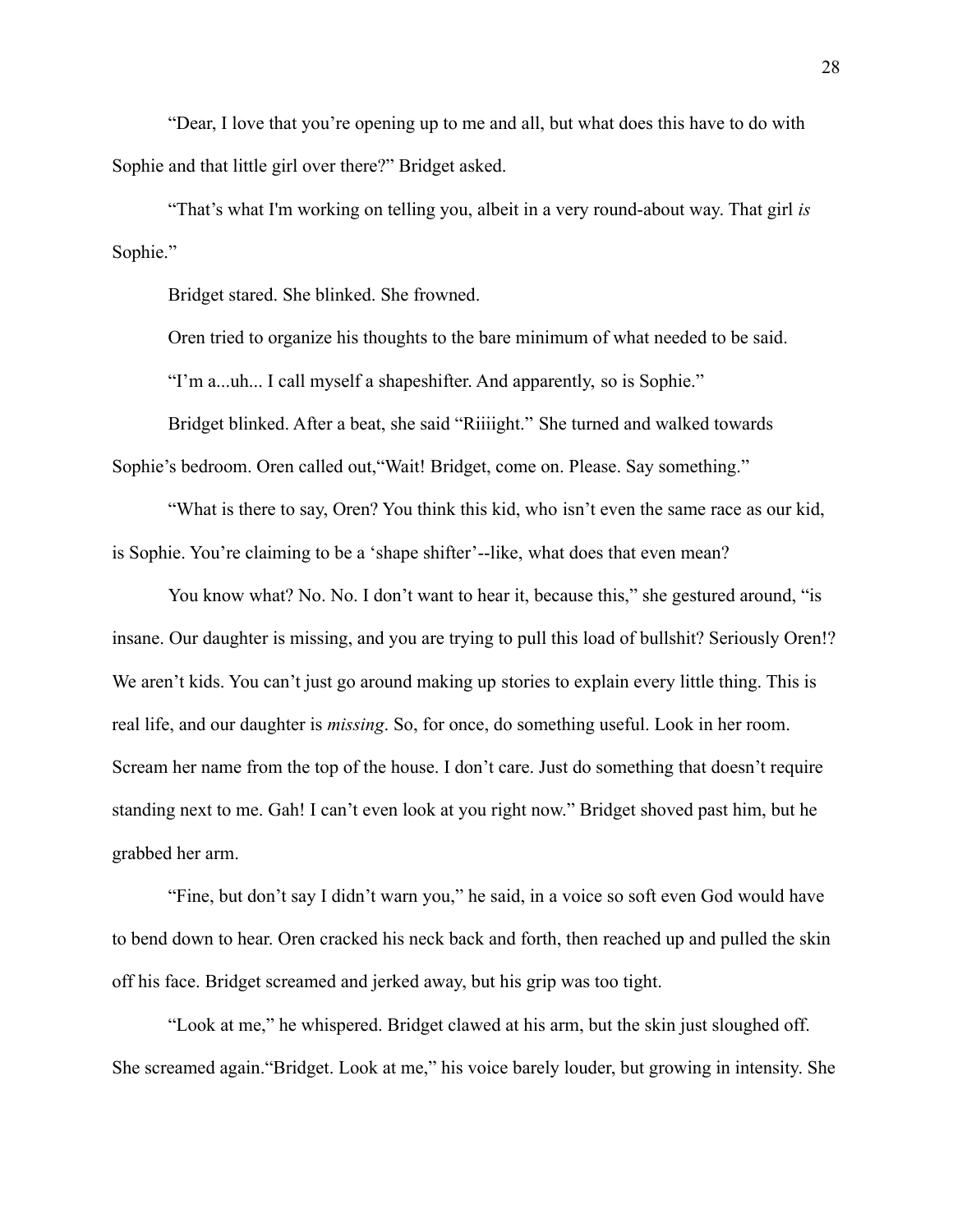"Dear, I love that you're opening up to me and all, but what does this have to do with Sophie and that little girl over there?" Bridget asked.

"That's what I'm working on telling you, albeit in a very round-about way. That girl *is* Sophie."

Bridget stared. She blinked. She frowned.

Oren tried to organize his thoughts to the bare minimum of what needed to be said.

"I'm a...uh... I call myself a shapeshifter. And apparently, so is Sophie."

Bridget blinked. After a beat, she said "Riiiight." She turned and walked towards Sophie's bedroom. Oren called out,"Wait! Bridget, come on. Please. Say something."

"What is there to say, Oren? You think this kid, who isn't even the same race as our kid, is Sophie. You're claiming to be a 'shape shifter'--like, what does that even mean?

You know what? No. No. I don't want to hear it, because this," she gestured around, "is insane. Our daughter is missing, and you are trying to pull this load of bullshit? Seriously Oren!? We aren't kids. You can't just go around making up stories to explain every little thing. This is real life, and our daughter is *missing*. So, for once, do something useful. Look in her room. Scream her name from the top of the house. I don't care. Just do something that doesn't require standing next to me. Gah! I can't even look at you right now." Bridget shoved past him, but he grabbed her arm.

"Fine, but don't say I didn't warn you," he said, in a voice so soft even God would have to bend down to hear. Oren cracked his neck back and forth, then reached up and pulled the skin off his face. Bridget screamed and jerked away, but his grip was too tight.

"Look at me," he whispered. Bridget clawed at his arm, but the skin just sloughed off. She screamed again."Bridget. Look at me," his voice barely louder, but growing in intensity. She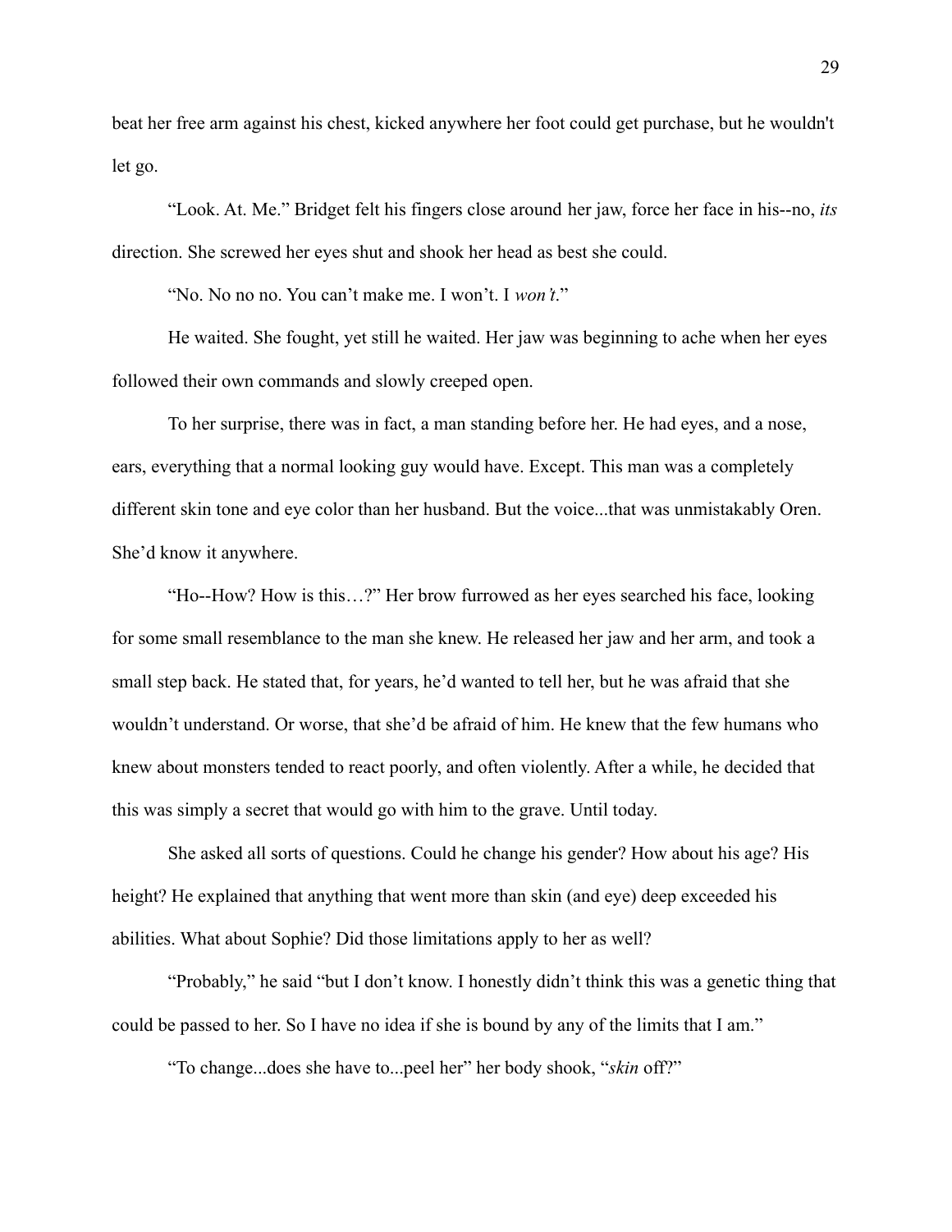beat her free arm against his chest, kicked anywhere her foot could get purchase, but he wouldn't let go.

"Look. At. Me." Bridget felt his fingers close around her jaw, force her face in his--no, *its* direction. She screwed her eyes shut and shook her head as best she could.

"No. No no no. You can't make me. I won't. I *won't*."

He waited. She fought, yet still he waited. Her jaw was beginning to ache when her eyes followed their own commands and slowly creeped open.

To her surprise, there was in fact, a man standing before her. He had eyes, and a nose, ears, everything that a normal looking guy would have. Except. This man was a completely different skin tone and eye color than her husband. But the voice...that was unmistakably Oren. She'd know it anywhere.

"Ho--How? How is this…?" Her brow furrowed as her eyes searched his face, looking for some small resemblance to the man she knew. He released her jaw and her arm, and took a small step back. He stated that, for years, he'd wanted to tell her, but he was afraid that she wouldn't understand. Or worse, that she'd be afraid of him. He knew that the few humans who knew about monsters tended to react poorly, and often violently. After a while, he decided that this was simply a secret that would go with him to the grave. Until today.

She asked all sorts of questions. Could he change his gender? How about his age? His height? He explained that anything that went more than skin (and eye) deep exceeded his abilities. What about Sophie? Did those limitations apply to her as well?

"Probably," he said "but I don't know. I honestly didn't think this was a genetic thing that could be passed to her. So I have no idea if she is bound by any of the limits that I am."

"To change...does she have to...peel her" her body shook, "*skin* off?"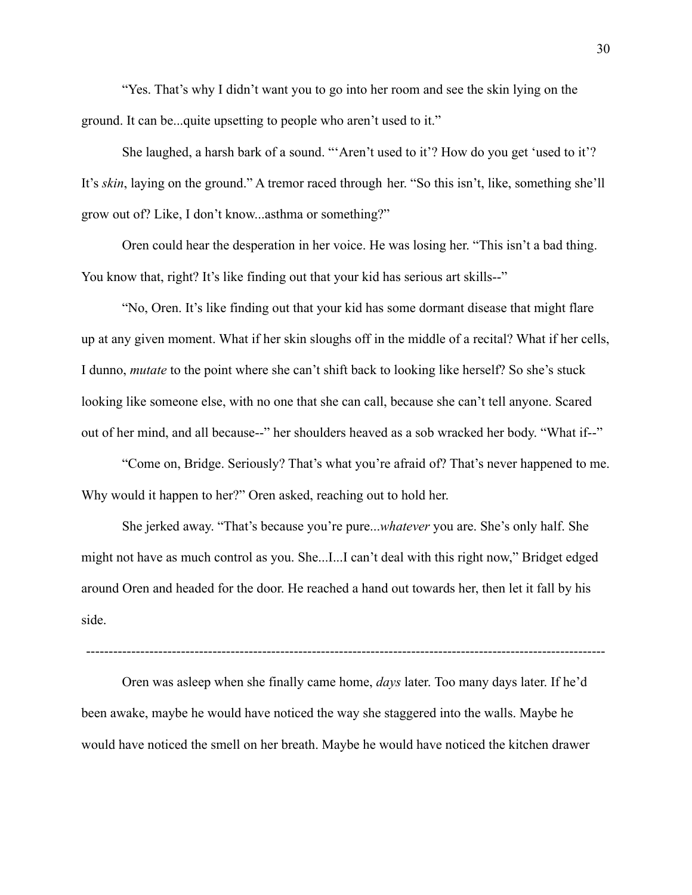"Yes. That's why I didn't want you to go into her room and see the skin lying on the ground. It can be...quite upsetting to people who aren't used to it."

She laughed, a harsh bark of a sound. "'Aren't used to it'? How do you get 'used to it'? It's *skin*, laying on the ground." A tremor raced through her. "So this isn't, like, something she'll grow out of? Like, I don't know...asthma or something?"

Oren could hear the desperation in her voice. He was losing her. "This isn't a bad thing. You know that, right? It's like finding out that your kid has serious art skills--"

"No, Oren. It's like finding out that your kid has some dormant disease that might flare up at any given moment. What if her skin sloughs off in the middle of a recital? What if her cells, I dunno, *mutate* to the point where she can't shift back to looking like herself? So she's stuck looking like someone else, with no one that she can call, because she can't tell anyone. Scared out of her mind, and all because--" her shoulders heaved as a sob wracked her body. "What if--"

"Come on, Bridge. Seriously? That's what you're afraid of? That's never happened to me. Why would it happen to her?" Oren asked, reaching out to hold her.

She jerked away. "That's because you're pure...*whatever* you are. She's only half. She might not have as much control as you. She...I...I can't deal with this right now," Bridget edged around Oren and headed for the door. He reached a hand out towards her, then let it fall by his side.

---

Oren was asleep when she finally came home, *days* later. Too many days later. If he'd been awake, maybe he would have noticed the way she staggered into the walls. Maybe he would have noticed the smell on her breath. Maybe he would have noticed the kitchen drawer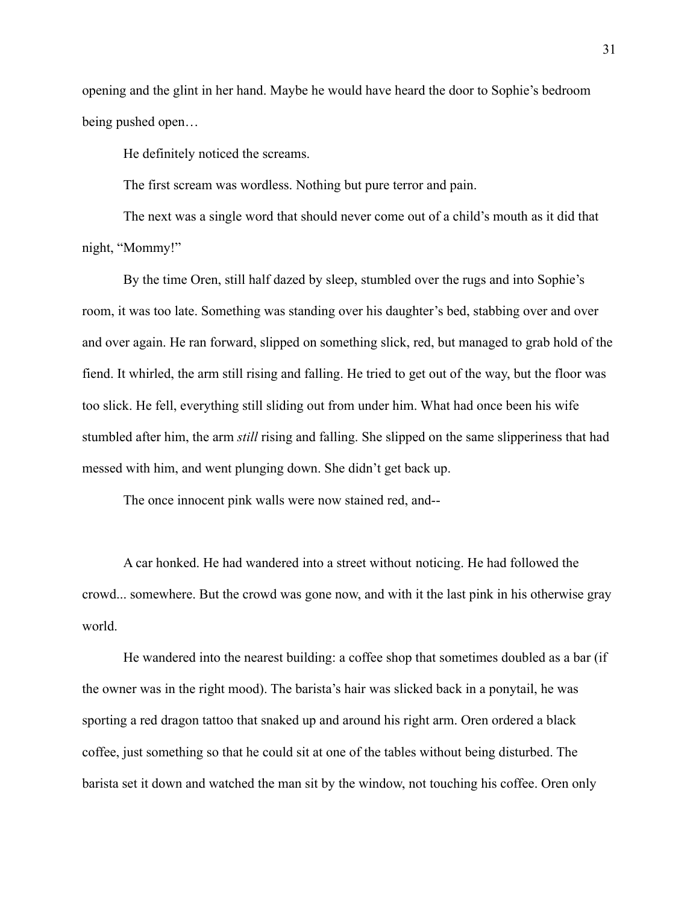opening and the glint in her hand. Maybe he would have heard the door to Sophie's bedroom being pushed open…

He definitely noticed the screams.

The first scream was wordless. Nothing but pure terror and pain.

The next was a single word that should never come out of a child's mouth as it did that night, "Mommy!"

By the time Oren, still half dazed by sleep, stumbled over the rugs and into Sophie's room, it was too late. Something was standing over his daughter's bed, stabbing over and over and over again. He ran forward, slipped on something slick, red, but managed to grab hold of the fiend. It whirled, the arm still rising and falling. He tried to get out of the way, but the floor was too slick. He fell, everything still sliding out from under him. What had once been his wife stumbled after him, the arm *still* rising and falling. She slipped on the same slipperiness that had messed with him, and went plunging down. She didn't get back up.

The once innocent pink walls were now stained red, and--

A car honked. He had wandered into a street without noticing. He had followed the crowd... somewhere. But the crowd was gone now, and with it the last pink in his otherwise gray world.

He wandered into the nearest building: a coffee shop that sometimes doubled as a bar (if the owner was in the right mood). The barista's hair was slicked back in a ponytail, he was sporting a red dragon tattoo that snaked up and around his right arm. Oren ordered a black coffee, just something so that he could sit at one of the tables without being disturbed. The barista set it down and watched the man sit by the window, not touching his coffee. Oren only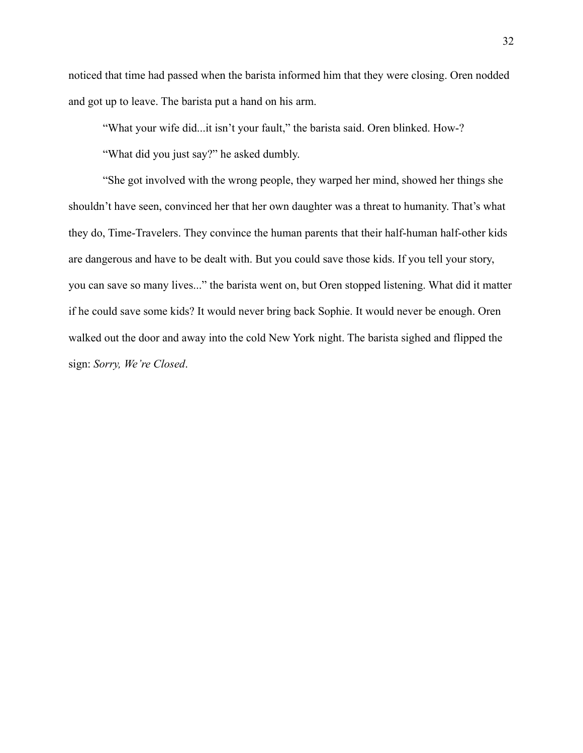noticed that time had passed when the barista informed him that they were closing. Oren nodded and got up to leave. The barista put a hand on his arm.

"What your wife did...it isn't your fault," the barista said. Oren blinked. How-?

"What did you just say?" he asked dumbly.

"She got involved with the wrong people, they warped her mind, showed her things she shouldn't have seen, convinced her that her own daughter was a threat to humanity. That's what they do, Time-Travelers. They convince the human parents that their half-human half-other kids are dangerous and have to be dealt with. But you could save those kids. If you tell your story, you can save so many lives..." the barista went on, but Oren stopped listening. What did it matter if he could save some kids? It would never bring back Sophie. It would never be enough. Oren walked out the door and away into the cold New York night. The barista sighed and flipped the sign: *Sorry, We're Closed*.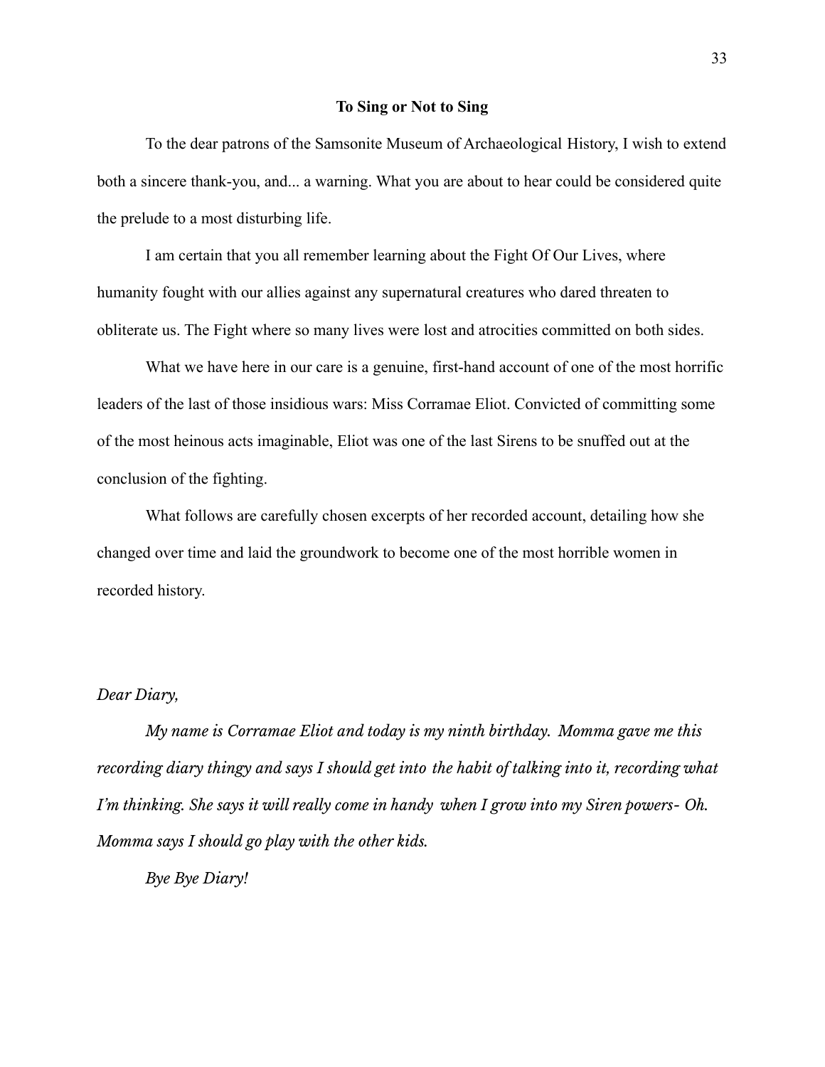**To Sing or Not to Sing**

To the dear patrons of the Samsonite Museum of Archaeological History, I wish to extend both a sincere thank-you, and... a warning. What you are about to hear could be considered quite the prelude to a most disturbing life.

I am certain that you all remember learning about the Fight Of Our Lives, where humanity fought with our allies against any supernatural creatures who dared threaten to obliterate us. The Fight where so many lives were lost and atrocities committed on both sides.

What we have here in our care is a genuine, first-hand account of one of the most horrific leaders of the last of those insidious wars: Miss Corramae Eliot. Convicted of committing some of the most heinous acts imaginable, Eliot was one of the last Sirens to be snuffed out at the conclusion of the fighting.

What follows are carefully chosen excerpts of her recorded account, detailing how she changed over time and laid the groundwork to become one of the most horrible women in recorded history.

*Dear Diary,*

*My name is Corramae Eliot and today is my ninth birthday. Momma gave me this recording diary thingy and says I should get into the habit of talking into it, recording what I'm thinking. She says it will really come in handy when I grow into my Siren powers- Oh. Momma says I should go play with the other kids.*

*Bye Bye Diary!*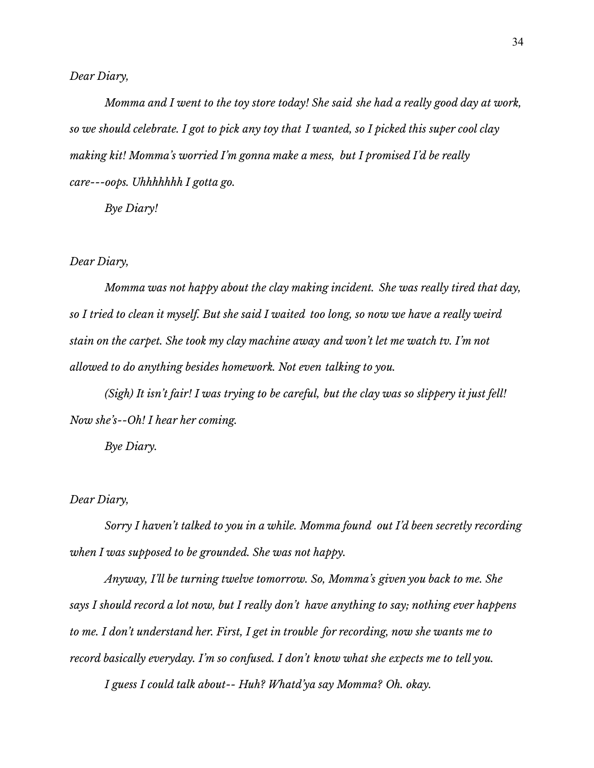*Dear Diary,*

*Momma and I went to the toy store today! She said she had a really good day at work, so we should celebrate. I got to pick any toy that I wanted, so I picked this super cool clay making kit! Momma's worried I'm gonna make a mess, but I promised I'd be really care---oops. Uhhhhhhh I gotta go.*

*Bye Diary!*

*Dear Diary,*

*Momma was not happy about the clay making incident. She was really tired that day, so I tried to clean it myself. But she said I waited too long, so now we have a really weird stain on the carpet. She took my clay machine away and won't let me watch tv. I'm not allowed to do anything besides homework. Not even talking to you.*

*(Sigh) It isn't fair! I was trying to be careful, but the clay was so slippery it just fell! Now she's--Oh! I hear her coming.*

*Bye Diary.*

*Dear Diary,*

*Sorry I haven't talked to you in a while. Momma found out I'd been secretly recording when I was supposed to be grounded. She was not happy.*

*Anyway, I'll be turning twelve tomorrow. So, Momma's given you back to me. She says I should record a lot now, but I really don't have anything to say; nothing ever happens to me. I don't understand her. First, I get in trouble for recording, now she wants me to record basically everyday. I'm so confused. I don't know what she expects me to tell you.*

*I guess I could talk about-- Huh? Whatd'ya say Momma? Oh. okay.*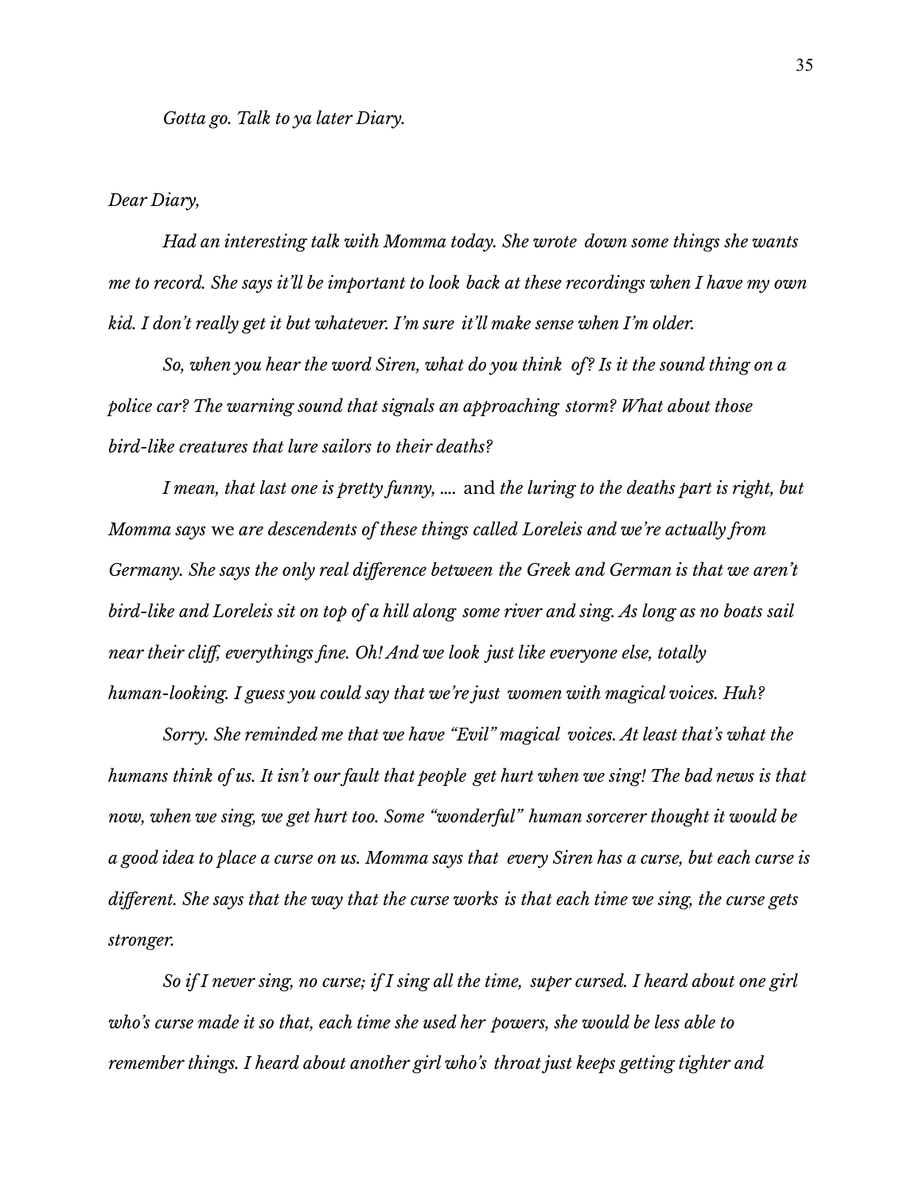*Gotta go. Talk to ya later Diary.*

*Dear Diary,*

*Had an interesting talk with Momma today. She wrote down some things she wants me to record. She says it'll be important to look back at these recordings when I have my own kid. I don't really get it but whatever. I'm sure it'll make sense when I'm older.*

*So, when you hear the word Siren, what do you think of? Is it the sound thing on a police car? The warning sound that signals an approaching storm? What about those bird-like creatures that lure sailors to their deaths?*

*I mean, that last one is pretty funny, ....* and *the luring to the deaths part is right, but Momma says* we *are descendents of these things called Loreleis and we're actually from Germany. She says the only real difference between the Greek and German is that we aren't bird-like and Loreleis sit on top of a hill along some river and sing. As long as no boats sail near their cliff, everythings fine. Oh! And we look just like everyone else, totally human-looking. I guess you could say that we're just women with magical voices. Huh?*

*Sorry. She reminded me that we have "Evil" magical voices. At least that's what the humans think of us. It isn't our fault that people get hurt when we sing! The bad news is that now, when we sing, we get hurt too. Some "wonderful" human sorcerer thought it would be a good idea to place a curse on us. Momma says that every Siren has a curse, but each curse is different. She says that the way that the curse works is that each time we sing, the curse gets stronger.*

*So if I never sing, no curse; if I sing all the time, super cursed. I heard about one girl who's curse made it so that, each time she used her powers, she would be less able to remember things. I heard about another girl who's throat just keeps getting tighter and*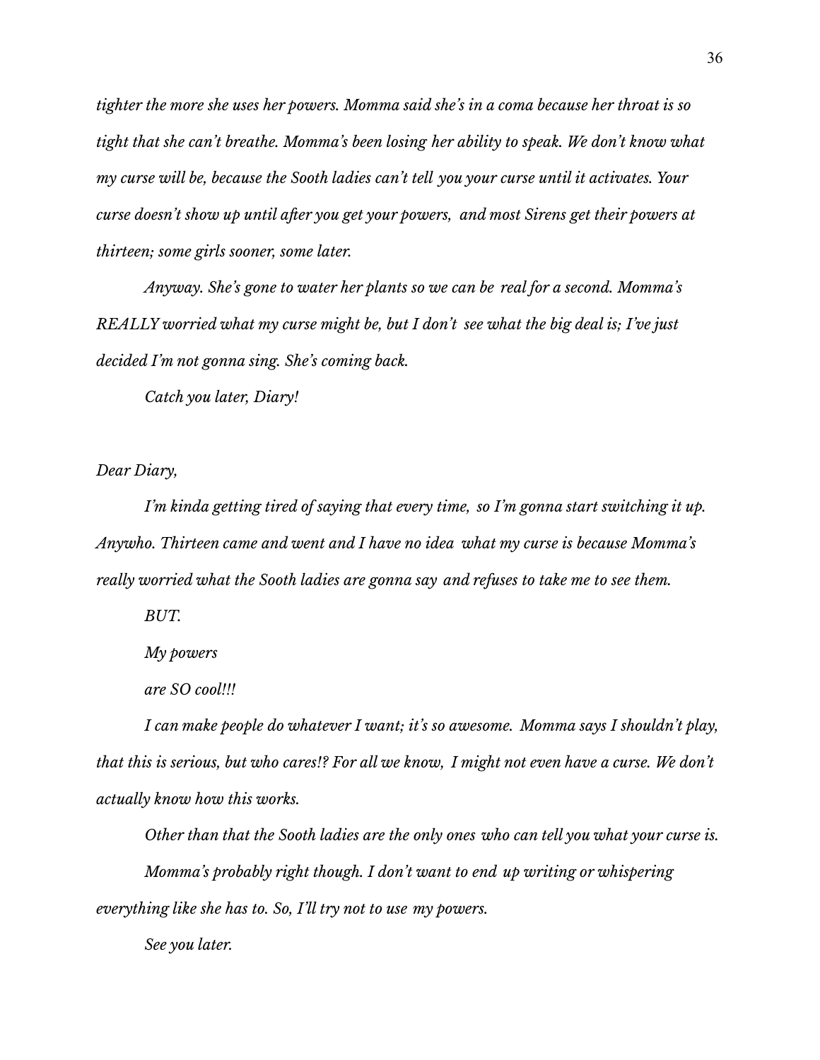*tighter the more she uses her powers. Momma said she's in a coma because her throat is so tight that she can't breathe. Momma's been losing her ability to speak. We don't know what my curse will be, because the Sooth ladies can't tell you your curse until it activates. Your curse doesn't show up until after you get your powers, and most Sirens get their powers at thirteen; some girls sooner, some later.*

*Anyway. She's gone to water her plants so we can be real for a second. Momma's REALLY worried what my curse might be, but I don't see what the big deal is; I've just decided I'm not gonna sing. She's coming back.*

*Catch you later, Diary!*

*Dear Diary,*

*I'm kinda getting tired of saying that every time, so I'm gonna start switching it up. Anywho. Thirteen came and went and I have no idea what my curse is because Momma's really worried what the Sooth ladies are gonna say and refuses to take me to see them.*

*BUT.*

*My powers*

*are SO cool!!!*

*I can make people do whatever I want; it's so awesome. Momma says I shouldn't play, that this is serious, but who cares!? For all we know, I might not even have a curse. We don't actually know how this works.*

*Other than that the Sooth ladies are the only ones who can tell you what your curse is.*

*Momma's probably right though. I don't want to end up writing or whispering everything like she has to. So, I'll try not to use my powers.*

*See you later.*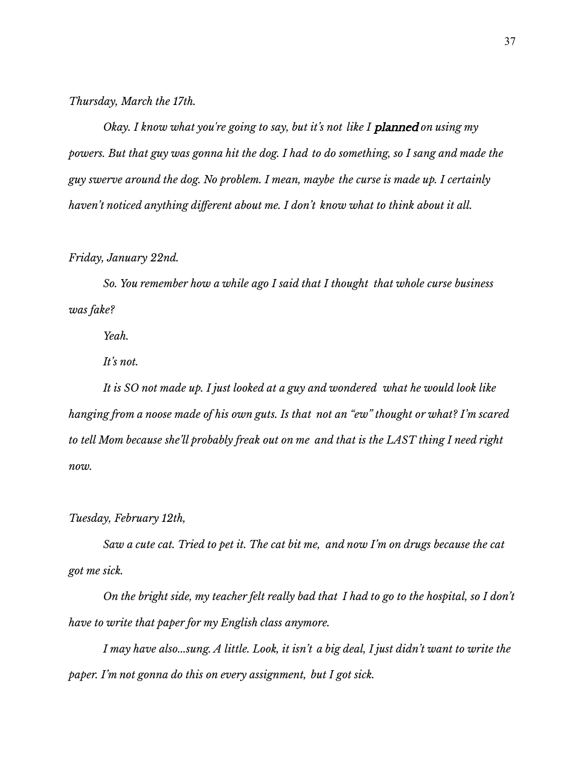*Thursday, March the 17th.*

*Okay. I know what you're going to say, but it's not like I* ***planned*** *on using my powers. But that guy was gonna hit the dog. I had to do something, so I sang and made the guy swerve around the dog. No problem. I mean, maybe the curse is made up. I certainly haven't noticed anything different about me. I don't know what to think about it all.*

*Friday, January 22nd.*

*So. You remember how a while ago I said that I thought that whole curse business was fake?*

*Yeah.*

*It's not.*

*It is SO not made up. I just looked at a guy and wondered what he would look like hanging from a noose made of his own guts. Is that not an "ew" thought or what? I'm scared to tell Mom because she'll probably freak out on me and that is the LAST thing I need right now.*

*Tuesday, February 12th,*

*Saw a cute cat. Tried to pet it. The cat bit me, and now I'm on drugs because the cat got me sick.*

*On the bright side, my teacher felt really bad that I had to go to the hospital, so I don't have to write that paper for my English class anymore.*

*I may have also...sung. A little. Look, it isn't a big deal, I just didn't want to write the paper. I'm not gonna do this on every assignment, but I got sick.*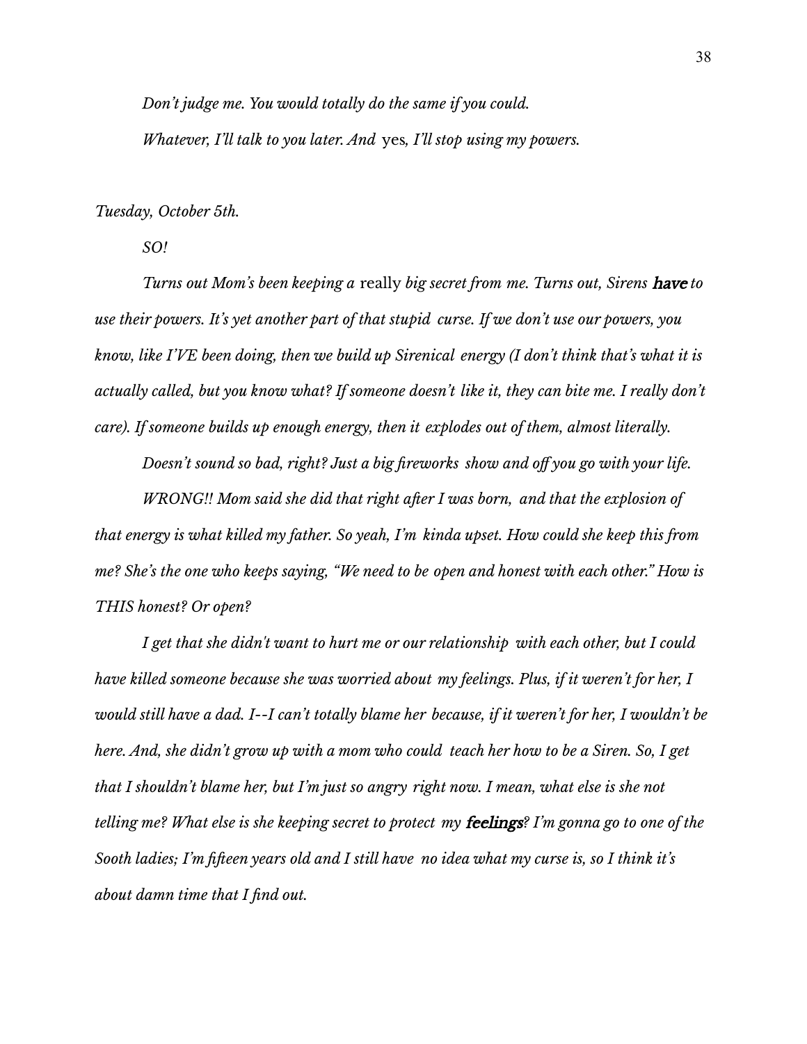*Don't judge me. You would totally do the same if you could.*

*Whatever, I'll talk to you later. And* yes*, I'll stop using my powers.*

*Tuesday, October 5th.*

*SO!*

*Turns out Mom's been keeping a* really *big secret from me. Turns out, Sirens* **have** *to use their powers. It's yet another part of that stupid curse. If we don't use our powers, you know, like I'VE been doing, then we build up Sirenical energy (I don't think that's what it is actually called, but you know what? If someone doesn't like it, they can bite me. I really don't care). If someone builds up enough energy, then it explodes out of them, almost literally.*

*Doesn't sound so bad, right? Just a big fireworks show and off you go with your life.*

*WRONG!! Mom said she did that right after I was born, and that the explosion of that energy is what killed my father. So yeah, I'm kinda upset. How could she keep this from me? She's the one who keeps saying, "We need to be open and honest with each other." How is THIS honest? Or open?*

*I get that she didn't want to hurt me or our relationship with each other, but I could have killed someone because she was worried about my feelings. Plus, if it weren't for her, I would still have a dad. I--I can't totally blame her because, if it weren't for her, I wouldn't be here. And, she didn't grow up with a mom who could teach her how to be a Siren. So, I get that I shouldn't blame her, but I'm just so angry right now. I mean, what else is she not telling me? What else is she keeping secret to protect my* **feelings***? I'm gonna go to one of the Sooth ladies; I'm fifteen years old and I still have no idea what my curse is, so I think it's about damn time that I find out.*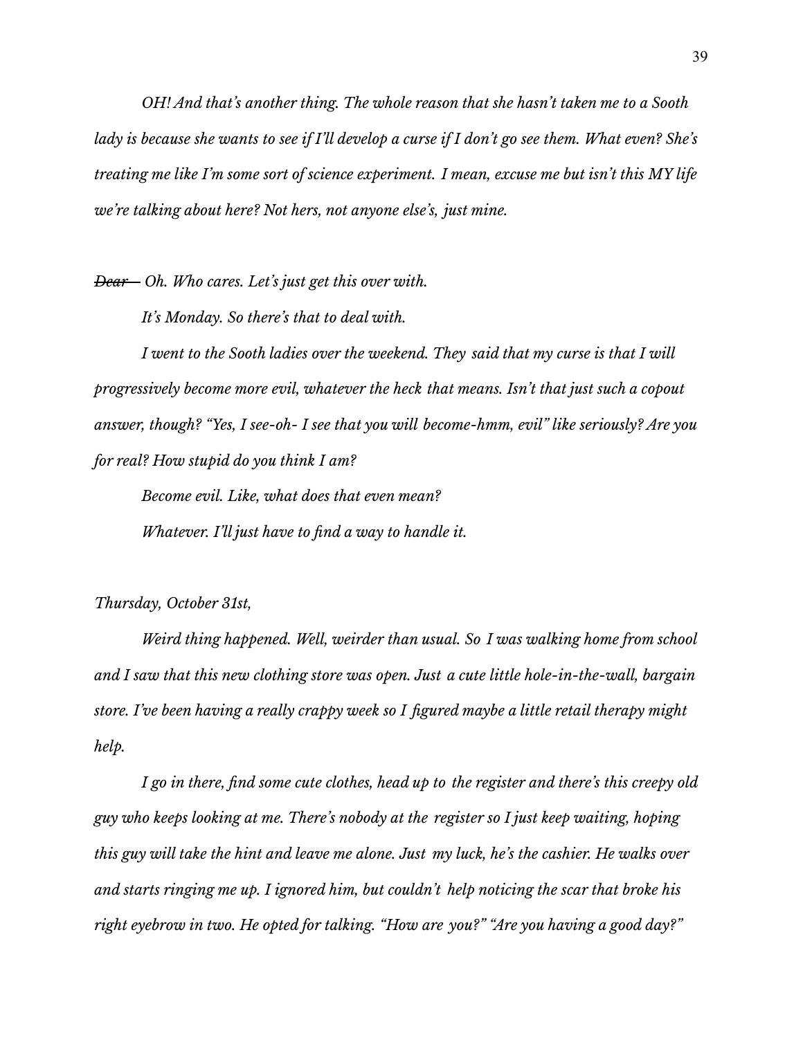*OH! And that's another thing. The whole reason that she hasn't taken me to a Sooth lady is because she wants to see if I'll develop a curse if I don't go see them. What even? She's treating me like I'm some sort of science experiment. I mean, excuse me but isn't this MY life we're talking about here? Not hers, not anyone else's, just mine.*

~~*Dear*~~ *Oh. Who cares. Let's just get this over with.*

*It's Monday. So there's that to deal with.*

*I went to the Sooth ladies over the weekend. They said that my curse is that I will progressively become more evil, whatever the heck that means. Isn't that just such a copout answer, though? "Yes, I see-oh- I see that you will become-hmm, evil" like seriously? Are you for real? How stupid do you think I am?*

*Become evil. Like, what does that even mean?*

*Whatever. I'll just have to find a way to handle it.*

*Thursday, October 31st,*

*Weird thing happened. Well, weirder than usual. So I was walking home from school and I saw that this new clothing store was open. Just a cute little hole-in-the-wall, bargain store. I've been having a really crappy week so I figured maybe a little retail therapy might help.*

*I go in there, find some cute clothes, head up to the register and there's this creepy old guy who keeps looking at me. There's nobody at the register so I just keep waiting, hoping this guy will take the hint and leave me alone. Just my luck, he's the cashier. He walks over and starts ringing me up. I ignored him, but couldn't help noticing the scar that broke his right eyebrow in two. He opted for talking. "How are you?" "Are you having a good day?"*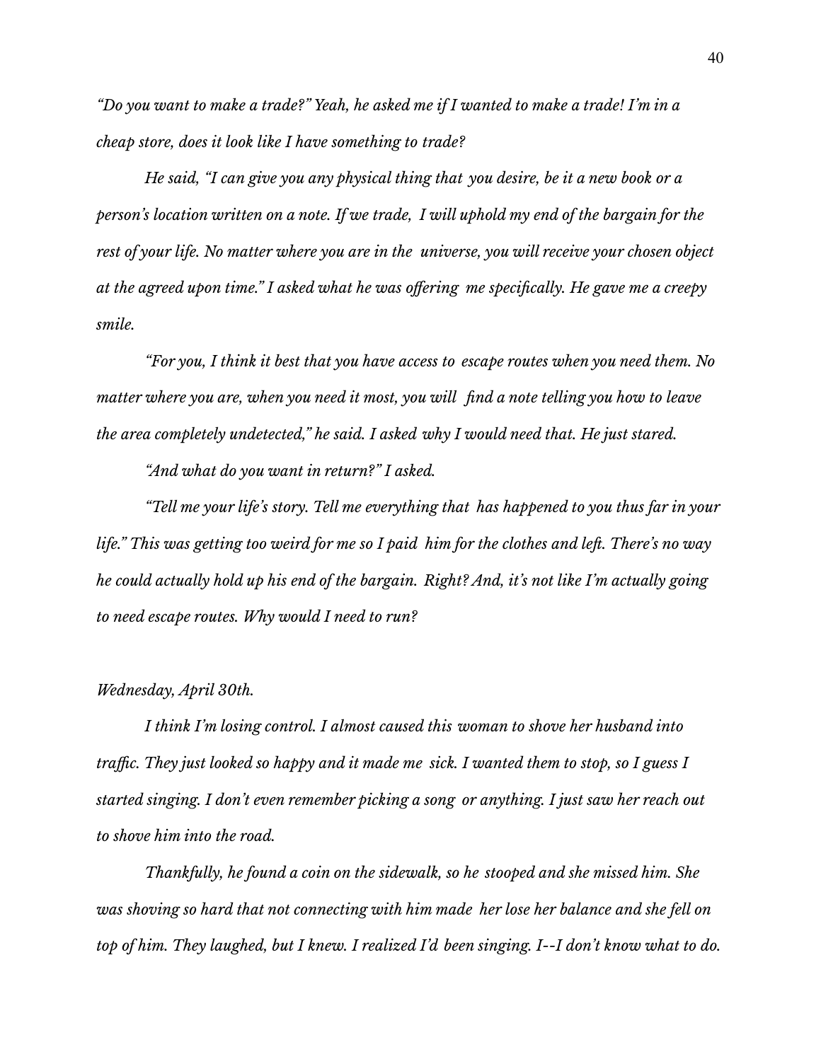*"Do you want to make a trade?" Yeah, he asked me if I wanted to make a trade! I'm in a cheap store, does it look like I have something to trade?*

*He said, "I can give you any physical thing that you desire, be it a new book or a person's location written on a note. If we trade, I will uphold my end of the bargain for the rest of your life. No matter where you are in the universe, you will receive your chosen object at the agreed upon time." I asked what he was offering me specifically. He gave me a creepy smile.*

*"For you, I think it best that you have access to escape routes when you need them. No matter where you are, when you need it most, you will find a note telling you how to leave the area completely undetected," he said. I asked why I would need that. He just stared.*

*"And what do you want in return?" I asked.*

*"Tell me your life's story. Tell me everything that has happened to you thus far in your life." This was getting too weird for me so I paid him for the clothes and left. There's no way he could actually hold up his end of the bargain. Right? And, it's not like I'm actually going to need escape routes. Why would I need to run?*

*Wednesday, April 30th.*

*I think I'm losing control. I almost caused this woman to shove her husband into traffic. They just looked so happy and it made me sick. I wanted them to stop, so I guess I started singing. I don't even remember picking a song or anything. I just saw her reach out to shove him into the road.*

*Thankfully, he found a coin on the sidewalk, so he stooped and she missed him. She was shoving so hard that not connecting with him made her lose her balance and she fell on top of him. They laughed, but I knew. I realized I'd been singing. I--I don't know what to do.*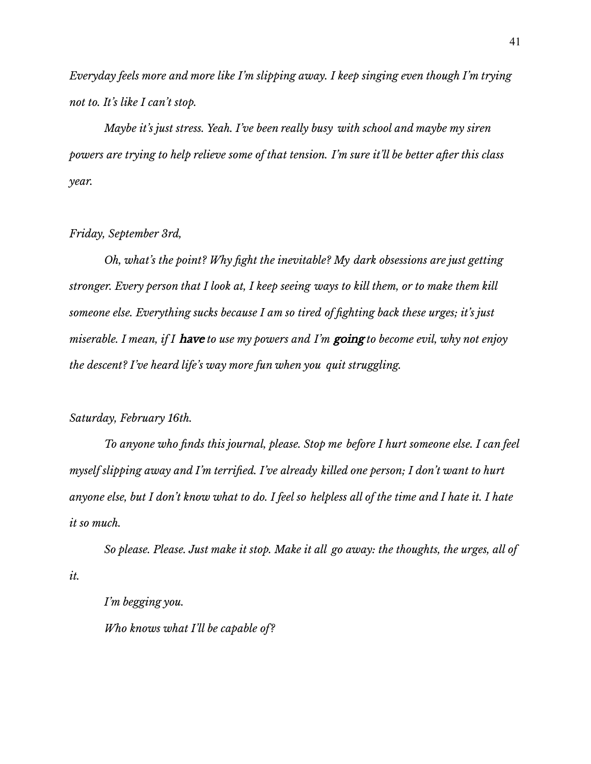*Everyday feels more and more like I'm slipping away. I keep singing even though I'm trying not to. It's like I can't stop.*

*Maybe it's just stress. Yeah. I've been really busy with school and maybe my siren powers are trying to help relieve some of that tension. I'm sure it'll be better after this class year.*

*Friday, September 3rd,*

*Oh, what's the point? Why fight the inevitable? My dark obsessions are just getting stronger. Every person that I look at, I keep seeing ways to kill them, or to make them kill someone else. Everything sucks because I am so tired of fighting back these urges; it's just miserable. I mean, if I* ***have*** *to use my powers and I'm* ***going*** *to become evil, why not enjoy the descent? I've heard life's way more fun when you quit struggling.*

*Saturday, February 16th.*

*To anyone who finds this journal, please. Stop me before I hurt someone else. I can feel myself slipping away and I'm terrified. I've already killed one person; I don't want to hurt anyone else, but I don't know what to do. I feel so helpless all of the time and I hate it. I hate it so much.*

*So please. Please. Just make it stop. Make it all go away: the thoughts, the urges, all of it.*

*I'm begging you.*

*Who knows what I'll be capable of?*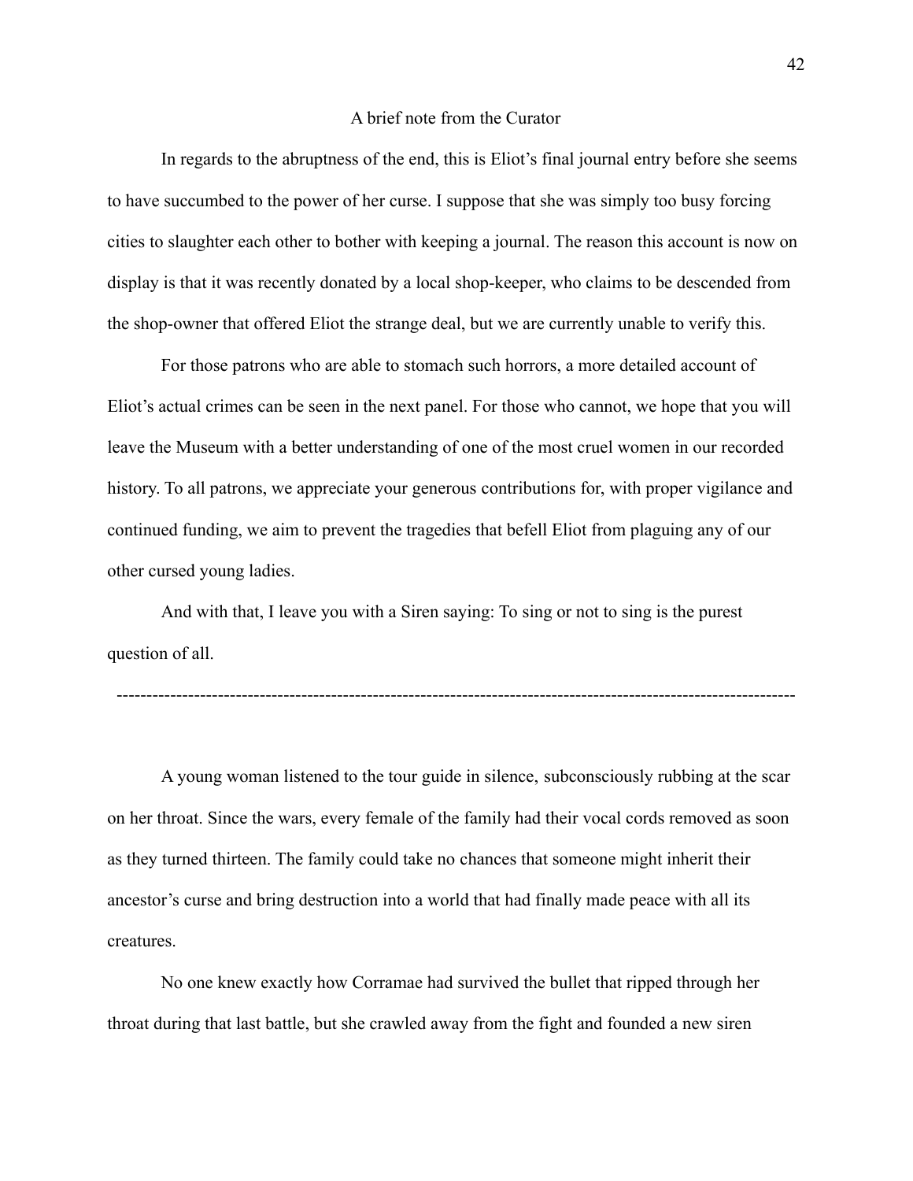## A brief note from the Curator

In regards to the abruptness of the end, this is Eliot's final journal entry before she seems to have succumbed to the power of her curse. I suppose that she was simply too busy forcing cities to slaughter each other to bother with keeping a journal. The reason this account is now on display is that it was recently donated by a local shop-keeper, who claims to be descended from the shop-owner that offered Eliot the strange deal, but we are currently unable to verify this.

For those patrons who are able to stomach such horrors, a more detailed account of Eliot's actual crimes can be seen in the next panel. For those who cannot, we hope that you will leave the Museum with a better understanding of one of the most cruel women in our recorded history. To all patrons, we appreciate your generous contributions for, with proper vigilance and continued funding, we aim to prevent the tragedies that befell Eliot from plaguing any of our other cursed young ladies.

And with that, I leave you with a Siren saying: To sing or not to sing is the purest question of all.

---

A young woman listened to the tour guide in silence, subconsciously rubbing at the scar on her throat. Since the wars, every female of the family had their vocal cords removed as soon as they turned thirteen. The family could take no chances that someone might inherit their ancestor's curse and bring destruction into a world that had finally made peace with all its creatures.

No one knew exactly how Corramae had survived the bullet that ripped through her throat during that last battle, but she crawled away from the fight and founded a new siren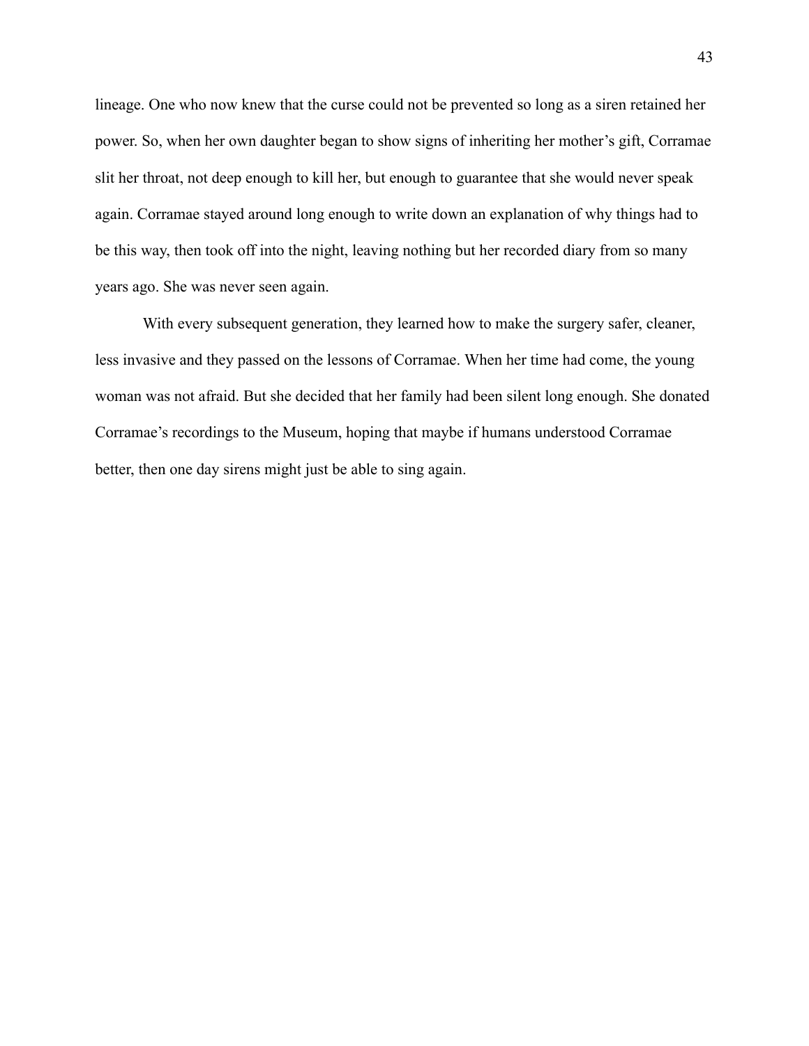lineage. One who now knew that the curse could not be prevented so long as a siren retained her power. So, when her own daughter began to show signs of inheriting her mother's gift, Corramae slit her throat, not deep enough to kill her, but enough to guarantee that she would never speak again. Corramae stayed around long enough to write down an explanation of why things had to be this way, then took off into the night, leaving nothing but her recorded diary from so many years ago. She was never seen again.

With every subsequent generation, they learned how to make the surgery safer, cleaner, less invasive and they passed on the lessons of Corramae. When her time had come, the young woman was not afraid. But she decided that her family had been silent long enough. She donated Corramae's recordings to the Museum, hoping that maybe if humans understood Corramae better, then one day sirens might just be able to sing again.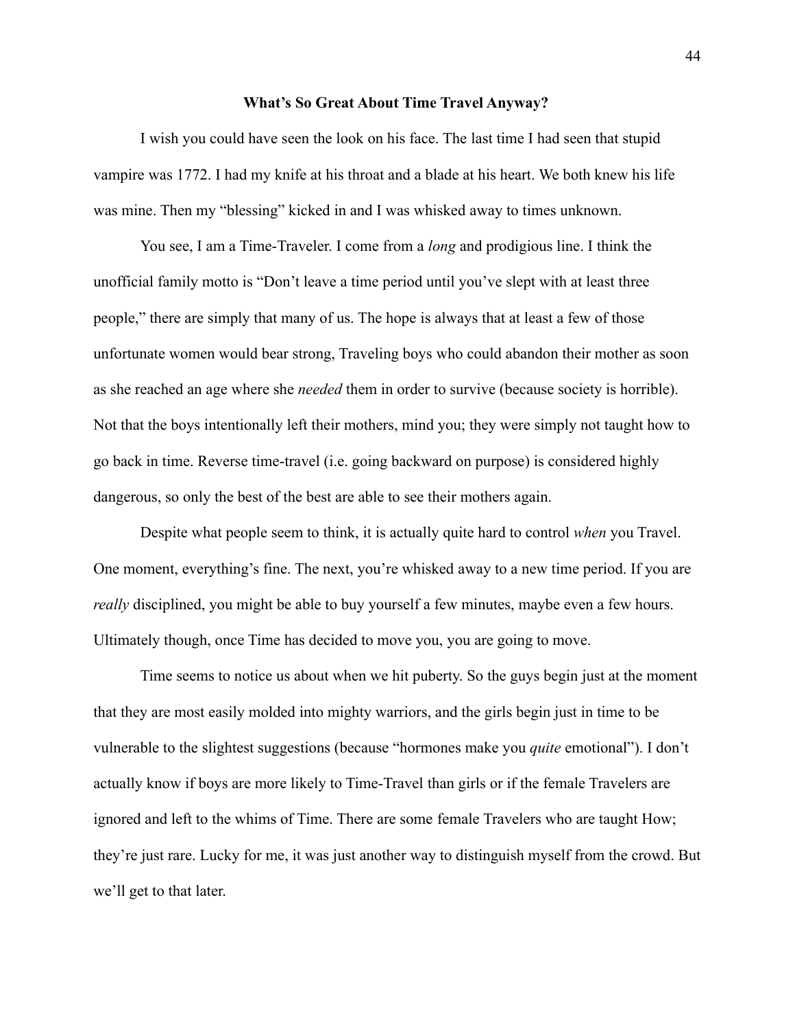## What's So Great About Time Travel Anyway?

I wish you could have seen the look on his face. The last time I had seen that stupid vampire was 1772. I had my knife at his throat and a blade at his heart. We both knew his life was mine. Then my "blessing" kicked in and I was whisked away to times unknown.

You see, I am a Time-Traveler. I come from a *long* and prodigious line. I think the unofficial family motto is "Don't leave a time period until you've slept with at least three people," there are simply that many of us. The hope is always that at least a few of those unfortunate women would bear strong, Traveling boys who could abandon their mother as soon as she reached an age where she *needed* them in order to survive (because society is horrible). Not that the boys intentionally left their mothers, mind you; they were simply not taught how to go back in time. Reverse time-travel (i.e. going backward on purpose) is considered highly dangerous, so only the best of the best are able to see their mothers again.

Despite what people seem to think, it is actually quite hard to control *when* you Travel. One moment, everything's fine. The next, you're whisked away to a new time period. If you are *really* disciplined, you might be able to buy yourself a few minutes, maybe even a few hours. Ultimately though, once Time has decided to move you, you are going to move.

Time seems to notice us about when we hit puberty. So the guys begin just at the moment that they are most easily molded into mighty warriors, and the girls begin just in time to be vulnerable to the slightest suggestions (because "hormones make you *quite* emotional"). I don't actually know if boys are more likely to Time-Travel than girls or if the female Travelers are ignored and left to the whims of Time. There are some female Travelers who are taught How; they're just rare. Lucky for me, it was just another way to distinguish myself from the crowd. But we'll get to that later.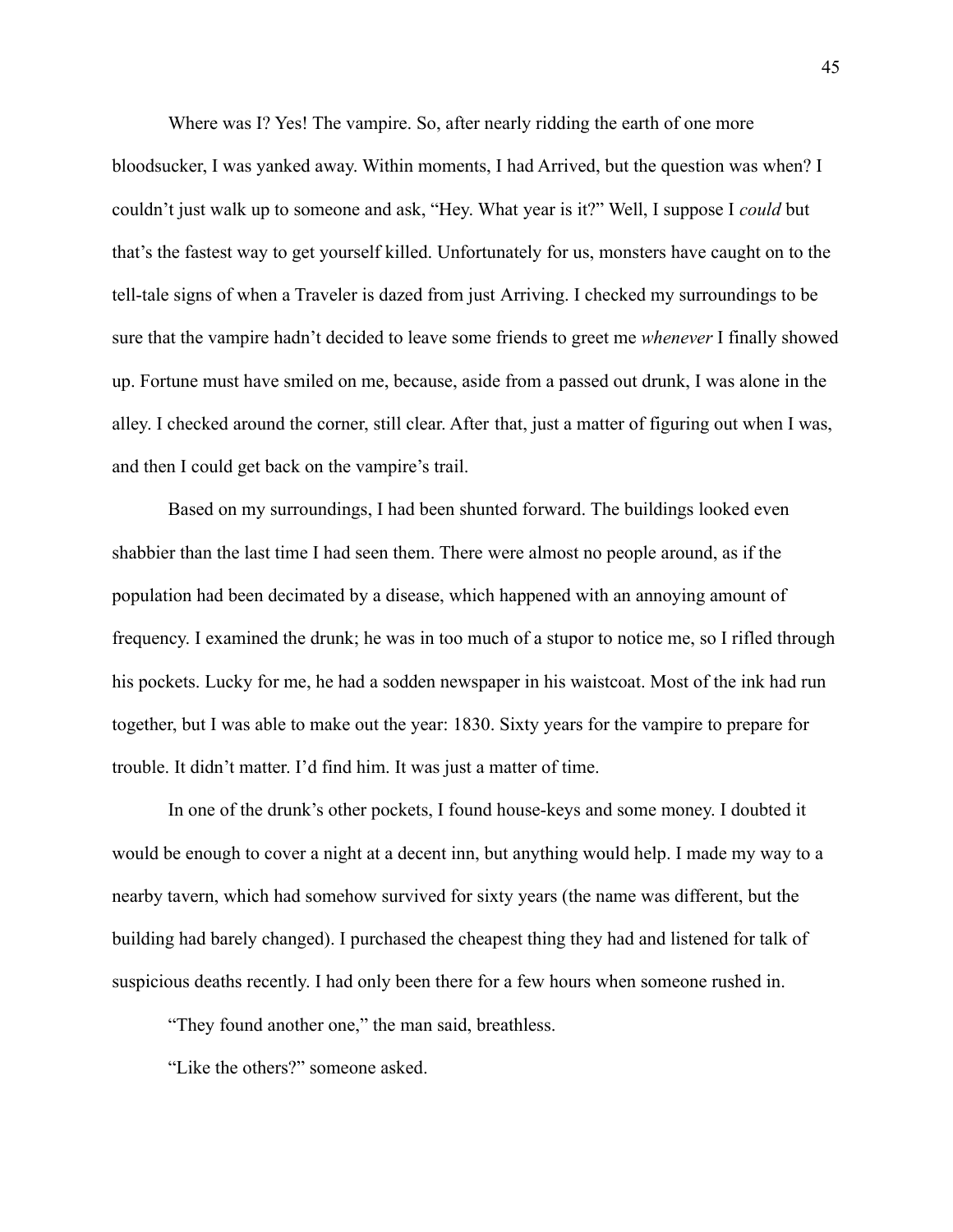Where was I? Yes! The vampire. So, after nearly ridding the earth of one more bloodsucker, I was yanked away. Within moments, I had Arrived, but the question was when? I couldn't just walk up to someone and ask, "Hey. What year is it?" Well, I suppose I *could* but that's the fastest way to get yourself killed. Unfortunately for us, monsters have caught on to the tell-tale signs of when a Traveler is dazed from just Arriving. I checked my surroundings to be sure that the vampire hadn't decided to leave some friends to greet me *whenever* I finally showed up. Fortune must have smiled on me, because, aside from a passed out drunk, I was alone in the alley. I checked around the corner, still clear. After that, just a matter of figuring out when I was, and then I could get back on the vampire's trail.

Based on my surroundings, I had been shunted forward. The buildings looked even shabbier than the last time I had seen them. There were almost no people around, as if the population had been decimated by a disease, which happened with an annoying amount of frequency. I examined the drunk; he was in too much of a stupor to notice me, so I rifled through his pockets. Lucky for me, he had a sodden newspaper in his waistcoat. Most of the ink had run together, but I was able to make out the year: 1830. Sixty years for the vampire to prepare for trouble. It didn't matter. I'd find him. It was just a matter of time.

In one of the drunk's other pockets, I found house-keys and some money. I doubted it would be enough to cover a night at a decent inn, but anything would help. I made my way to a nearby tavern, which had somehow survived for sixty years (the name was different, but the building had barely changed). I purchased the cheapest thing they had and listened for talk of suspicious deaths recently. I had only been there for a few hours when someone rushed in.

"They found another one," the man said, breathless.

"Like the others?" someone asked.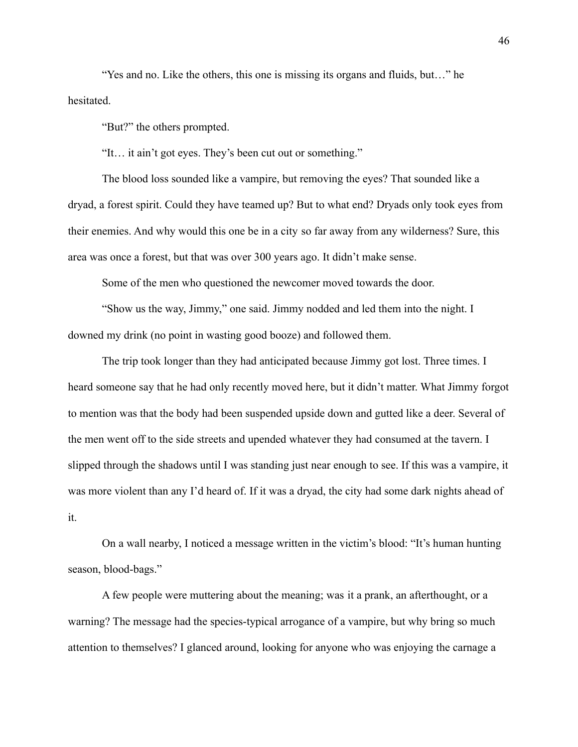"Yes and no. Like the others, this one is missing its organs and fluids, but…" he hesitated.

"But?" the others prompted.

"It… it ain't got eyes. They's been cut out or something."

The blood loss sounded like a vampire, but removing the eyes? That sounded like a dryad, a forest spirit. Could they have teamed up? But to what end? Dryads only took eyes from their enemies. And why would this one be in a city so far away from any wilderness? Sure, this area was once a forest, but that was over 300 years ago. It didn't make sense.

Some of the men who questioned the newcomer moved towards the door.

"Show us the way, Jimmy," one said. Jimmy nodded and led them into the night. I downed my drink (no point in wasting good booze) and followed them.

The trip took longer than they had anticipated because Jimmy got lost. Three times. I heard someone say that he had only recently moved here, but it didn't matter. What Jimmy forgot to mention was that the body had been suspended upside down and gutted like a deer. Several of the men went off to the side streets and upended whatever they had consumed at the tavern. I slipped through the shadows until I was standing just near enough to see. If this was a vampire, it was more violent than any I'd heard of. If it was a dryad, the city had some dark nights ahead of it.

On a wall nearby, I noticed a message written in the victim's blood: "It's human hunting season, blood-bags."

A few people were muttering about the meaning; was it a prank, an afterthought, or a warning? The message had the species-typical arrogance of a vampire, but why bring so much attention to themselves? I glanced around, looking for anyone who was enjoying the carnage a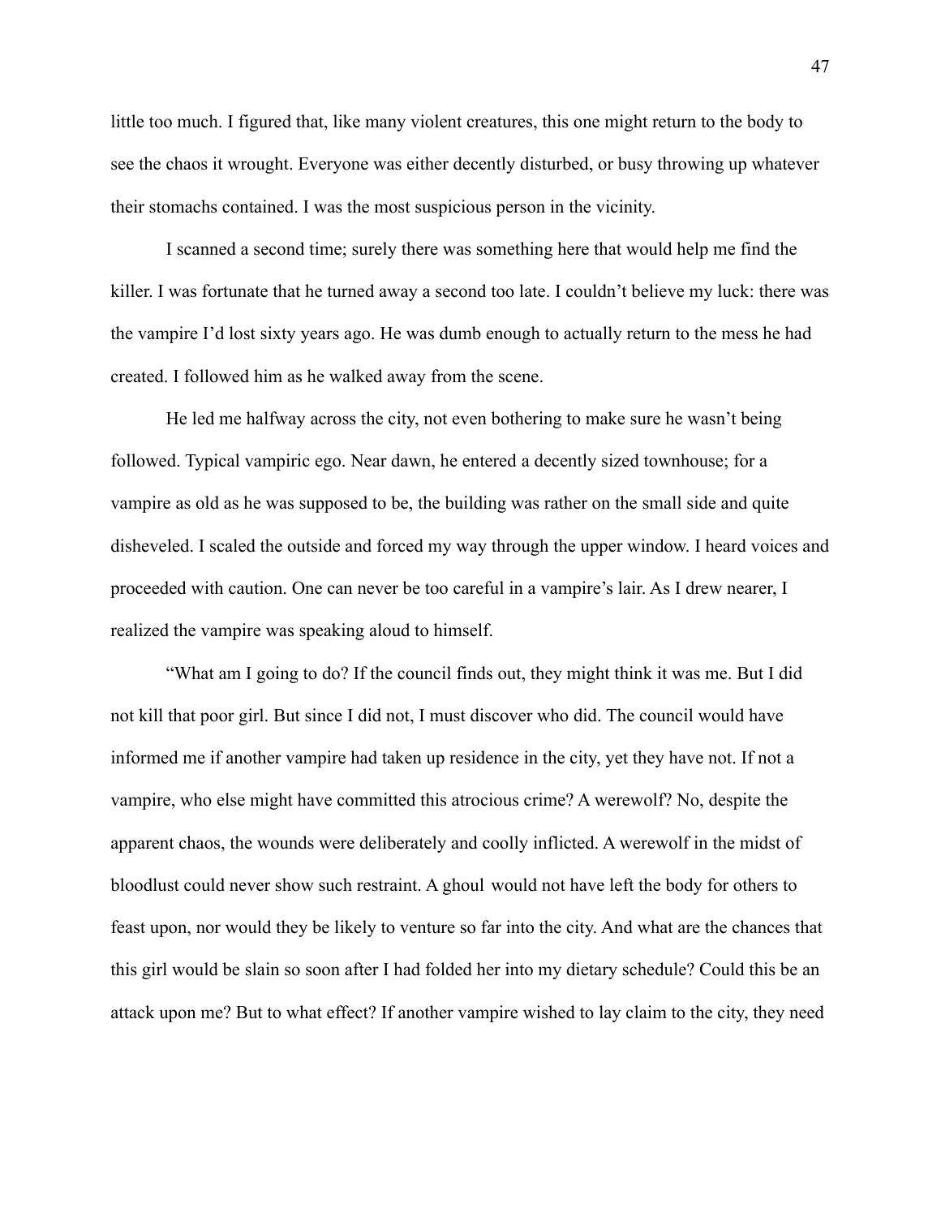little too much. I figured that, like many violent creatures, this one might return to the body to see the chaos it wrought. Everyone was either decently disturbed, or busy throwing up whatever their stomachs contained. I was the most suspicious person in the vicinity.

I scanned a second time; surely there was something here that would help me find the killer. I was fortunate that he turned away a second too late. I couldn't believe my luck: there was the vampire I'd lost sixty years ago. He was dumb enough to actually return to the mess he had created. I followed him as he walked away from the scene.

He led me halfway across the city, not even bothering to make sure he wasn't being followed. Typical vampiric ego. Near dawn, he entered a decently sized townhouse; for a vampire as old as he was supposed to be, the building was rather on the small side and quite disheveled. I scaled the outside and forced my way through the upper window. I heard voices and proceeded with caution. One can never be too careful in a vampire's lair. As I drew nearer, I realized the vampire was speaking aloud to himself.

"What am I going to do? If the council finds out, they might think it was me. But I did not kill that poor girl. But since I did not, I must discover who did. The council would have informed me if another vampire had taken up residence in the city, yet they have not. If not a vampire, who else might have committed this atrocious crime? A werewolf? No, despite the apparent chaos, the wounds were deliberately and coolly inflicted. A werewolf in the midst of bloodlust could never show such restraint. A ghoul would not have left the body for others to feast upon, nor would they be likely to venture so far into the city. And what are the chances that this girl would be slain so soon after I had folded her into my dietary schedule? Could this be an attack upon me? But to what effect? If another vampire wished to lay claim to the city, they need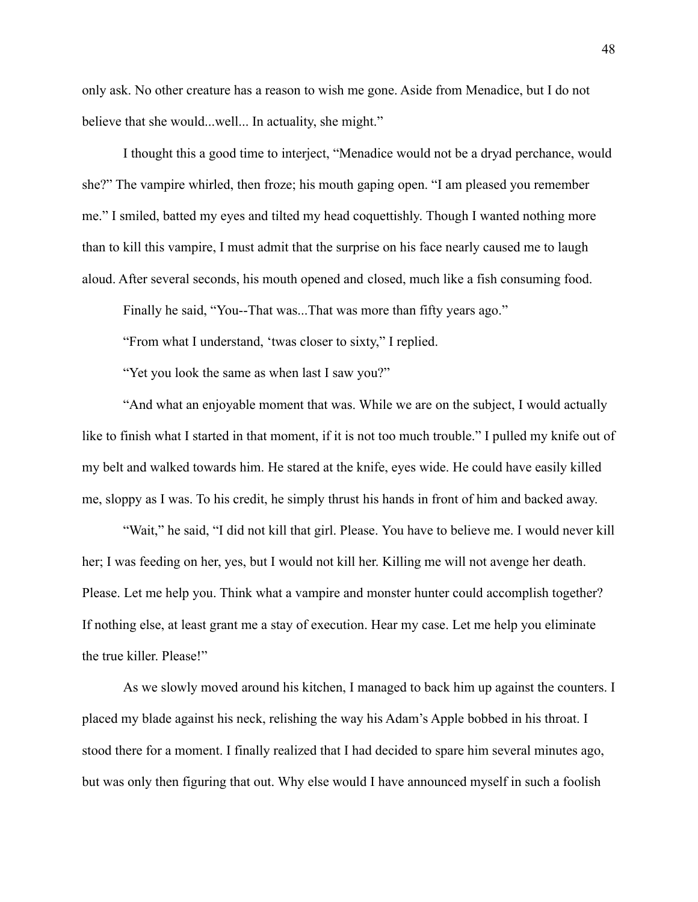only ask. No other creature has a reason to wish me gone. Aside from Menadice, but I do not believe that she would...well... In actuality, she might."

I thought this a good time to interject, "Menadice would not be a dryad perchance, would she?" The vampire whirled, then froze; his mouth gaping open. "I am pleased you remember me." I smiled, batted my eyes and tilted my head coquettishly. Though I wanted nothing more than to kill this vampire, I must admit that the surprise on his face nearly caused me to laugh aloud. After several seconds, his mouth opened and closed, much like a fish consuming food.

Finally he said, "You--That was...That was more than fifty years ago."

"From what I understand, 'twas closer to sixty," I replied.

"Yet you look the same as when last I saw you?"

"And what an enjoyable moment that was. While we are on the subject, I would actually like to finish what I started in that moment, if it is not too much trouble." I pulled my knife out of my belt and walked towards him. He stared at the knife, eyes wide. He could have easily killed me, sloppy as I was. To his credit, he simply thrust his hands in front of him and backed away.

"Wait," he said, "I did not kill that girl. Please. You have to believe me. I would never kill her; I was feeding on her, yes, but I would not kill her. Killing me will not avenge her death. Please. Let me help you. Think what a vampire and monster hunter could accomplish together? If nothing else, at least grant me a stay of execution. Hear my case. Let me help you eliminate the true killer. Please!"

As we slowly moved around his kitchen, I managed to back him up against the counters. I placed my blade against his neck, relishing the way his Adam's Apple bobbed in his throat. I stood there for a moment. I finally realized that I had decided to spare him several minutes ago, but was only then figuring that out. Why else would I have announced myself in such a foolish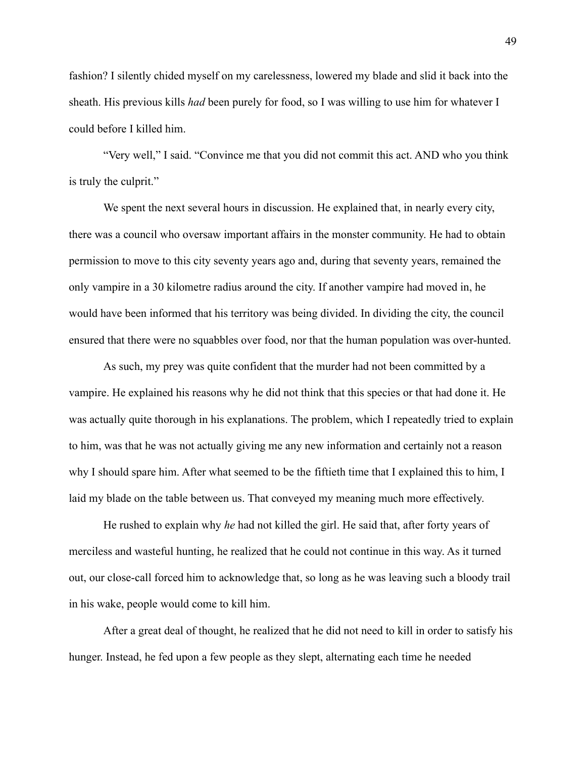fashion? I silently chided myself on my carelessness, lowered my blade and slid it back into the sheath. His previous kills *had* been purely for food, so I was willing to use him for whatever I could before I killed him.

"Very well," I said. "Convince me that you did not commit this act. AND who you think is truly the culprit."

We spent the next several hours in discussion. He explained that, in nearly every city, there was a council who oversaw important affairs in the monster community. He had to obtain permission to move to this city seventy years ago and, during that seventy years, remained the only vampire in a 30 kilometre radius around the city. If another vampire had moved in, he would have been informed that his territory was being divided. In dividing the city, the council ensured that there were no squabbles over food, nor that the human population was over-hunted.

As such, my prey was quite confident that the murder had not been committed by a vampire. He explained his reasons why he did not think that this species or that had done it. He was actually quite thorough in his explanations. The problem, which I repeatedly tried to explain to him, was that he was not actually giving me any new information and certainly not a reason why I should spare him. After what seemed to be the fiftieth time that I explained this to him, I laid my blade on the table between us. That conveyed my meaning much more effectively.

He rushed to explain why *he* had not killed the girl. He said that, after forty years of merciless and wasteful hunting, he realized that he could not continue in this way. As it turned out, our close-call forced him to acknowledge that, so long as he was leaving such a bloody trail in his wake, people would come to kill him.

After a great deal of thought, he realized that he did not need to kill in order to satisfy his hunger. Instead, he fed upon a few people as they slept, alternating each time he needed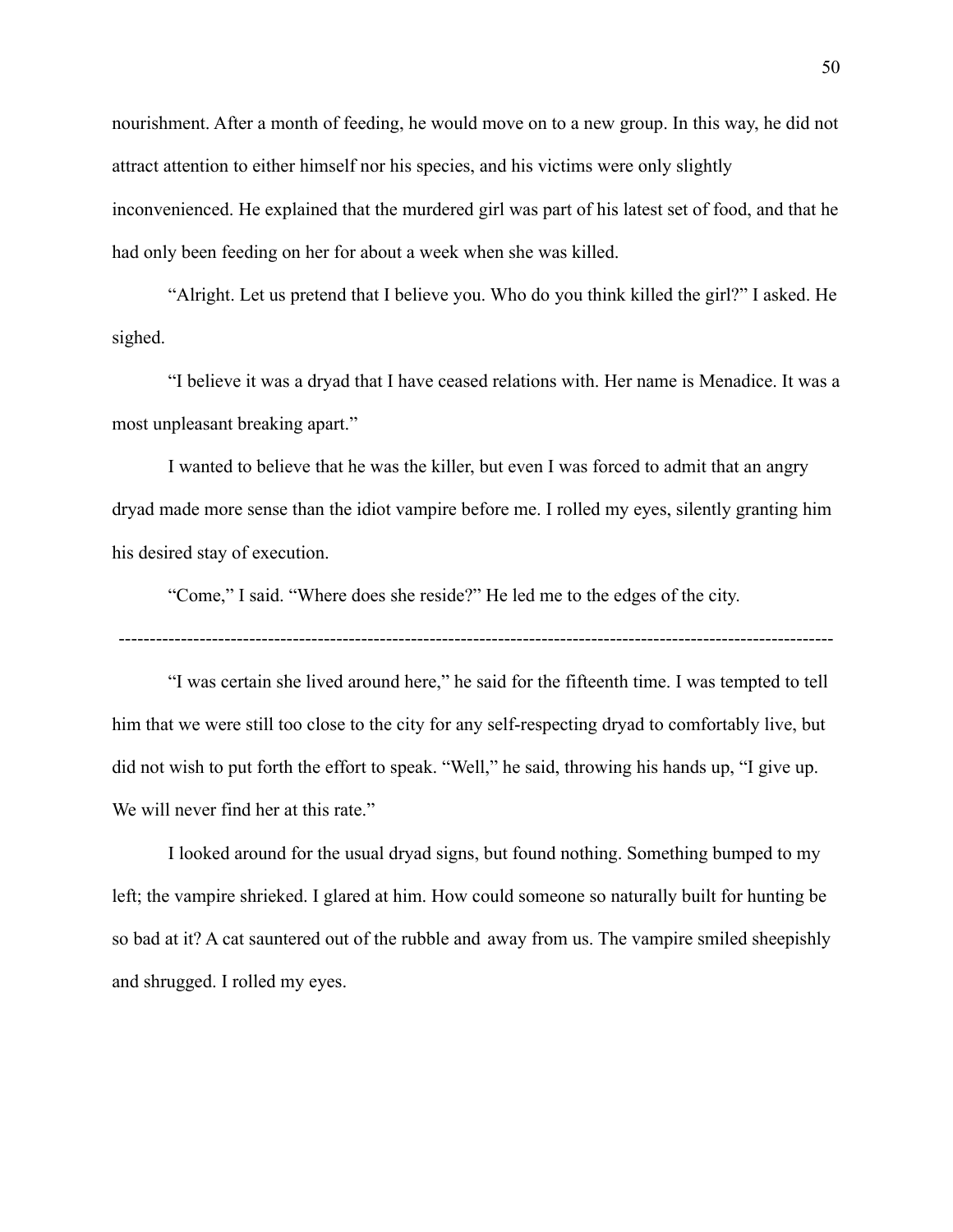nourishment. After a month of feeding, he would move on to a new group. In this way, he did not attract attention to either himself nor his species, and his victims were only slightly inconvenienced. He explained that the murdered girl was part of his latest set of food, and that he had only been feeding on her for about a week when she was killed.

"Alright. Let us pretend that I believe you. Who do you think killed the girl?" I asked. He sighed.

"I believe it was a dryad that I have ceased relations with. Her name is Menadice. It was a most unpleasant breaking apart."

I wanted to believe that he was the killer, but even I was forced to admit that an angry dryad made more sense than the idiot vampire before me. I rolled my eyes, silently granting him his desired stay of execution.

"Come," I said. "Where does she reside?" He led me to the edges of the city.

---

"I was certain she lived around here," he said for the fifteenth time. I was tempted to tell him that we were still too close to the city for any self-respecting dryad to comfortably live, but did not wish to put forth the effort to speak. "Well," he said, throwing his hands up, "I give up. We will never find her at this rate."

I looked around for the usual dryad signs, but found nothing. Something bumped to my left; the vampire shrieked. I glared at him. How could someone so naturally built for hunting be so bad at it? A cat sauntered out of the rubble and away from us. The vampire smiled sheepishly and shrugged. I rolled my eyes.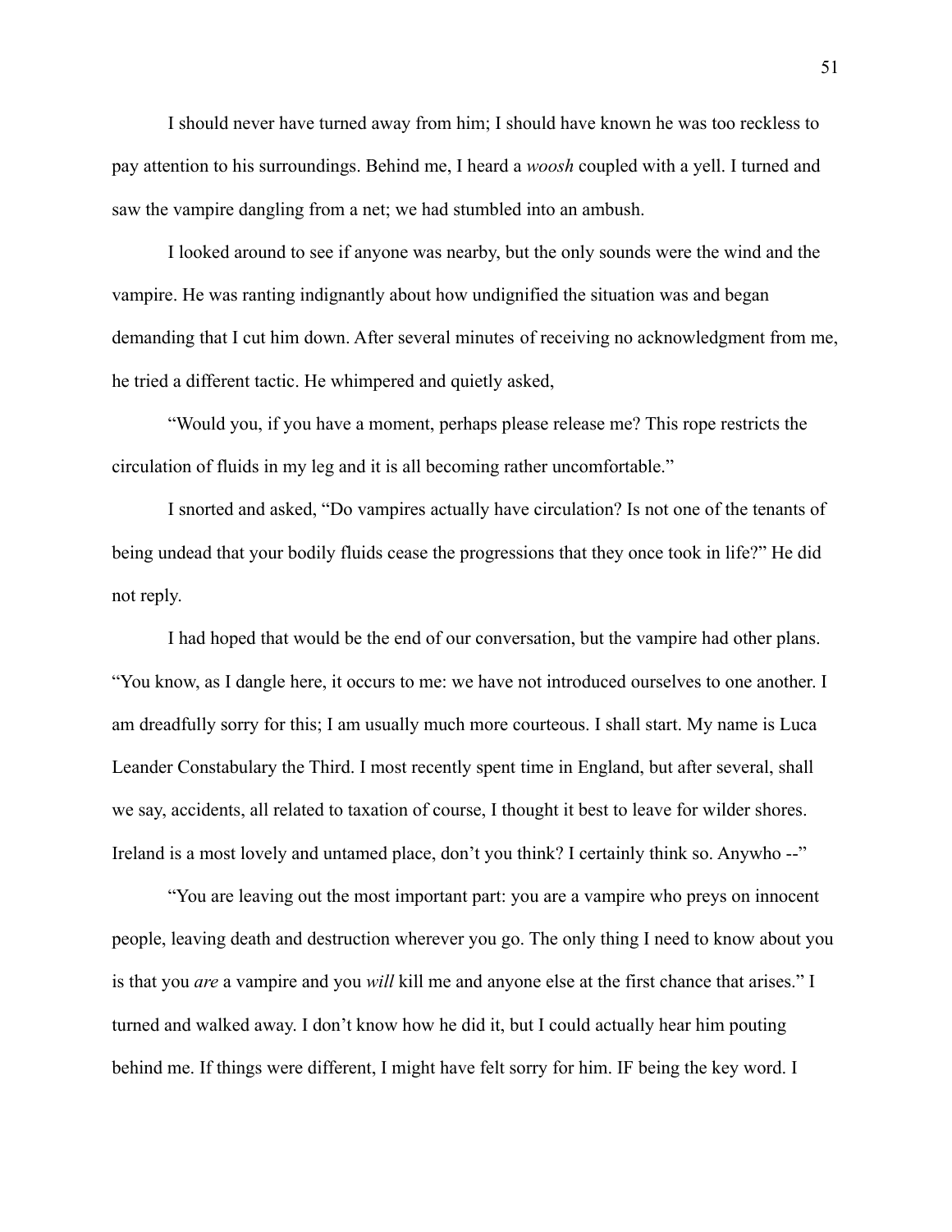I should never have turned away from him; I should have known he was too reckless to pay attention to his surroundings. Behind me, I heard a *woosh* coupled with a yell. I turned and saw the vampire dangling from a net; we had stumbled into an ambush.

I looked around to see if anyone was nearby, but the only sounds were the wind and the vampire. He was ranting indignantly about how undignified the situation was and began demanding that I cut him down. After several minutes of receiving no acknowledgment from me, he tried a different tactic. He whimpered and quietly asked,

"Would you, if you have a moment, perhaps please release me? This rope restricts the circulation of fluids in my leg and it is all becoming rather uncomfortable."

I snorted and asked, "Do vampires actually have circulation? Is not one of the tenants of being undead that your bodily fluids cease the progressions that they once took in life?" He did not reply.

I had hoped that would be the end of our conversation, but the vampire had other plans. "You know, as I dangle here, it occurs to me: we have not introduced ourselves to one another. I am dreadfully sorry for this; I am usually much more courteous. I shall start. My name is Luca Leander Constabulary the Third. I most recently spent time in England, but after several, shall we say, accidents, all related to taxation of course, I thought it best to leave for wilder shores. Ireland is a most lovely and untamed place, don't you think? I certainly think so. Anywho --"

"You are leaving out the most important part: you are a vampire who preys on innocent people, leaving death and destruction wherever you go. The only thing I need to know about you is that you *are* a vampire and you *will* kill me and anyone else at the first chance that arises." I turned and walked away. I don't know how he did it, but I could actually hear him pouting behind me. If things were different, I might have felt sorry for him. IF being the key word. I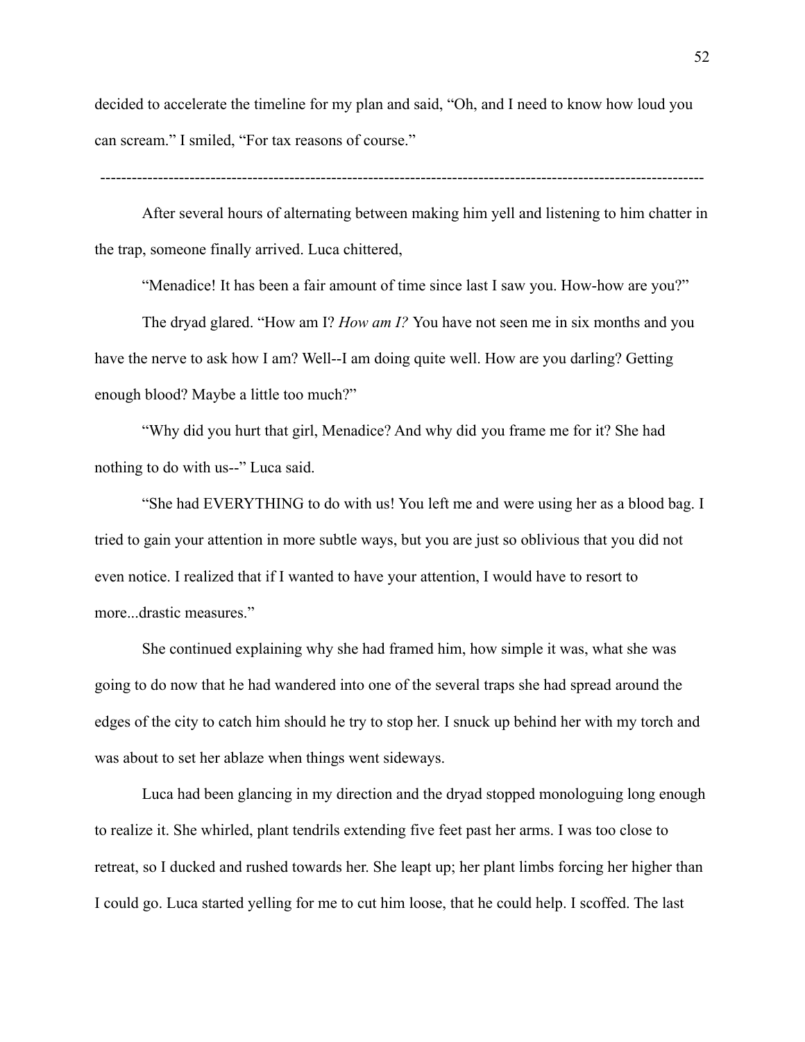decided to accelerate the timeline for my plan and said, "Oh, and I need to know how loud you can scream." I smiled, "For tax reasons of course."

---

After several hours of alternating between making him yell and listening to him chatter in the trap, someone finally arrived. Luca chittered,

"Menadice! It has been a fair amount of time since last I saw you. How-how are you?"

The dryad glared. "How am I? *How am I?* You have not seen me in six months and you have the nerve to ask how I am? Well--I am doing quite well. How are you darling? Getting enough blood? Maybe a little too much?"

"Why did you hurt that girl, Menadice? And why did you frame me for it? She had nothing to do with us--" Luca said.

"She had EVERYTHING to do with us! You left me and were using her as a blood bag. I tried to gain your attention in more subtle ways, but you are just so oblivious that you did not even notice. I realized that if I wanted to have your attention, I would have to resort to more...drastic measures."

She continued explaining why she had framed him, how simple it was, what she was going to do now that he had wandered into one of the several traps she had spread around the edges of the city to catch him should he try to stop her. I snuck up behind her with my torch and was about to set her ablaze when things went sideways.

Luca had been glancing in my direction and the dryad stopped monologuing long enough to realize it. She whirled, plant tendrils extending five feet past her arms. I was too close to retreat, so I ducked and rushed towards her. She leapt up; her plant limbs forcing her higher than I could go. Luca started yelling for me to cut him loose, that he could help. I scoffed. The last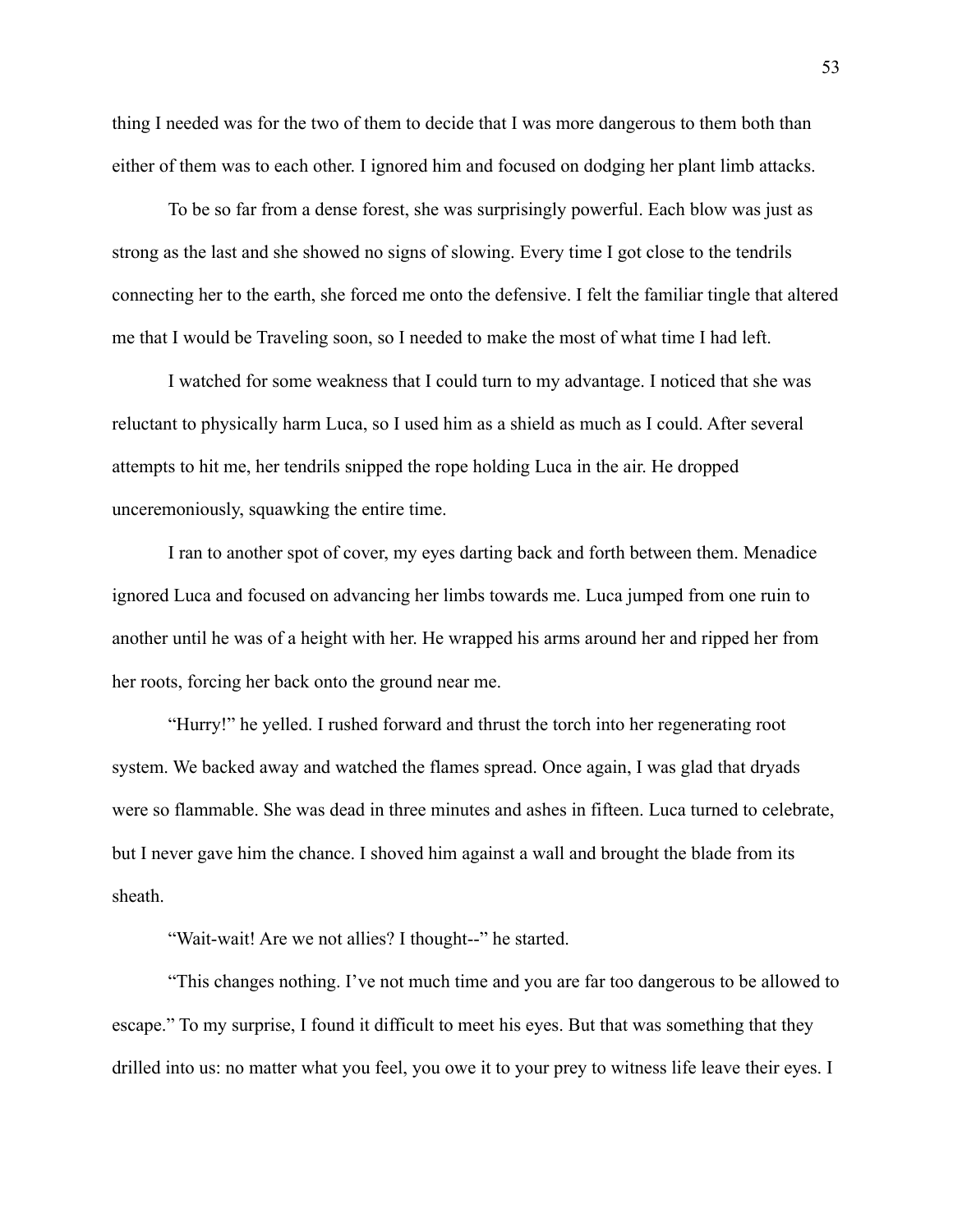thing I needed was for the two of them to decide that I was more dangerous to them both than either of them was to each other. I ignored him and focused on dodging her plant limb attacks.

To be so far from a dense forest, she was surprisingly powerful. Each blow was just as strong as the last and she showed no signs of slowing. Every time I got close to the tendrils connecting her to the earth, she forced me onto the defensive. I felt the familiar tingle that altered me that I would be Traveling soon, so I needed to make the most of what time I had left.

I watched for some weakness that I could turn to my advantage. I noticed that she was reluctant to physically harm Luca, so I used him as a shield as much as I could. After several attempts to hit me, her tendrils snipped the rope holding Luca in the air. He dropped unceremoniously, squawking the entire time.

I ran to another spot of cover, my eyes darting back and forth between them. Menadice ignored Luca and focused on advancing her limbs towards me. Luca jumped from one ruin to another until he was of a height with her. He wrapped his arms around her and ripped her from her roots, forcing her back onto the ground near me.

"Hurry!" he yelled. I rushed forward and thrust the torch into her regenerating root system. We backed away and watched the flames spread. Once again, I was glad that dryads were so flammable. She was dead in three minutes and ashes in fifteen. Luca turned to celebrate, but I never gave him the chance. I shoved him against a wall and brought the blade from its sheath.

"Wait-wait! Are we not allies? I thought--" he started.

"This changes nothing. I've not much time and you are far too dangerous to be allowed to escape." To my surprise, I found it difficult to meet his eyes. But that was something that they drilled into us: no matter what you feel, you owe it to your prey to witness life leave their eyes. I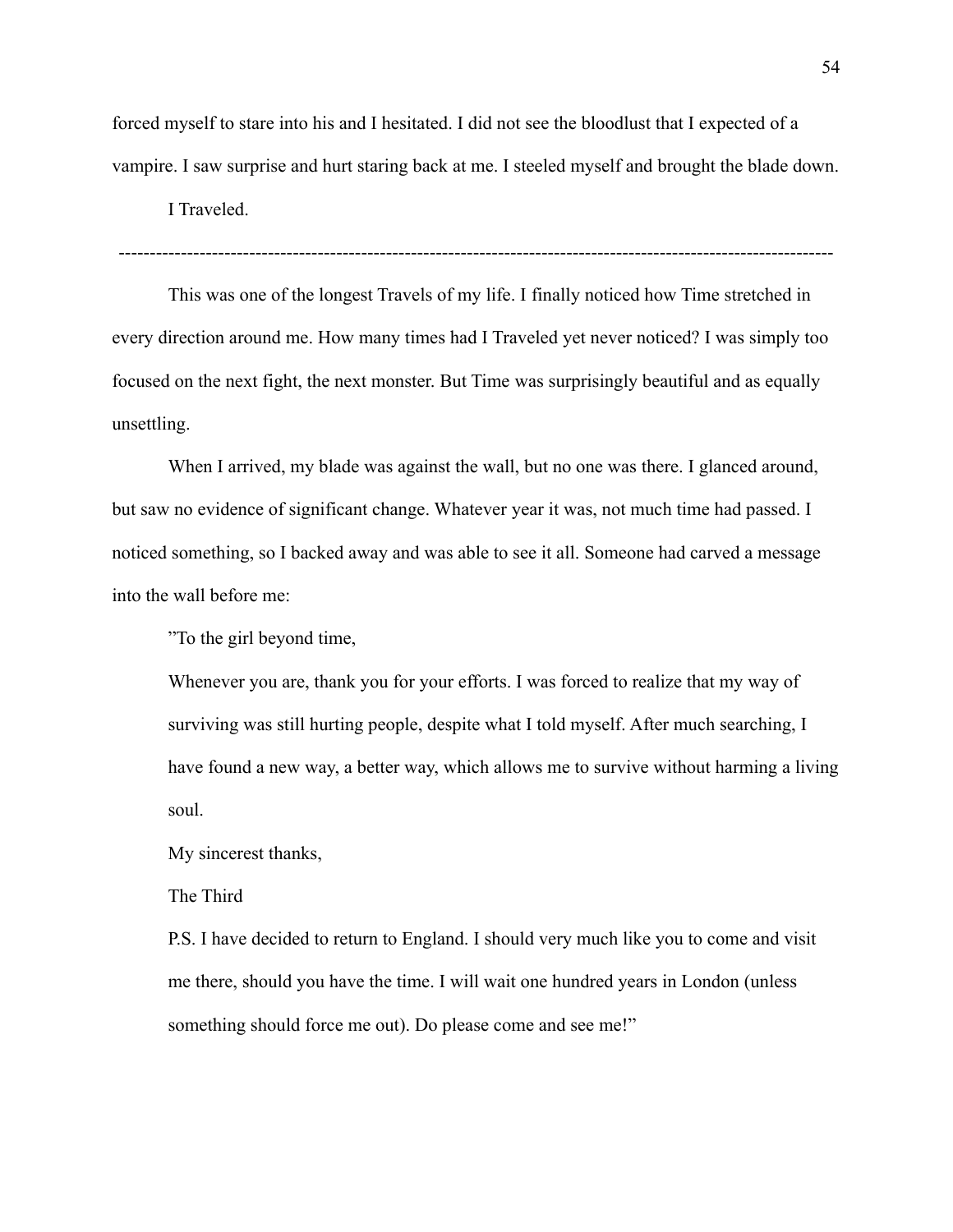forced myself to stare into his and I hesitated. I did not see the bloodlust that I expected of a vampire. I saw surprise and hurt staring back at me. I steeled myself and brought the blade down.

I Traveled.

---

This was one of the longest Travels of my life. I finally noticed how Time stretched in every direction around me. How many times had I Traveled yet never noticed? I was simply too focused on the next fight, the next monster. But Time was surprisingly beautiful and as equally unsettling.

When I arrived, my blade was against the wall, but no one was there. I glanced around, but saw no evidence of significant change. Whatever year it was, not much time had passed. I noticed something, so I backed away and was able to see it all. Someone had carved a message into the wall before me:

> "To the girl beyond time,
>
> Whenever you are, thank you for your efforts. I was forced to realize that my way of surviving was still hurting people, despite what I told myself. After much searching, I have found a new way, a better way, which allows me to survive without harming a living soul.
>
> My sincerest thanks,
>
> The Third
>
> P.S. I have decided to return to England. I should very much like you to come and visit me there, should you have the time. I will wait one hundred years in London (unless something should force me out). Do please come and see me!"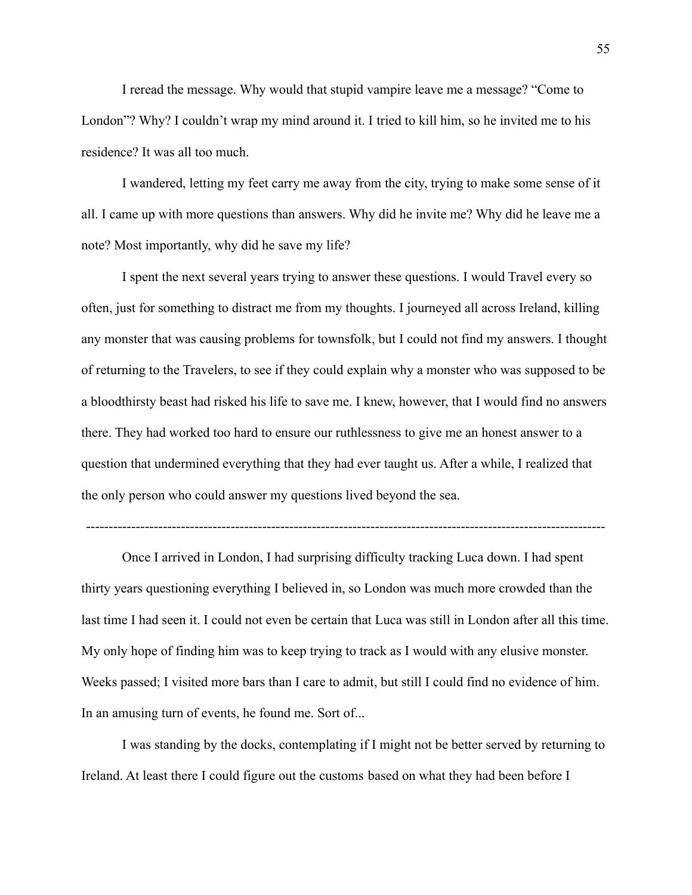I reread the message. Why would that stupid vampire leave me a message? "Come to London"? Why? I couldn't wrap my mind around it. I tried to kill him, so he invited me to his residence? It was all too much.

I wandered, letting my feet carry me away from the city, trying to make some sense of it all. I came up with more questions than answers. Why did he invite me? Why did he leave me a note? Most importantly, why did he save my life?

I spent the next several years trying to answer these questions. I would Travel every so often, just for something to distract me from my thoughts. I journeyed all across Ireland, killing any monster that was causing problems for townsfolk, but I could not find my answers. I thought of returning to the Travelers, to see if they could explain why a monster who was supposed to be a bloodthirsty beast had risked his life to save me. I knew, however, that I would find no answers there. They had worked too hard to ensure our ruthlessness to give me an honest answer to a question that undermined everything that they had ever taught us. After a while, I realized that the only person who could answer my questions lived beyond the sea.

---

Once I arrived in London, I had surprising difficulty tracking Luca down. I had spent thirty years questioning everything I believed in, so London was much more crowded than the last time I had seen it. I could not even be certain that Luca was still in London after all this time. My only hope of finding him was to keep trying to track as I would with any elusive monster. Weeks passed; I visited more bars than I care to admit, but still I could find no evidence of him. In an amusing turn of events, he found me. Sort of...

I was standing by the docks, contemplating if I might not be better served by returning to Ireland. At least there I could figure out the customs based on what they had been before I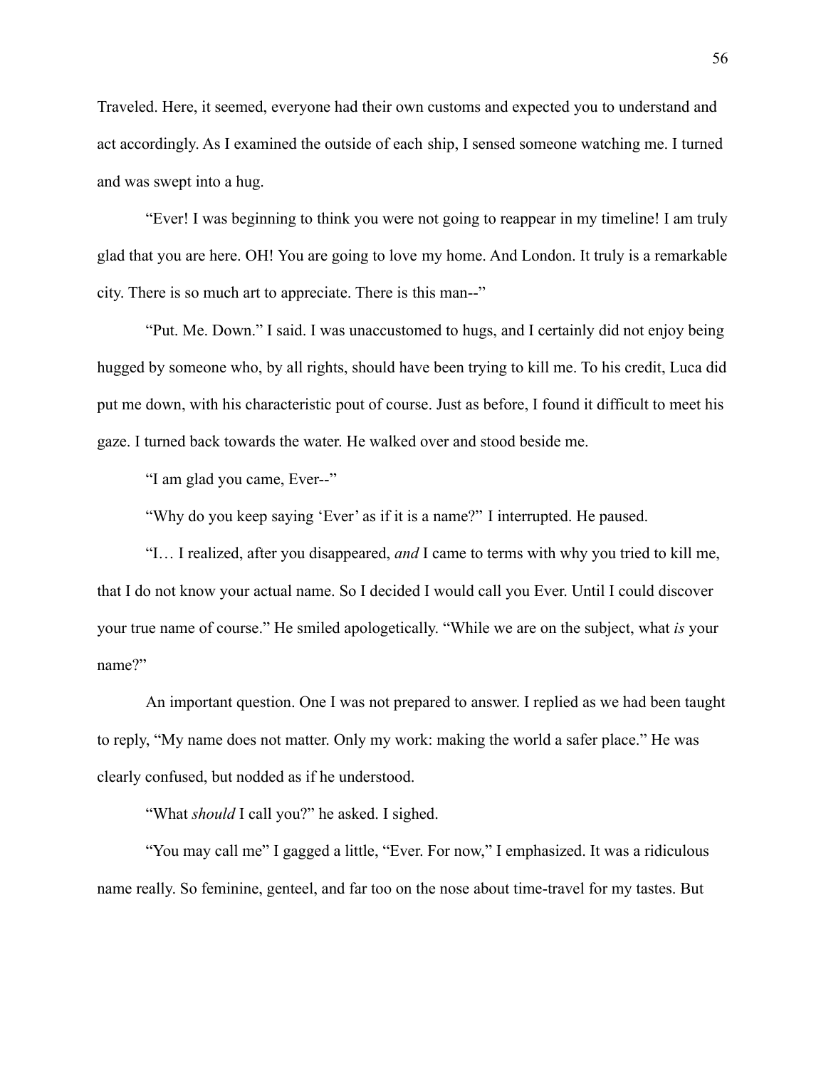Traveled. Here, it seemed, everyone had their own customs and expected you to understand and act accordingly. As I examined the outside of each ship, I sensed someone watching me. I turned and was swept into a hug.

"Ever! I was beginning to think you were not going to reappear in my timeline! I am truly glad that you are here. OH! You are going to love my home. And London. It truly is a remarkable city. There is so much art to appreciate. There is this man--"

"Put. Me. Down." I said. I was unaccustomed to hugs, and I certainly did not enjoy being hugged by someone who, by all rights, should have been trying to kill me. To his credit, Luca did put me down, with his characteristic pout of course. Just as before, I found it difficult to meet his gaze. I turned back towards the water. He walked over and stood beside me.

"I am glad you came, Ever--"

"Why do you keep saying 'Ever' as if it is a name?" I interrupted. He paused.

"I… I realized, after you disappeared, *and* I came to terms with why you tried to kill me, that I do not know your actual name. So I decided I would call you Ever. Until I could discover your true name of course." He smiled apologetically. "While we are on the subject, what *is* your name?"

An important question. One I was not prepared to answer. I replied as we had been taught to reply, "My name does not matter. Only my work: making the world a safer place." He was clearly confused, but nodded as if he understood.

"What *should* I call you?" he asked. I sighed.

"You may call me" I gagged a little, "Ever. For now," I emphasized. It was a ridiculous name really. So feminine, genteel, and far too on the nose about time-travel for my tastes. But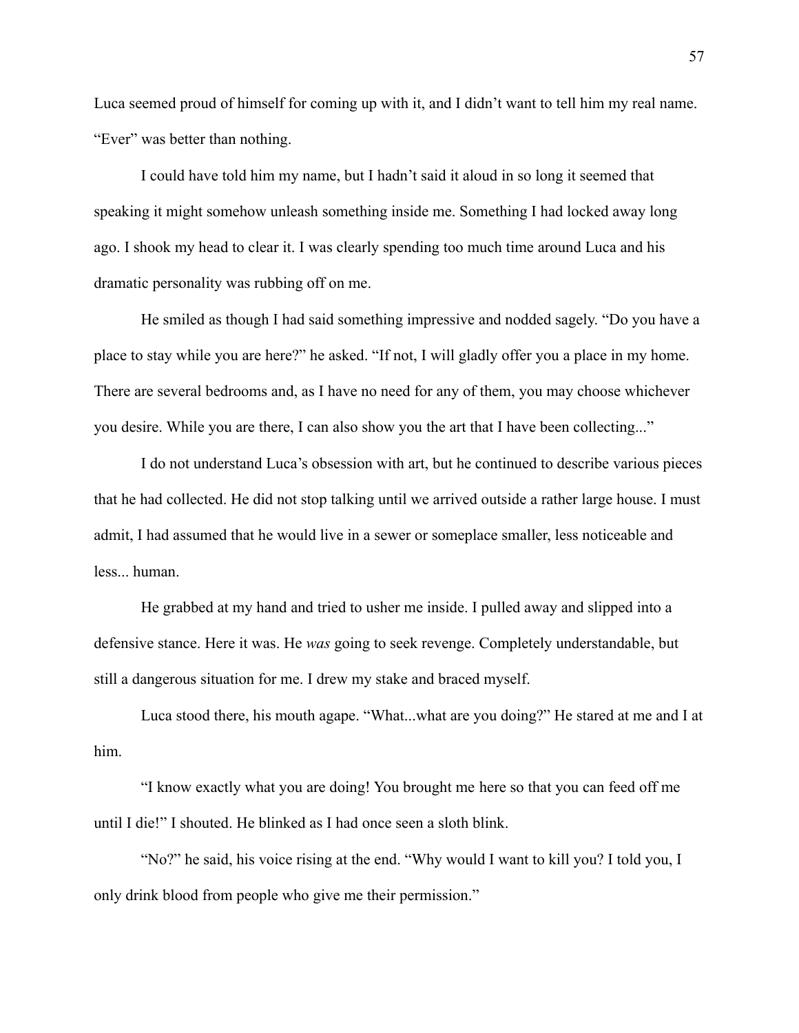Luca seemed proud of himself for coming up with it, and I didn't want to tell him my real name. "Ever" was better than nothing.

I could have told him my name, but I hadn't said it aloud in so long it seemed that speaking it might somehow unleash something inside me. Something I had locked away long ago. I shook my head to clear it. I was clearly spending too much time around Luca and his dramatic personality was rubbing off on me.

He smiled as though I had said something impressive and nodded sagely. "Do you have a place to stay while you are here?" he asked. "If not, I will gladly offer you a place in my home. There are several bedrooms and, as I have no need for any of them, you may choose whichever you desire. While you are there, I can also show you the art that I have been collecting..."

I do not understand Luca's obsession with art, but he continued to describe various pieces that he had collected. He did not stop talking until we arrived outside a rather large house. I must admit, I had assumed that he would live in a sewer or someplace smaller, less noticeable and less... human.

He grabbed at my hand and tried to usher me inside. I pulled away and slipped into a defensive stance. Here it was. He *was* going to seek revenge. Completely understandable, but still a dangerous situation for me. I drew my stake and braced myself.

Luca stood there, his mouth agape. "What...what are you doing?" He stared at me and I at him.

"I know exactly what you are doing! You brought me here so that you can feed off me until I die!" I shouted. He blinked as I had once seen a sloth blink.

"No?" he said, his voice rising at the end. "Why would I want to kill you? I told you, I only drink blood from people who give me their permission."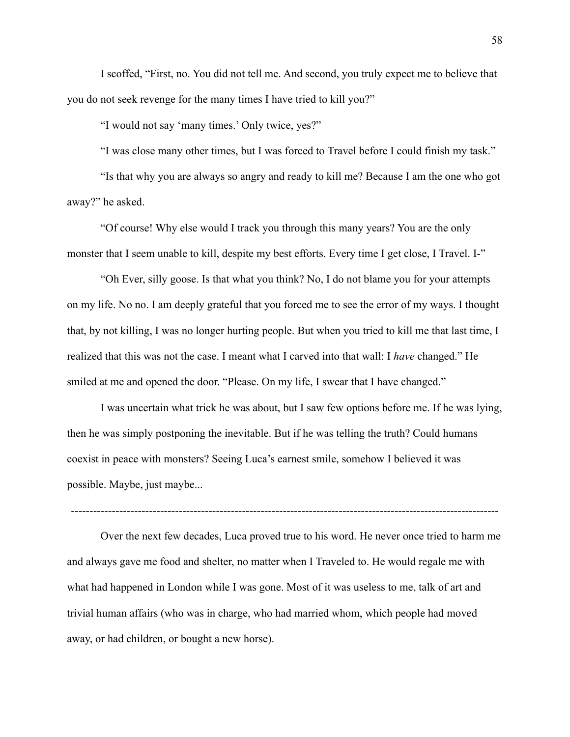I scoffed, "First, no. You did not tell me. And second, you truly expect me to believe that you do not seek revenge for the many times I have tried to kill you?"

"I would not say 'many times.' Only twice, yes?"

"I was close many other times, but I was forced to Travel before I could finish my task."

"Is that why you are always so angry and ready to kill me? Because I am the one who got away?" he asked.

"Of course! Why else would I track you through this many years? You are the only monster that I seem unable to kill, despite my best efforts. Every time I get close, I Travel. I-"

"Oh Ever, silly goose. Is that what you think? No, I do not blame you for your attempts on my life. No no. I am deeply grateful that you forced me to see the error of my ways. I thought that, by not killing, I was no longer hurting people. But when you tried to kill me that last time, I realized that this was not the case. I meant what I carved into that wall: I *have* changed." He smiled at me and opened the door. "Please. On my life, I swear that I have changed."

I was uncertain what trick he was about, but I saw few options before me. If he was lying, then he was simply postponing the inevitable. But if he was telling the truth? Could humans coexist in peace with monsters? Seeing Luca's earnest smile, somehow I believed it was possible. Maybe, just maybe...

---

Over the next few decades, Luca proved true to his word. He never once tried to harm me and always gave me food and shelter, no matter when I Traveled to. He would regale me with what had happened in London while I was gone. Most of it was useless to me, talk of art and trivial human affairs (who was in charge, who had married whom, which people had moved away, or had children, or bought a new horse).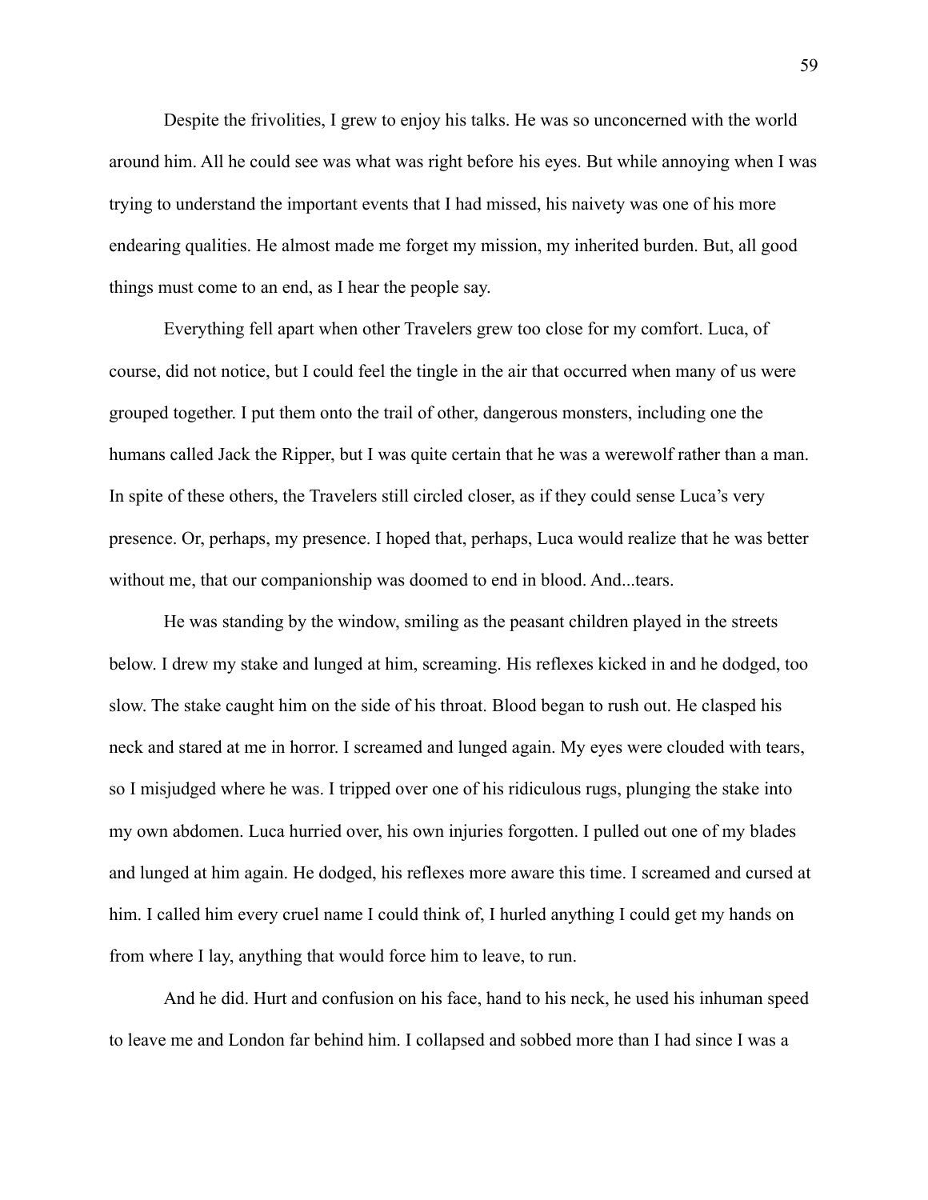Despite the frivolities, I grew to enjoy his talks. He was so unconcerned with the world around him. All he could see was what was right before his eyes. But while annoying when I was trying to understand the important events that I had missed, his naivety was one of his more endearing qualities. He almost made me forget my mission, my inherited burden. But, all good things must come to an end, as I hear the people say.

Everything fell apart when other Travelers grew too close for my comfort. Luca, of course, did not notice, but I could feel the tingle in the air that occurred when many of us were grouped together. I put them onto the trail of other, dangerous monsters, including one the humans called Jack the Ripper, but I was quite certain that he was a werewolf rather than a man. In spite of these others, the Travelers still circled closer, as if they could sense Luca's very presence. Or, perhaps, my presence. I hoped that, perhaps, Luca would realize that he was better without me, that our companionship was doomed to end in blood. And...tears.

He was standing by the window, smiling as the peasant children played in the streets below. I drew my stake and lunged at him, screaming. His reflexes kicked in and he dodged, too slow. The stake caught him on the side of his throat. Blood began to rush out. He clasped his neck and stared at me in horror. I screamed and lunged again. My eyes were clouded with tears, so I misjudged where he was. I tripped over one of his ridiculous rugs, plunging the stake into my own abdomen. Luca hurried over, his own injuries forgotten. I pulled out one of my blades and lunged at him again. He dodged, his reflexes more aware this time. I screamed and cursed at him. I called him every cruel name I could think of, I hurled anything I could get my hands on from where I lay, anything that would force him to leave, to run.

And he did. Hurt and confusion on his face, hand to his neck, he used his inhuman speed to leave me and London far behind him. I collapsed and sobbed more than I had since I was a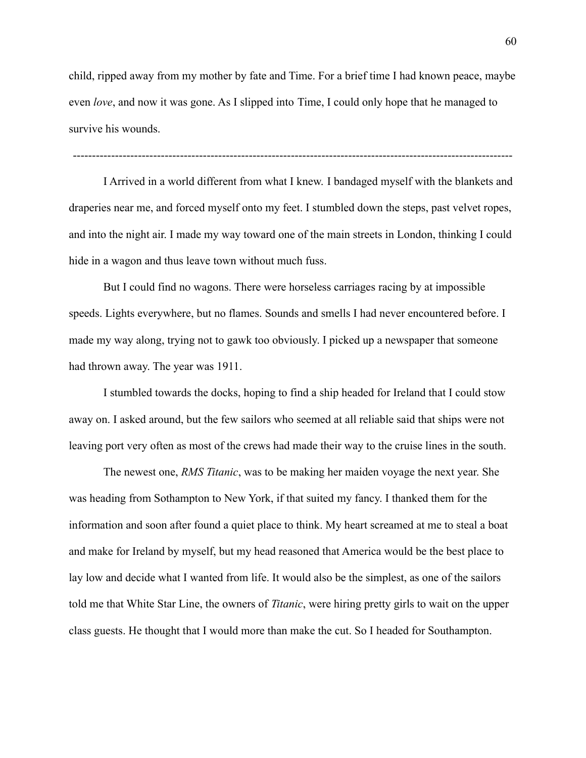child, ripped away from my mother by fate and Time. For a brief time I had known peace, maybe even *love*, and now it was gone. As I slipped into Time, I could only hope that he managed to survive his wounds.

---

I Arrived in a world different from what I knew. I bandaged myself with the blankets and draperies near me, and forced myself onto my feet. I stumbled down the steps, past velvet ropes, and into the night air. I made my way toward one of the main streets in London, thinking I could hide in a wagon and thus leave town without much fuss.

But I could find no wagons. There were horseless carriages racing by at impossible speeds. Lights everywhere, but no flames. Sounds and smells I had never encountered before. I made my way along, trying not to gawk too obviously. I picked up a newspaper that someone had thrown away. The year was 1911.

I stumbled towards the docks, hoping to find a ship headed for Ireland that I could stow away on. I asked around, but the few sailors who seemed at all reliable said that ships were not leaving port very often as most of the crews had made their way to the cruise lines in the south.

The newest one, *RMS Titanic*, was to be making her maiden voyage the next year. She was heading from Sothampton to New York, if that suited my fancy. I thanked them for the information and soon after found a quiet place to think. My heart screamed at me to steal a boat and make for Ireland by myself, but my head reasoned that America would be the best place to lay low and decide what I wanted from life. It would also be the simplest, as one of the sailors told me that White Star Line, the owners of *Titanic*, were hiring pretty girls to wait on the upper class guests. He thought that I would more than make the cut. So I headed for Southampton.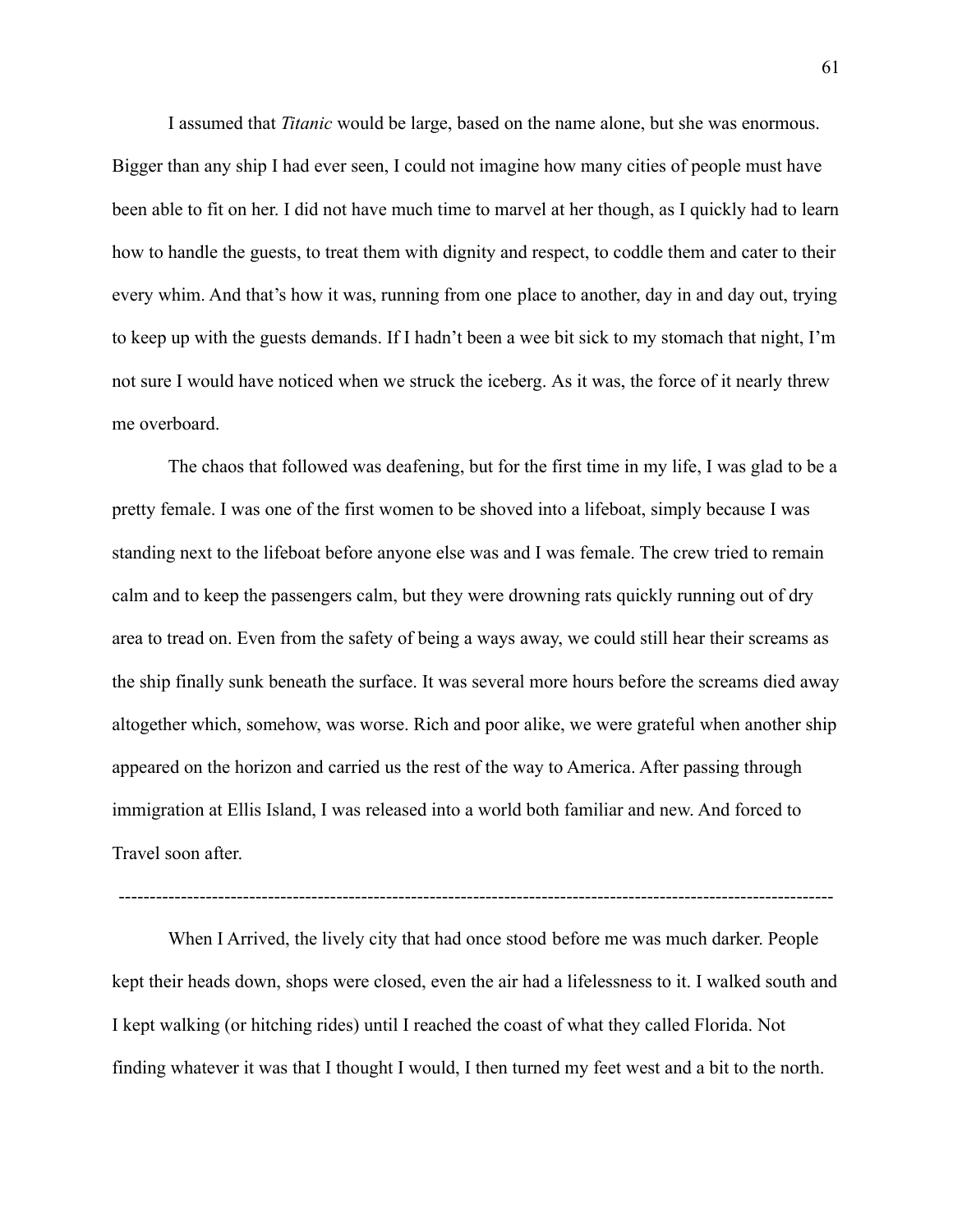I assumed that *Titanic* would be large, based on the name alone, but she was enormous. Bigger than any ship I had ever seen, I could not imagine how many cities of people must have been able to fit on her. I did not have much time to marvel at her though, as I quickly had to learn how to handle the guests, to treat them with dignity and respect, to coddle them and cater to their every whim. And that's how it was, running from one place to another, day in and day out, trying to keep up with the guests demands. If I hadn't been a wee bit sick to my stomach that night, I'm not sure I would have noticed when we struck the iceberg. As it was, the force of it nearly threw me overboard.

The chaos that followed was deafening, but for the first time in my life, I was glad to be a pretty female. I was one of the first women to be shoved into a lifeboat, simply because I was standing next to the lifeboat before anyone else was and I was female. The crew tried to remain calm and to keep the passengers calm, but they were drowning rats quickly running out of dry area to tread on. Even from the safety of being a ways away, we could still hear their screams as the ship finally sunk beneath the surface. It was several more hours before the screams died away altogether which, somehow, was worse. Rich and poor alike, we were grateful when another ship appeared on the horizon and carried us the rest of the way to America. After passing through immigration at Ellis Island, I was released into a world both familiar and new. And forced to Travel soon after.

---

When I Arrived, the lively city that had once stood before me was much darker. People kept their heads down, shops were closed, even the air had a lifelessness to it. I walked south and I kept walking (or hitching rides) until I reached the coast of what they called Florida. Not finding whatever it was that I thought I would, I then turned my feet west and a bit to the north.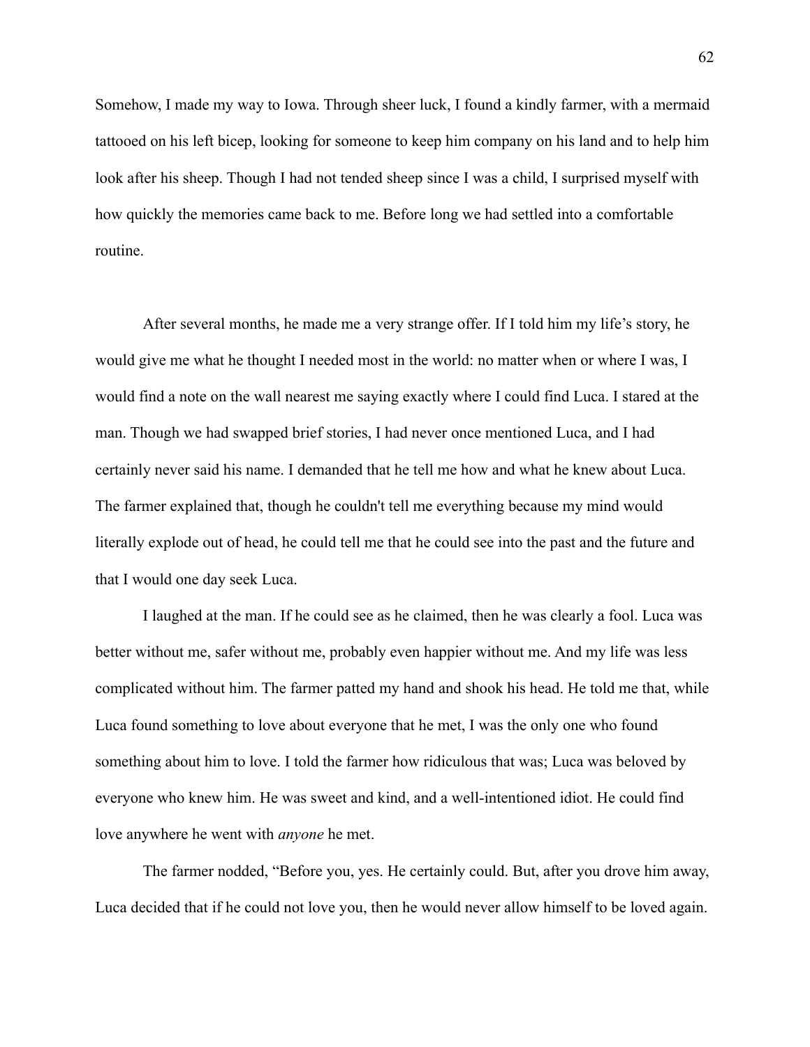Somehow, I made my way to Iowa. Through sheer luck, I found a kindly farmer, with a mermaid tattooed on his left bicep, looking for someone to keep him company on his land and to help him look after his sheep. Though I had not tended sheep since I was a child, I surprised myself with how quickly the memories came back to me. Before long we had settled into a comfortable routine.

After several months, he made me a very strange offer. If I told him my life's story, he would give me what he thought I needed most in the world: no matter when or where I was, I would find a note on the wall nearest me saying exactly where I could find Luca. I stared at the man. Though we had swapped brief stories, I had never once mentioned Luca, and I had certainly never said his name. I demanded that he tell me how and what he knew about Luca. The farmer explained that, though he couldn't tell me everything because my mind would literally explode out of head, he could tell me that he could see into the past and the future and that I would one day seek Luca.

I laughed at the man. If he could see as he claimed, then he was clearly a fool. Luca was better without me, safer without me, probably even happier without me. And my life was less complicated without him. The farmer patted my hand and shook his head. He told me that, while Luca found something to love about everyone that he met, I was the only one who found something about him to love. I told the farmer how ridiculous that was; Luca was beloved by everyone who knew him. He was sweet and kind, and a well-intentioned idiot. He could find love anywhere he went with *anyone* he met.

The farmer nodded, "Before you, yes. He certainly could. But, after you drove him away, Luca decided that if he could not love you, then he would never allow himself to be loved again.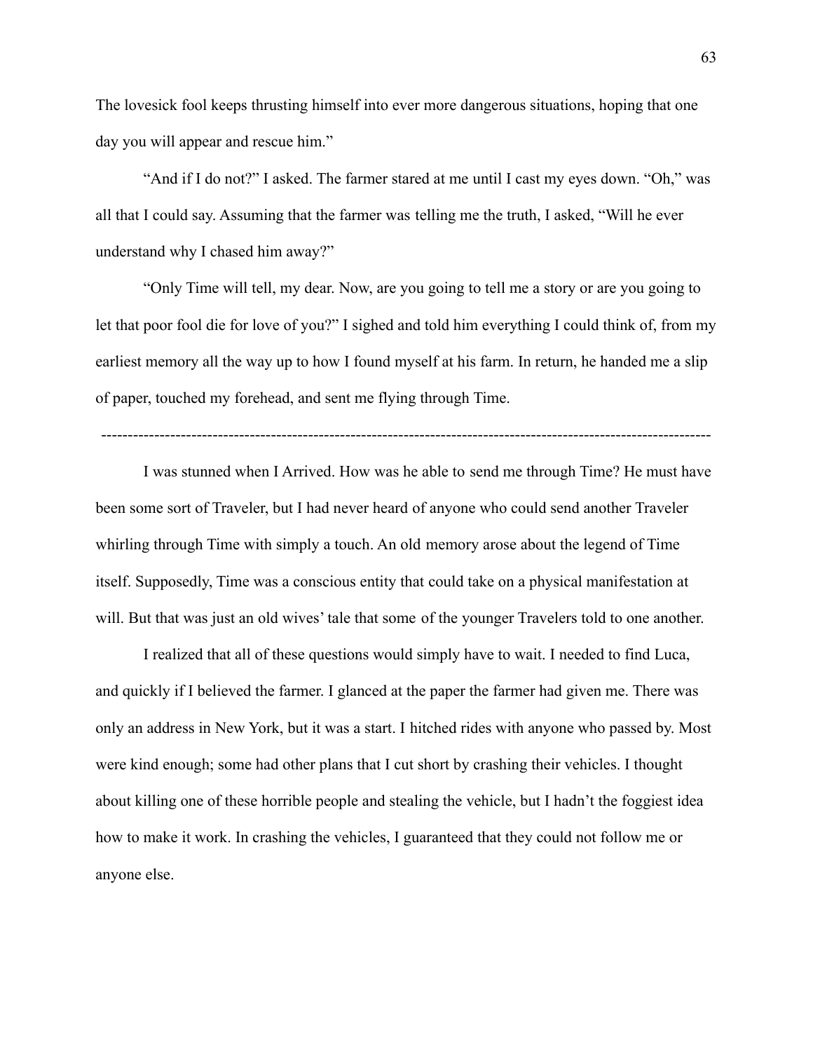The lovesick fool keeps thrusting himself into ever more dangerous situations, hoping that one day you will appear and rescue him."

"And if I do not?" I asked. The farmer stared at me until I cast my eyes down. "Oh," was all that I could say. Assuming that the farmer was telling me the truth, I asked, "Will he ever understand why I chased him away?"

"Only Time will tell, my dear. Now, are you going to tell me a story or are you going to let that poor fool die for love of you?" I sighed and told him everything I could think of, from my earliest memory all the way up to how I found myself at his farm. In return, he handed me a slip of paper, touched my forehead, and sent me flying through Time.

---

I was stunned when I Arrived. How was he able to send me through Time? He must have been some sort of Traveler, but I had never heard of anyone who could send another Traveler whirling through Time with simply a touch. An old memory arose about the legend of Time itself. Supposedly, Time was a conscious entity that could take on a physical manifestation at will. But that was just an old wives' tale that some of the younger Travelers told to one another.

I realized that all of these questions would simply have to wait. I needed to find Luca, and quickly if I believed the farmer. I glanced at the paper the farmer had given me. There was only an address in New York, but it was a start. I hitched rides with anyone who passed by. Most were kind enough; some had other plans that I cut short by crashing their vehicles. I thought about killing one of these horrible people and stealing the vehicle, but I hadn't the foggiest idea how to make it work. In crashing the vehicles, I guaranteed that they could not follow me or anyone else.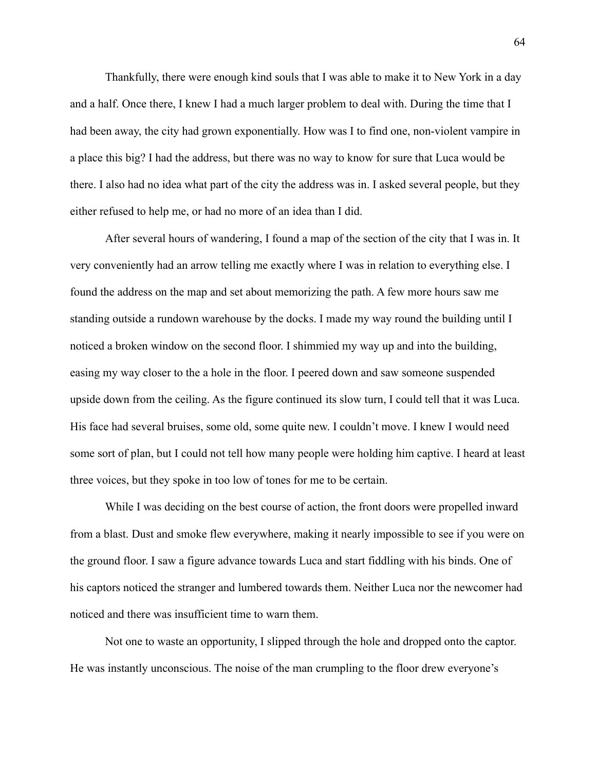Thankfully, there were enough kind souls that I was able to make it to New York in a day and a half. Once there, I knew I had a much larger problem to deal with. During the time that I had been away, the city had grown exponentially. How was I to find one, non-violent vampire in a place this big? I had the address, but there was no way to know for sure that Luca would be there. I also had no idea what part of the city the address was in. I asked several people, but they either refused to help me, or had no more of an idea than I did.

After several hours of wandering, I found a map of the section of the city that I was in. It very conveniently had an arrow telling me exactly where I was in relation to everything else. I found the address on the map and set about memorizing the path. A few more hours saw me standing outside a rundown warehouse by the docks. I made my way round the building until I noticed a broken window on the second floor. I shimmied my way up and into the building, easing my way closer to the a hole in the floor. I peered down and saw someone suspended upside down from the ceiling. As the figure continued its slow turn, I could tell that it was Luca. His face had several bruises, some old, some quite new. I couldn't move. I knew I would need some sort of plan, but I could not tell how many people were holding him captive. I heard at least three voices, but they spoke in too low of tones for me to be certain.

While I was deciding on the best course of action, the front doors were propelled inward from a blast. Dust and smoke flew everywhere, making it nearly impossible to see if you were on the ground floor. I saw a figure advance towards Luca and start fiddling with his binds. One of his captors noticed the stranger and lumbered towards them. Neither Luca nor the newcomer had noticed and there was insufficient time to warn them.

Not one to waste an opportunity, I slipped through the hole and dropped onto the captor. He was instantly unconscious. The noise of the man crumpling to the floor drew everyone's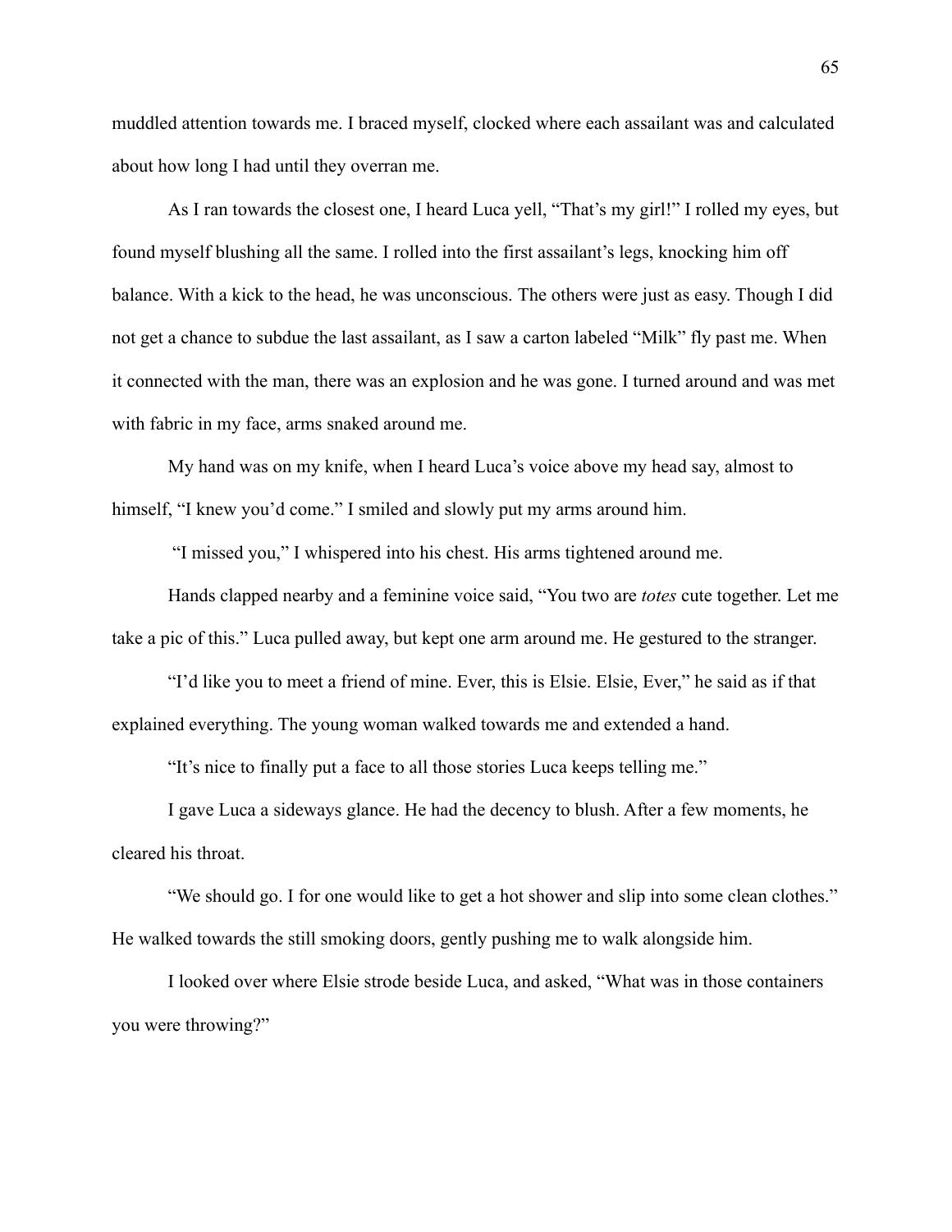muddled attention towards me. I braced myself, clocked where each assailant was and calculated about how long I had until they overran me.

As I ran towards the closest one, I heard Luca yell, "That's my girl!" I rolled my eyes, but found myself blushing all the same. I rolled into the first assailant's legs, knocking him off balance. With a kick to the head, he was unconscious. The others were just as easy. Though I did not get a chance to subdue the last assailant, as I saw a carton labeled "Milk" fly past me. When it connected with the man, there was an explosion and he was gone. I turned around and was met with fabric in my face, arms snaked around me.

My hand was on my knife, when I heard Luca's voice above my head say, almost to himself, "I knew you'd come." I smiled and slowly put my arms around him.

"I missed you," I whispered into his chest. His arms tightened around me.

Hands clapped nearby and a feminine voice said, "You two are *totes* cute together. Let me take a pic of this." Luca pulled away, but kept one arm around me. He gestured to the stranger.

"I'd like you to meet a friend of mine. Ever, this is Elsie. Elsie, Ever," he said as if that explained everything. The young woman walked towards me and extended a hand.

"It's nice to finally put a face to all those stories Luca keeps telling me."

I gave Luca a sideways glance. He had the decency to blush. After a few moments, he cleared his throat.

"We should go. I for one would like to get a hot shower and slip into some clean clothes." He walked towards the still smoking doors, gently pushing me to walk alongside him.

I looked over where Elsie strode beside Luca, and asked, "What was in those containers you were throwing?"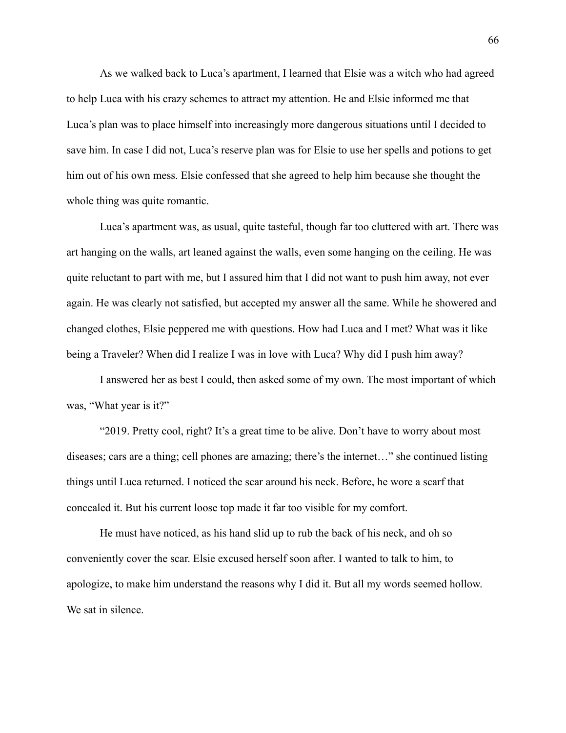As we walked back to Luca's apartment, I learned that Elsie was a witch who had agreed to help Luca with his crazy schemes to attract my attention. He and Elsie informed me that Luca's plan was to place himself into increasingly more dangerous situations until I decided to save him. In case I did not, Luca's reserve plan was for Elsie to use her spells and potions to get him out of his own mess. Elsie confessed that she agreed to help him because she thought the whole thing was quite romantic.

Luca's apartment was, as usual, quite tasteful, though far too cluttered with art. There was art hanging on the walls, art leaned against the walls, even some hanging on the ceiling. He was quite reluctant to part with me, but I assured him that I did not want to push him away, not ever again. He was clearly not satisfied, but accepted my answer all the same. While he showered and changed clothes, Elsie peppered me with questions. How had Luca and I met? What was it like being a Traveler? When did I realize I was in love with Luca? Why did I push him away?

I answered her as best I could, then asked some of my own. The most important of which was, "What year is it?"

"2019. Pretty cool, right? It's a great time to be alive. Don't have to worry about most diseases; cars are a thing; cell phones are amazing; there's the internet…" she continued listing things until Luca returned. I noticed the scar around his neck. Before, he wore a scarf that concealed it. But his current loose top made it far too visible for my comfort.

He must have noticed, as his hand slid up to rub the back of his neck, and oh so conveniently cover the scar. Elsie excused herself soon after. I wanted to talk to him, to apologize, to make him understand the reasons why I did it. But all my words seemed hollow. We sat in silence.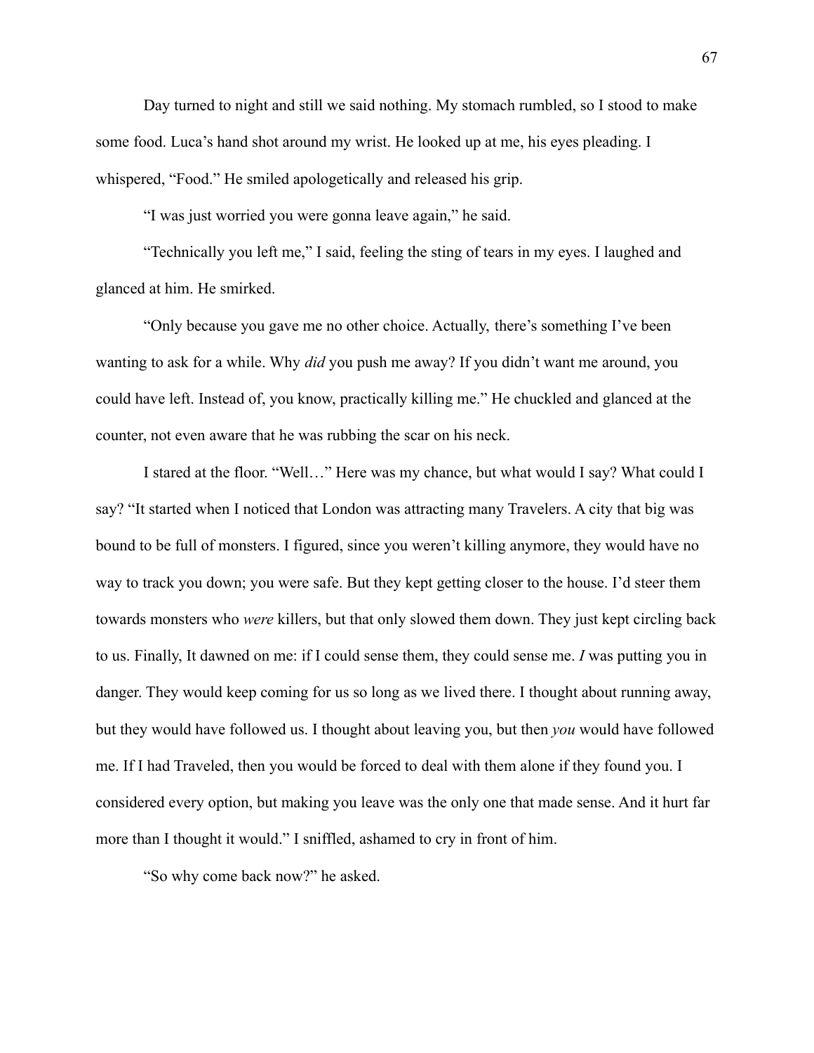Day turned to night and still we said nothing. My stomach rumbled, so I stood to make some food. Luca's hand shot around my wrist. He looked up at me, his eyes pleading. I whispered, "Food." He smiled apologetically and released his grip.

"I was just worried you were gonna leave again," he said.

"Technically you left me," I said, feeling the sting of tears in my eyes. I laughed and glanced at him. He smirked.

"Only because you gave me no other choice. Actually, there's something I've been wanting to ask for a while. Why *did* you push me away? If you didn't want me around, you could have left. Instead of, you know, practically killing me." He chuckled and glanced at the counter, not even aware that he was rubbing the scar on his neck.

I stared at the floor. "Well…" Here was my chance, but what would I say? What could I say? "It started when I noticed that London was attracting many Travelers. A city that big was bound to be full of monsters. I figured, since you weren't killing anymore, they would have no way to track you down; you were safe. But they kept getting closer to the house. I'd steer them towards monsters who *were* killers, but that only slowed them down. They just kept circling back to us. Finally, It dawned on me: if I could sense them, they could sense me. *I* was putting you in danger. They would keep coming for us so long as we lived there. I thought about running away, but they would have followed us. I thought about leaving you, but then *you* would have followed me. If I had Traveled, then you would be forced to deal with them alone if they found you. I considered every option, but making you leave was the only one that made sense. And it hurt far more than I thought it would." I sniffled, ashamed to cry in front of him.

"So why come back now?" he asked.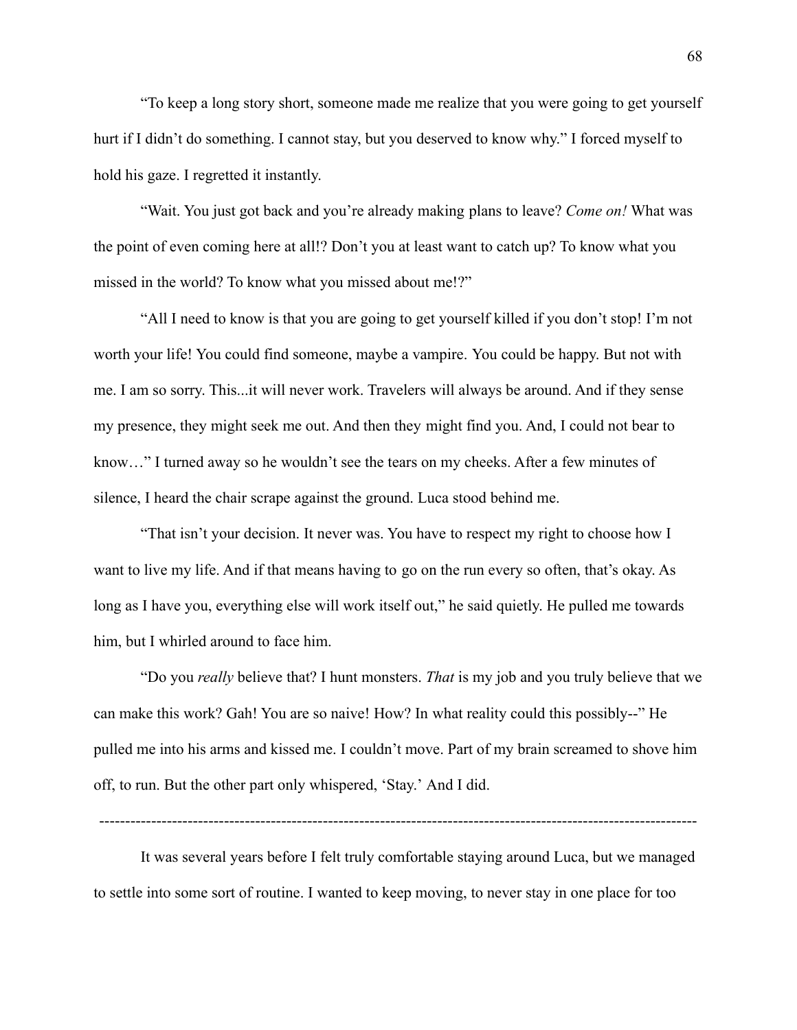"To keep a long story short, someone made me realize that you were going to get yourself hurt if I didn't do something. I cannot stay, but you deserved to know why." I forced myself to hold his gaze. I regretted it instantly.

"Wait. You just got back and you're already making plans to leave? *Come on!* What was the point of even coming here at all!? Don't you at least want to catch up? To know what you missed in the world? To know what you missed about me!?"

"All I need to know is that you are going to get yourself killed if you don't stop! I'm not worth your life! You could find someone, maybe a vampire. You could be happy. But not with me. I am so sorry. This...it will never work. Travelers will always be around. And if they sense my presence, they might seek me out. And then they might find you. And, I could not bear to know…" I turned away so he wouldn't see the tears on my cheeks. After a few minutes of silence, I heard the chair scrape against the ground. Luca stood behind me.

"That isn't your decision. It never was. You have to respect my right to choose how I want to live my life. And if that means having to go on the run every so often, that's okay. As long as I have you, everything else will work itself out," he said quietly. He pulled me towards him, but I whirled around to face him.

"Do you *really* believe that? I hunt monsters. *That* is my job and you truly believe that we can make this work? Gah! You are so naive! How? In what reality could this possibly--" He pulled me into his arms and kissed me. I couldn't move. Part of my brain screamed to shove him off, to run. But the other part only whispered, 'Stay.' And I did.

---

It was several years before I felt truly comfortable staying around Luca, but we managed to settle into some sort of routine. I wanted to keep moving, to never stay in one place for too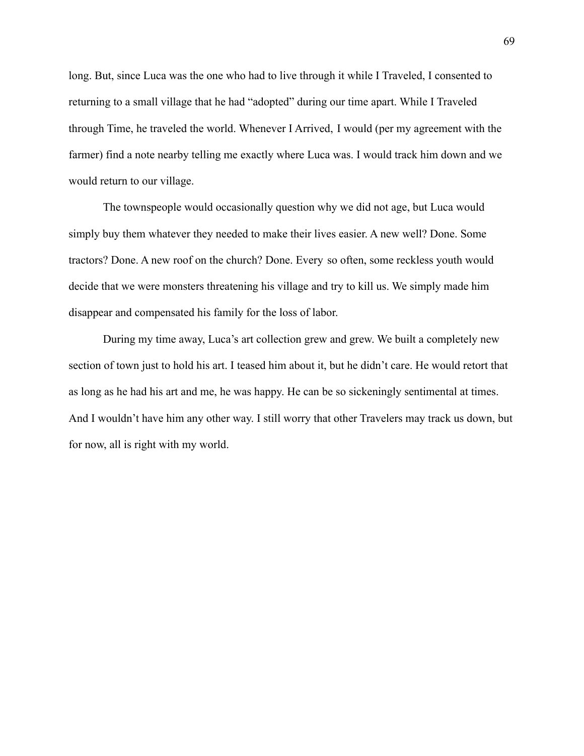long. But, since Luca was the one who had to live through it while I Traveled, I consented to returning to a small village that he had "adopted" during our time apart. While I Traveled through Time, he traveled the world. Whenever I Arrived, I would (per my agreement with the farmer) find a note nearby telling me exactly where Luca was. I would track him down and we would return to our village.

The townspeople would occasionally question why we did not age, but Luca would simply buy them whatever they needed to make their lives easier. A new well? Done. Some tractors? Done. A new roof on the church? Done. Every so often, some reckless youth would decide that we were monsters threatening his village and try to kill us. We simply made him disappear and compensated his family for the loss of labor.

During my time away, Luca's art collection grew and grew. We built a completely new section of town just to hold his art. I teased him about it, but he didn't care. He would retort that as long as he had his art and me, he was happy. He can be so sickeningly sentimental at times. And I wouldn't have him any other way. I still worry that other Travelers may track us down, but for now, all is right with my world.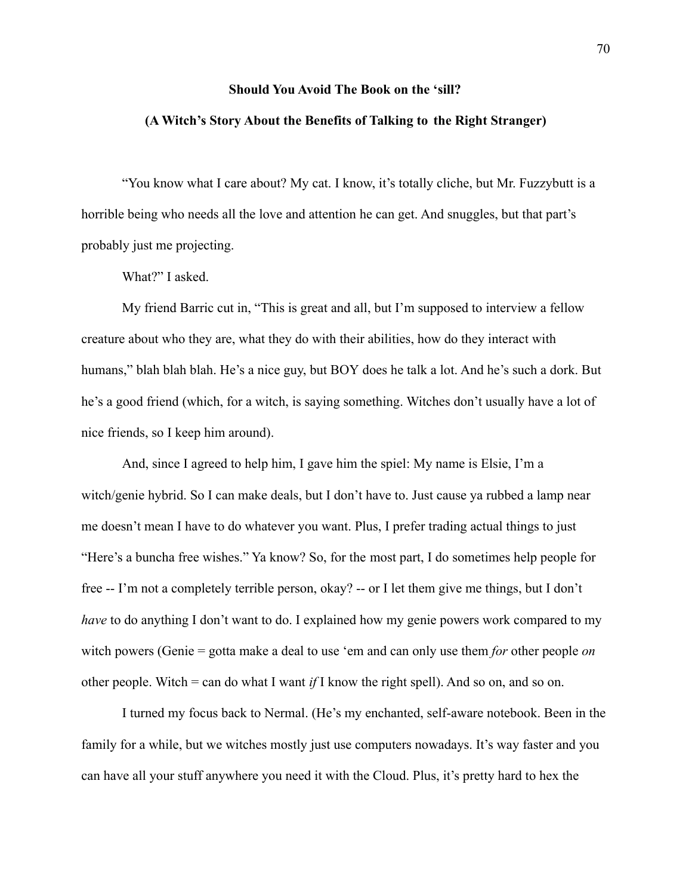**Should You Avoid The Book on the 'sill?**

**(A Witch's Story About the Benefits of Talking to the Right Stranger)**

"You know what I care about? My cat. I know, it's totally cliche, but Mr. Fuzzybutt is a horrible being who needs all the love and attention he can get. And snuggles, but that part's probably just me projecting.

What?" I asked.

My friend Barric cut in, "This is great and all, but I'm supposed to interview a fellow creature about who they are, what they do with their abilities, how do they interact with humans," blah blah blah. He's a nice guy, but BOY does he talk a lot. And he's such a dork. But he's a good friend (which, for a witch, is saying something. Witches don't usually have a lot of nice friends, so I keep him around).

And, since I agreed to help him, I gave him the spiel: My name is Elsie, I'm a witch/genie hybrid. So I can make deals, but I don't have to. Just cause ya rubbed a lamp near me doesn't mean I have to do whatever you want. Plus, I prefer trading actual things to just "Here's a buncha free wishes." Ya know? So, for the most part, I do sometimes help people for free -- I'm not a completely terrible person, okay? -- or I let them give me things, but I don't *have* to do anything I don't want to do. I explained how my genie powers work compared to my witch powers (Genie = gotta make a deal to use 'em and can only use them *for* other people *on* other people. Witch = can do what I want *if* I know the right spell). And so on, and so on.

I turned my focus back to Nermal. (He's my enchanted, self-aware notebook. Been in the family for a while, but we witches mostly just use computers nowadays. It's way faster and you can have all your stuff anywhere you need it with the Cloud. Plus, it's pretty hard to hex the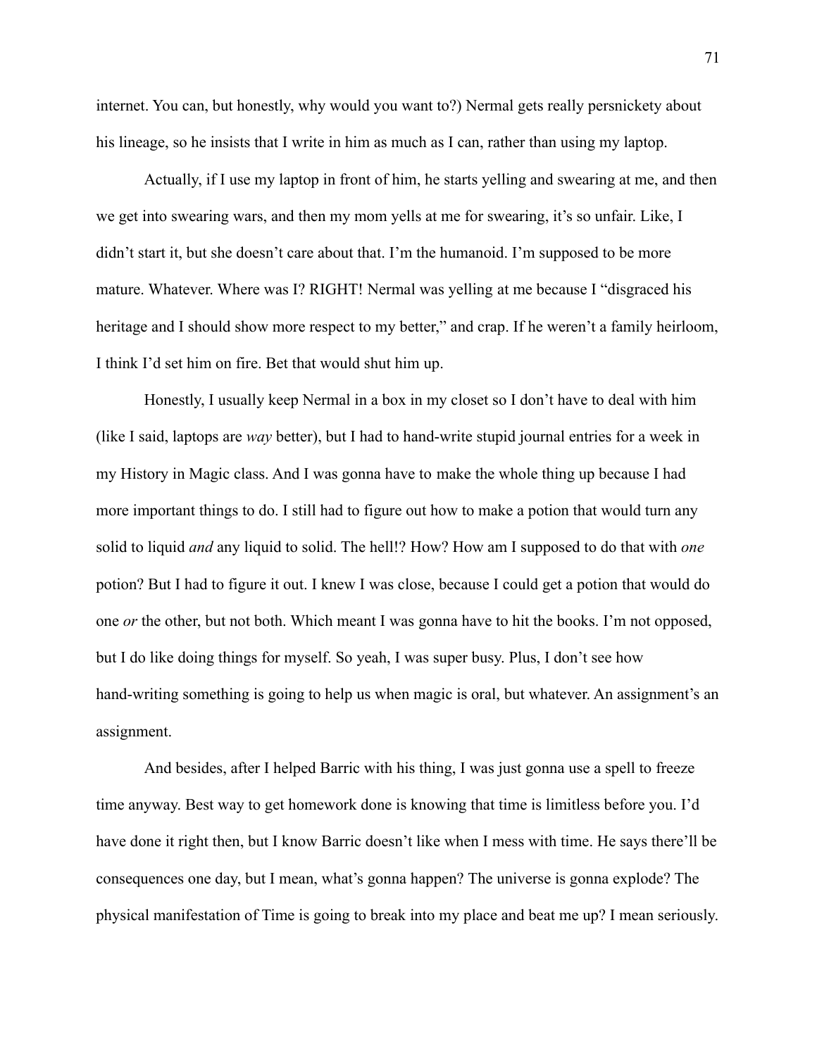internet. You can, but honestly, why would you want to?) Nermal gets really persnickety about his lineage, so he insists that I write in him as much as I can, rather than using my laptop.

Actually, if I use my laptop in front of him, he starts yelling and swearing at me, and then we get into swearing wars, and then my mom yells at me for swearing, it's so unfair. Like, I didn't start it, but she doesn't care about that. I'm the humanoid. I'm supposed to be more mature. Whatever. Where was I? RIGHT! Nermal was yelling at me because I "disgraced his heritage and I should show more respect to my better," and crap. If he weren't a family heirloom, I think I'd set him on fire. Bet that would shut him up.

Honestly, I usually keep Nermal in a box in my closet so I don't have to deal with him (like I said, laptops are *way* better), but I had to hand-write stupid journal entries for a week in my History in Magic class. And I was gonna have to make the whole thing up because I had more important things to do. I still had to figure out how to make a potion that would turn any solid to liquid *and* any liquid to solid. The hell!? How? How am I supposed to do that with *one* potion? But I had to figure it out. I knew I was close, because I could get a potion that would do one *or* the other, but not both. Which meant I was gonna have to hit the books. I'm not opposed, but I do like doing things for myself. So yeah, I was super busy. Plus, I don't see how hand-writing something is going to help us when magic is oral, but whatever. An assignment's an assignment.

And besides, after I helped Barric with his thing, I was just gonna use a spell to freeze time anyway. Best way to get homework done is knowing that time is limitless before you. I'd have done it right then, but I know Barric doesn't like when I mess with time. He says there'll be consequences one day, but I mean, what's gonna happen? The universe is gonna explode? The physical manifestation of Time is going to break into my place and beat me up? I mean seriously.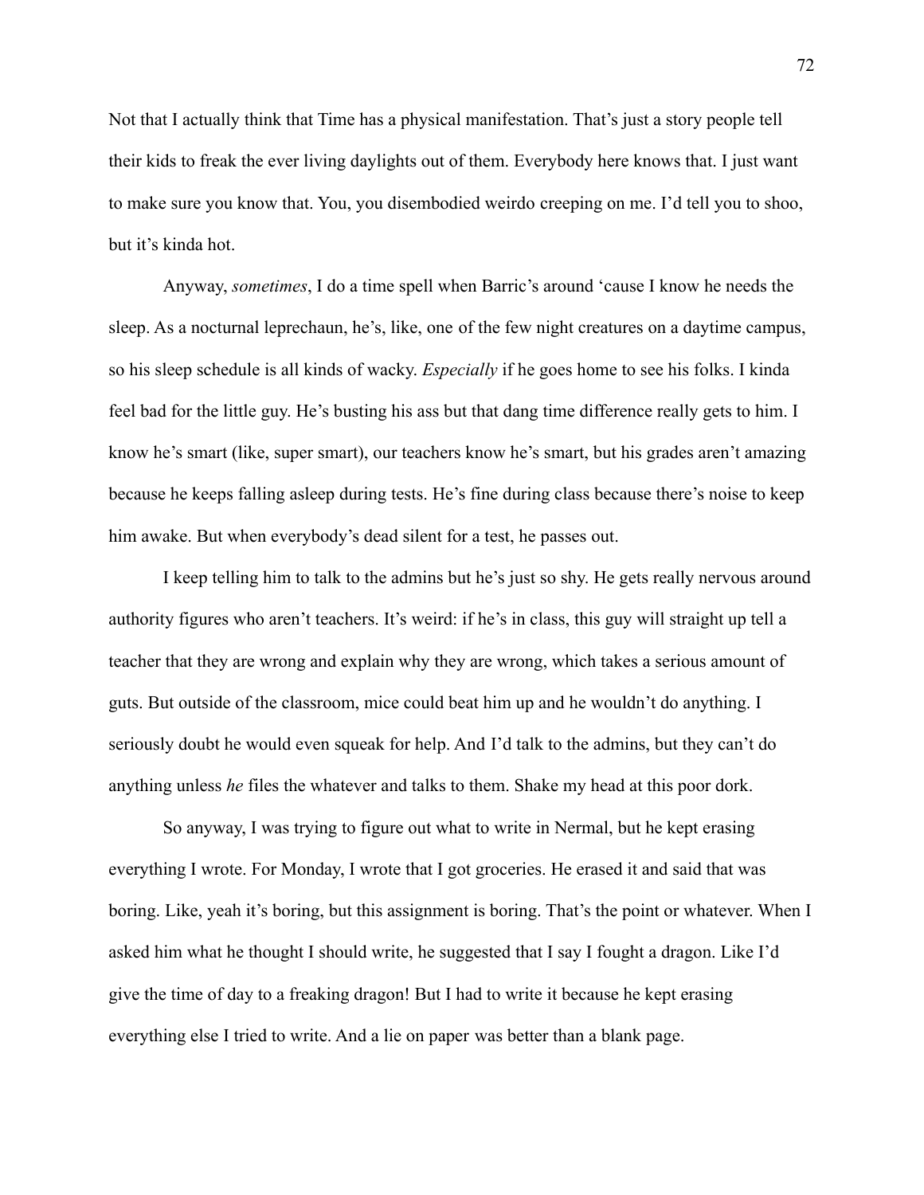Not that I actually think that Time has a physical manifestation. That's just a story people tell their kids to freak the ever living daylights out of them. Everybody here knows that. I just want to make sure you know that. You, you disembodied weirdo creeping on me. I'd tell you to shoo, but it's kinda hot.

Anyway, *sometimes*, I do a time spell when Barric's around 'cause I know he needs the sleep. As a nocturnal leprechaun, he's, like, one of the few night creatures on a daytime campus, so his sleep schedule is all kinds of wacky. *Especially* if he goes home to see his folks. I kinda feel bad for the little guy. He's busting his ass but that dang time difference really gets to him. I know he's smart (like, super smart), our teachers know he's smart, but his grades aren't amazing because he keeps falling asleep during tests. He's fine during class because there's noise to keep him awake. But when everybody's dead silent for a test, he passes out.

I keep telling him to talk to the admins but he's just so shy. He gets really nervous around authority figures who aren't teachers. It's weird: if he's in class, this guy will straight up tell a teacher that they are wrong and explain why they are wrong, which takes a serious amount of guts. But outside of the classroom, mice could beat him up and he wouldn't do anything. I seriously doubt he would even squeak for help. And I'd talk to the admins, but they can't do anything unless *he* files the whatever and talks to them. Shake my head at this poor dork.

So anyway, I was trying to figure out what to write in Nermal, but he kept erasing everything I wrote. For Monday, I wrote that I got groceries. He erased it and said that was boring. Like, yeah it's boring, but this assignment is boring. That's the point or whatever. When I asked him what he thought I should write, he suggested that I say I fought a dragon. Like I'd give the time of day to a freaking dragon! But I had to write it because he kept erasing everything else I tried to write. And a lie on paper was better than a blank page.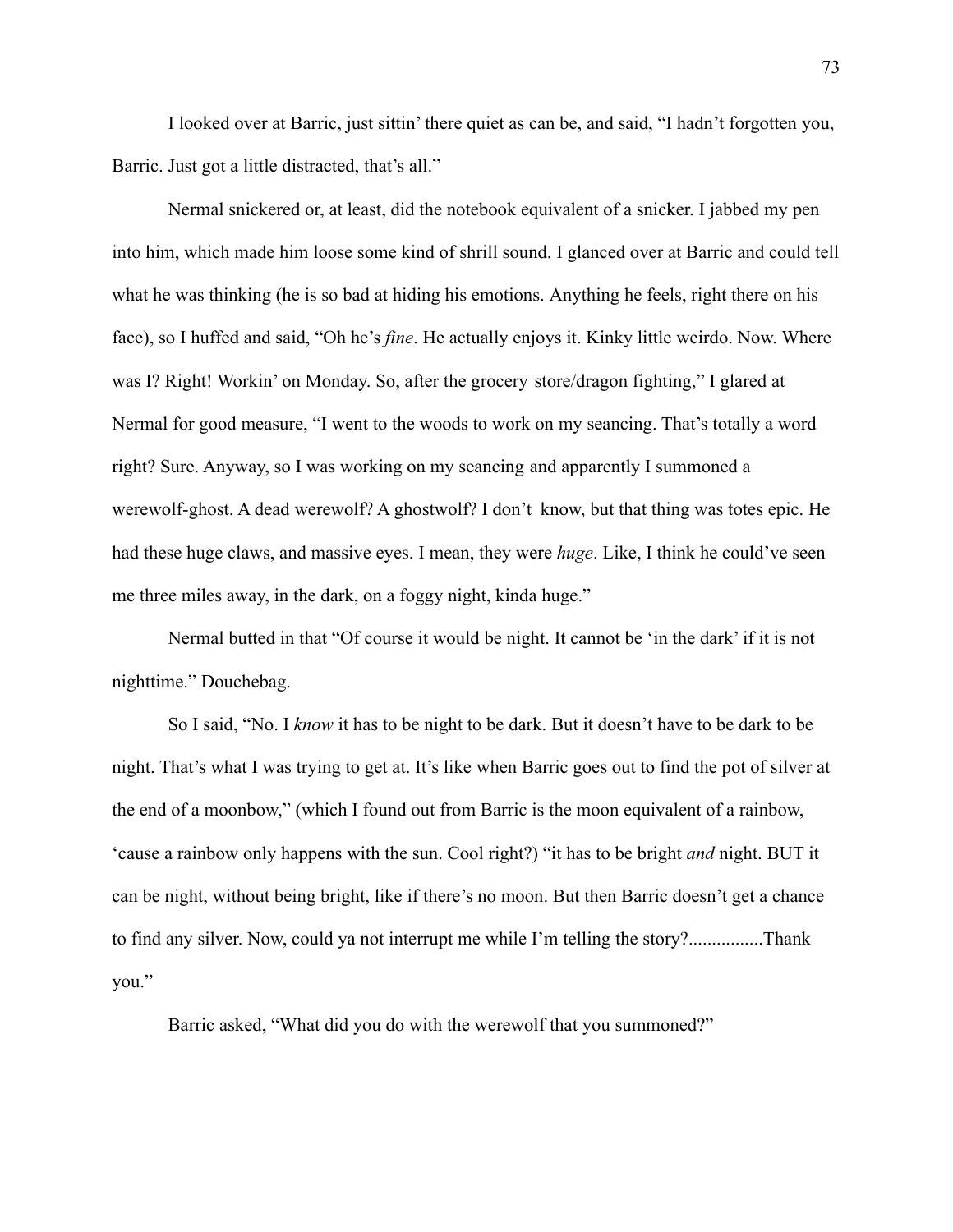I looked over at Barric, just sittin' there quiet as can be, and said, "I hadn't forgotten you, Barric. Just got a little distracted, that's all."

Nermal snickered or, at least, did the notebook equivalent of a snicker. I jabbed my pen into him, which made him loose some kind of shrill sound. I glanced over at Barric and could tell what he was thinking (he is so bad at hiding his emotions. Anything he feels, right there on his face), so I huffed and said, "Oh he's *fine*. He actually enjoys it. Kinky little weirdo. Now. Where was I? Right! Workin' on Monday. So, after the grocery store/dragon fighting," I glared at Nermal for good measure, "I went to the woods to work on my seancing. That's totally a word right? Sure. Anyway, so I was working on my seancing and apparently I summoned a werewolf-ghost. A dead werewolf? A ghostwolf? I don't know, but that thing was totes epic. He had these huge claws, and massive eyes. I mean, they were *huge*. Like, I think he could've seen me three miles away, in the dark, on a foggy night, kinda huge."

Nermal butted in that "Of course it would be night. It cannot be 'in the dark' if it is not nighttime." Douchebag.

So I said, "No. I *know* it has to be night to be dark. But it doesn't have to be dark to be night. That's what I was trying to get at. It's like when Barric goes out to find the pot of silver at the end of a moonbow," (which I found out from Barric is the moon equivalent of a rainbow, 'cause a rainbow only happens with the sun. Cool right?) "it has to be bright *and* night. BUT it can be night, without being bright, like if there's no moon. But then Barric doesn't get a chance to find any silver. Now, could ya not interrupt me while I'm telling the story?................Thank you."

Barric asked, "What did you do with the werewolf that you summoned?"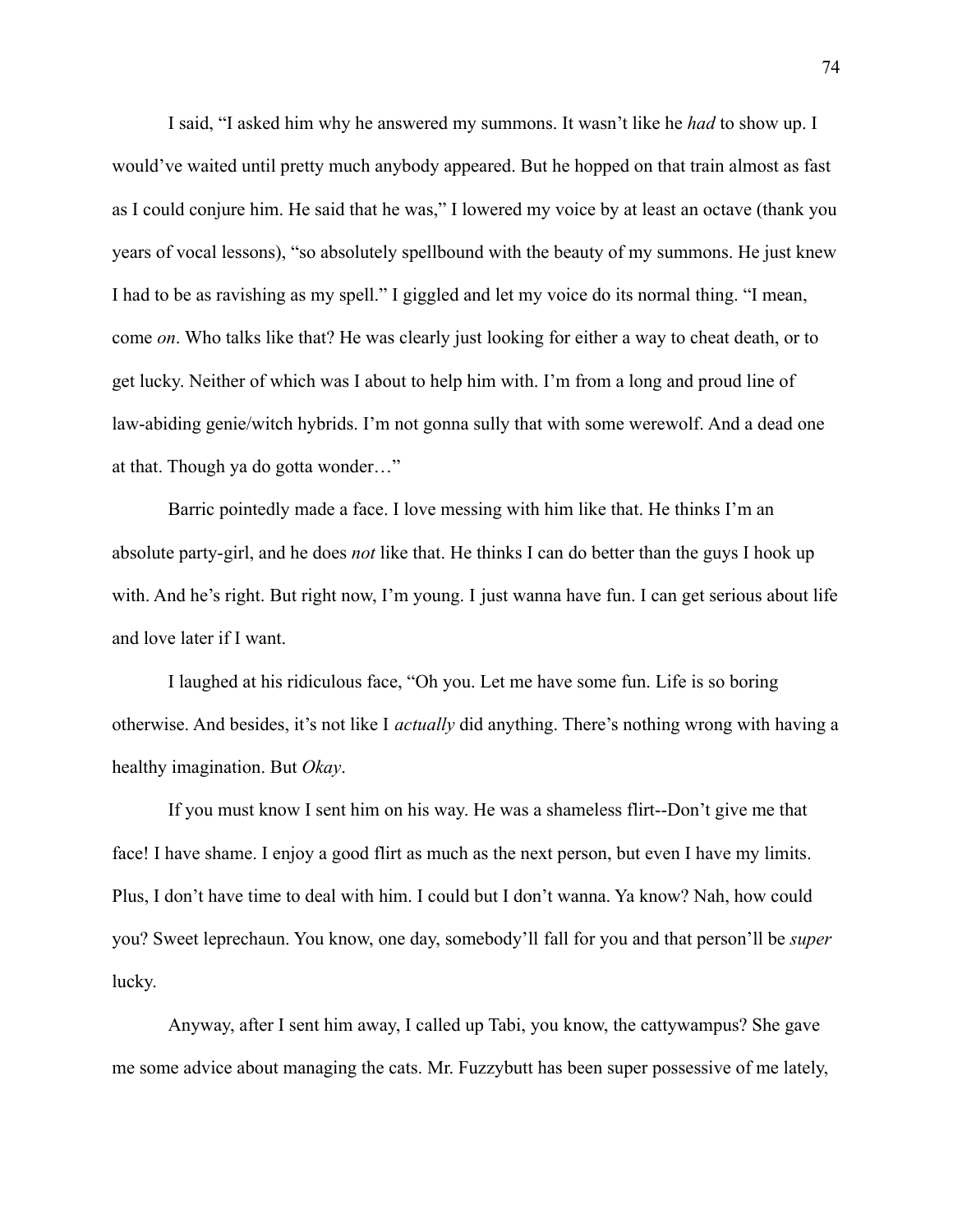I said, "I asked him why he answered my summons. It wasn't like he *had* to show up. I would've waited until pretty much anybody appeared. But he hopped on that train almost as fast as I could conjure him. He said that he was," I lowered my voice by at least an octave (thank you years of vocal lessons), "so absolutely spellbound with the beauty of my summons. He just knew I had to be as ravishing as my spell." I giggled and let my voice do its normal thing. "I mean, come *on*. Who talks like that? He was clearly just looking for either a way to cheat death, or to get lucky. Neither of which was I about to help him with. I'm from a long and proud line of law-abiding genie/witch hybrids. I'm not gonna sully that with some werewolf. And a dead one at that. Though ya do gotta wonder…"

Barric pointedly made a face. I love messing with him like that. He thinks I'm an absolute party-girl, and he does *not* like that. He thinks I can do better than the guys I hook up with. And he's right. But right now, I'm young. I just wanna have fun. I can get serious about life and love later if I want.

I laughed at his ridiculous face, "Oh you. Let me have some fun. Life is so boring otherwise. And besides, it's not like I *actually* did anything. There's nothing wrong with having a healthy imagination. But *Okay*.

If you must know I sent him on his way. He was a shameless flirt--Don't give me that face! I have shame. I enjoy a good flirt as much as the next person, but even I have my limits. Plus, I don't have time to deal with him. I could but I don't wanna. Ya know? Nah, how could you? Sweet leprechaun. You know, one day, somebody'll fall for you and that person'll be *super* lucky.

Anyway, after I sent him away, I called up Tabi, you know, the cattywampus? She gave me some advice about managing the cats. Mr. Fuzzybutt has been super possessive of me lately,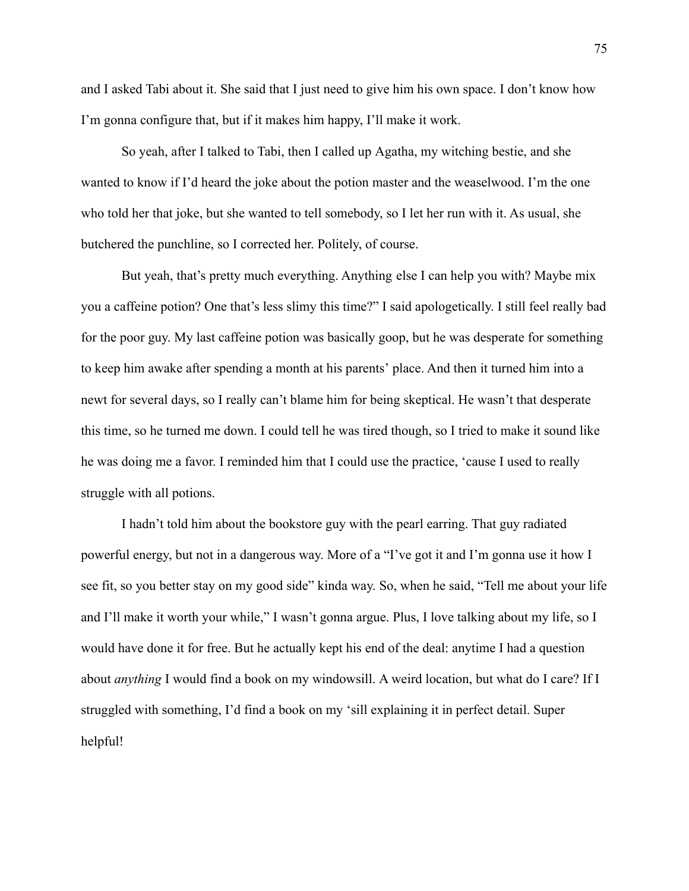and I asked Tabi about it. She said that I just need to give him his own space. I don't know how I'm gonna configure that, but if it makes him happy, I'll make it work.

So yeah, after I talked to Tabi, then I called up Agatha, my witching bestie, and she wanted to know if I'd heard the joke about the potion master and the weaselwood. I'm the one who told her that joke, but she wanted to tell somebody, so I let her run with it. As usual, she butchered the punchline, so I corrected her. Politely, of course.

But yeah, that's pretty much everything. Anything else I can help you with? Maybe mix you a caffeine potion? One that's less slimy this time?" I said apologetically. I still feel really bad for the poor guy. My last caffeine potion was basically goop, but he was desperate for something to keep him awake after spending a month at his parents' place. And then it turned him into a newt for several days, so I really can't blame him for being skeptical. He wasn't that desperate this time, so he turned me down. I could tell he was tired though, so I tried to make it sound like he was doing me a favor. I reminded him that I could use the practice, 'cause I used to really struggle with all potions.

I hadn't told him about the bookstore guy with the pearl earring. That guy radiated powerful energy, but not in a dangerous way. More of a "I've got it and I'm gonna use it how I see fit, so you better stay on my good side" kinda way. So, when he said, "Tell me about your life and I'll make it worth your while," I wasn't gonna argue. Plus, I love talking about my life, so I would have done it for free. But he actually kept his end of the deal: anytime I had a question about *anything* I would find a book on my windowsill. A weird location, but what do I care? If I struggled with something, I'd find a book on my 'sill explaining it in perfect detail. Super helpful!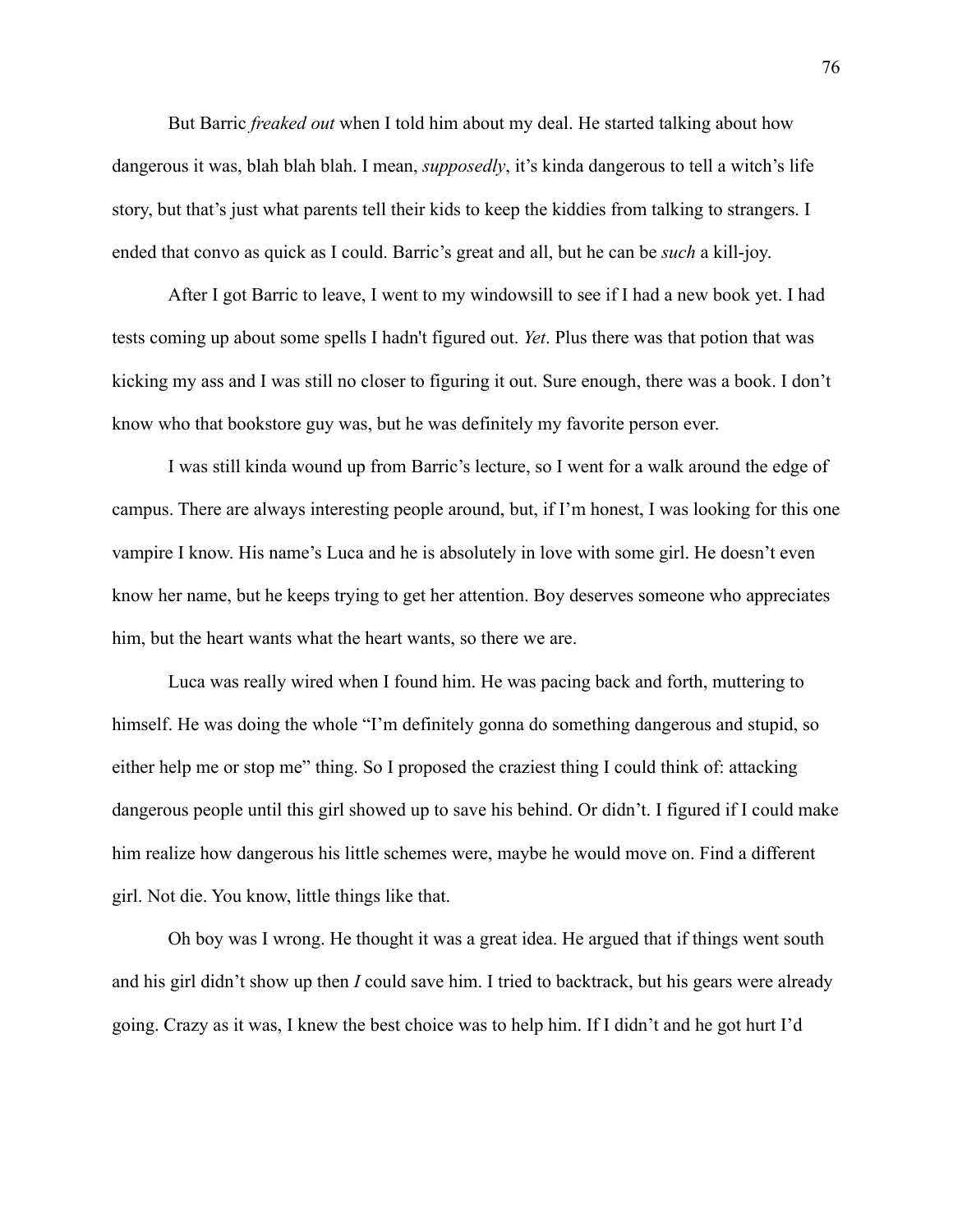But Barric *freaked out* when I told him about my deal. He started talking about how dangerous it was, blah blah blah. I mean, *supposedly*, it's kinda dangerous to tell a witch's life story, but that's just what parents tell their kids to keep the kiddies from talking to strangers. I ended that convo as quick as I could. Barric's great and all, but he can be *such* a kill-joy.

After I got Barric to leave, I went to my windowsill to see if I had a new book yet. I had tests coming up about some spells I hadn't figured out. *Yet*. Plus there was that potion that was kicking my ass and I was still no closer to figuring it out. Sure enough, there was a book. I don't know who that bookstore guy was, but he was definitely my favorite person ever.

I was still kinda wound up from Barric's lecture, so I went for a walk around the edge of campus. There are always interesting people around, but, if I'm honest, I was looking for this one vampire I know. His name's Luca and he is absolutely in love with some girl. He doesn't even know her name, but he keeps trying to get her attention. Boy deserves someone who appreciates him, but the heart wants what the heart wants, so there we are.

Luca was really wired when I found him. He was pacing back and forth, muttering to himself. He was doing the whole "I'm definitely gonna do something dangerous and stupid, so either help me or stop me" thing. So I proposed the craziest thing I could think of: attacking dangerous people until this girl showed up to save his behind. Or didn't. I figured if I could make him realize how dangerous his little schemes were, maybe he would move on. Find a different girl. Not die. You know, little things like that.

Oh boy was I wrong. He thought it was a great idea. He argued that if things went south and his girl didn't show up then *I* could save him. I tried to backtrack, but his gears were already going. Crazy as it was, I knew the best choice was to help him. If I didn't and he got hurt I'd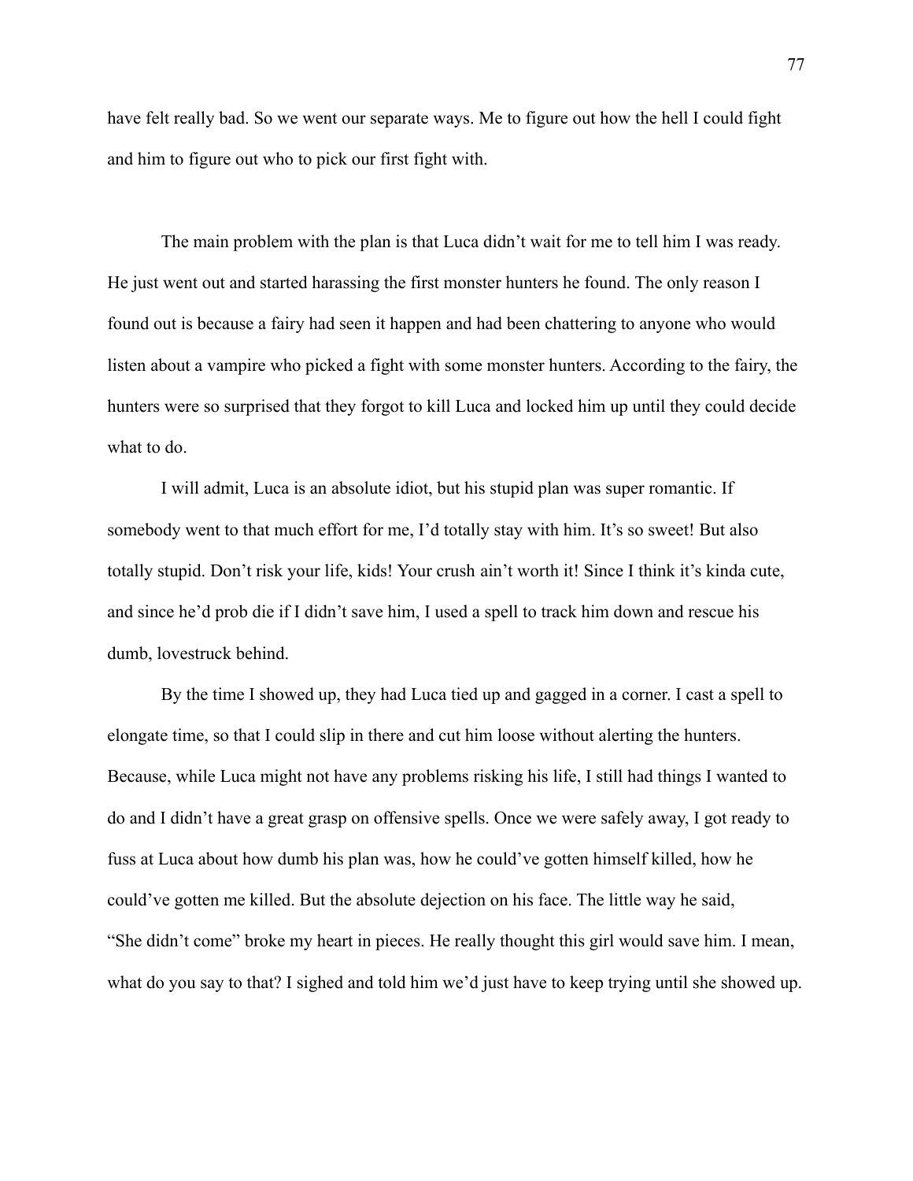have felt really bad. So we went our separate ways. Me to figure out how the hell I could fight and him to figure out who to pick our first fight with.

The main problem with the plan is that Luca didn't wait for me to tell him I was ready. He just went out and started harassing the first monster hunters he found. The only reason I found out is because a fairy had seen it happen and had been chattering to anyone who would listen about a vampire who picked a fight with some monster hunters. According to the fairy, the hunters were so surprised that they forgot to kill Luca and locked him up until they could decide what to do.

I will admit, Luca is an absolute idiot, but his stupid plan was super romantic. If somebody went to that much effort for me, I'd totally stay with him. It's so sweet! But also totally stupid. Don't risk your life, kids! Your crush ain't worth it! Since I think it's kinda cute, and since he'd prob die if I didn't save him, I used a spell to track him down and rescue his dumb, lovestruck behind.

By the time I showed up, they had Luca tied up and gagged in a corner. I cast a spell to elongate time, so that I could slip in there and cut him loose without alerting the hunters. Because, while Luca might not have any problems risking his life, I still had things I wanted to do and I didn't have a great grasp on offensive spells. Once we were safely away, I got ready to fuss at Luca about how dumb his plan was, how he could've gotten himself killed, how he could've gotten me killed. But the absolute dejection on his face. The little way he said, "She didn't come" broke my heart in pieces. He really thought this girl would save him. I mean, what do you say to that? I sighed and told him we'd just have to keep trying until she showed up.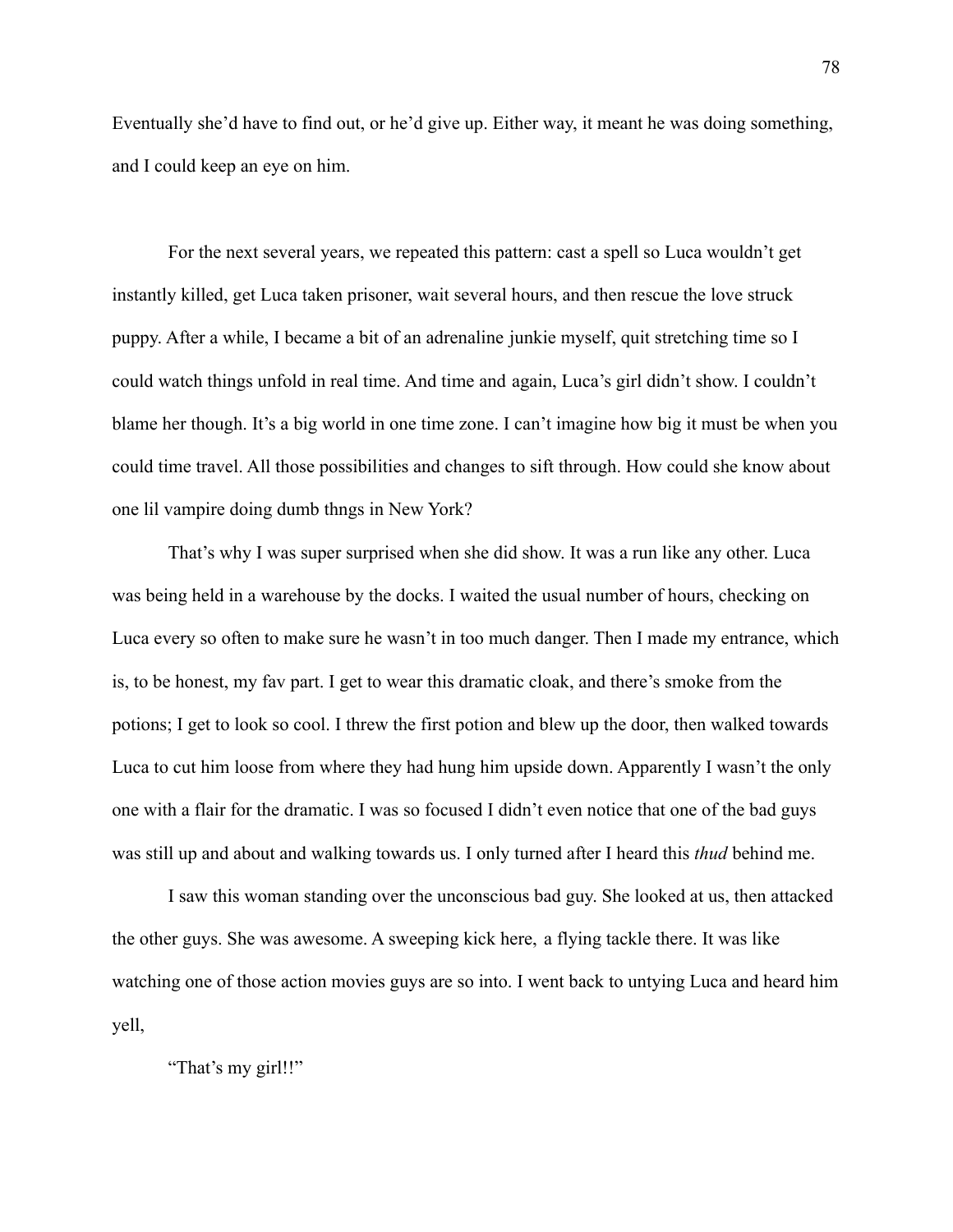Eventually she'd have to find out, or he'd give up. Either way, it meant he was doing something, and I could keep an eye on him.

For the next several years, we repeated this pattern: cast a spell so Luca wouldn't get instantly killed, get Luca taken prisoner, wait several hours, and then rescue the love struck puppy. After a while, I became a bit of an adrenaline junkie myself, quit stretching time so I could watch things unfold in real time. And time and again, Luca's girl didn't show. I couldn't blame her though. It's a big world in one time zone. I can't imagine how big it must be when you could time travel. All those possibilities and changes to sift through. How could she know about one lil vampire doing dumb thngs in New York?

That's why I was super surprised when she did show. It was a run like any other. Luca was being held in a warehouse by the docks. I waited the usual number of hours, checking on Luca every so often to make sure he wasn't in too much danger. Then I made my entrance, which is, to be honest, my fav part. I get to wear this dramatic cloak, and there's smoke from the potions; I get to look so cool. I threw the first potion and blew up the door, then walked towards Luca to cut him loose from where they had hung him upside down. Apparently I wasn't the only one with a flair for the dramatic. I was so focused I didn't even notice that one of the bad guys was still up and about and walking towards us. I only turned after I heard this *thud* behind me.

I saw this woman standing over the unconscious bad guy. She looked at us, then attacked the other guys. She was awesome. A sweeping kick here, a flying tackle there. It was like watching one of those action movies guys are so into. I went back to untying Luca and heard him yell,

"That's my girl!!"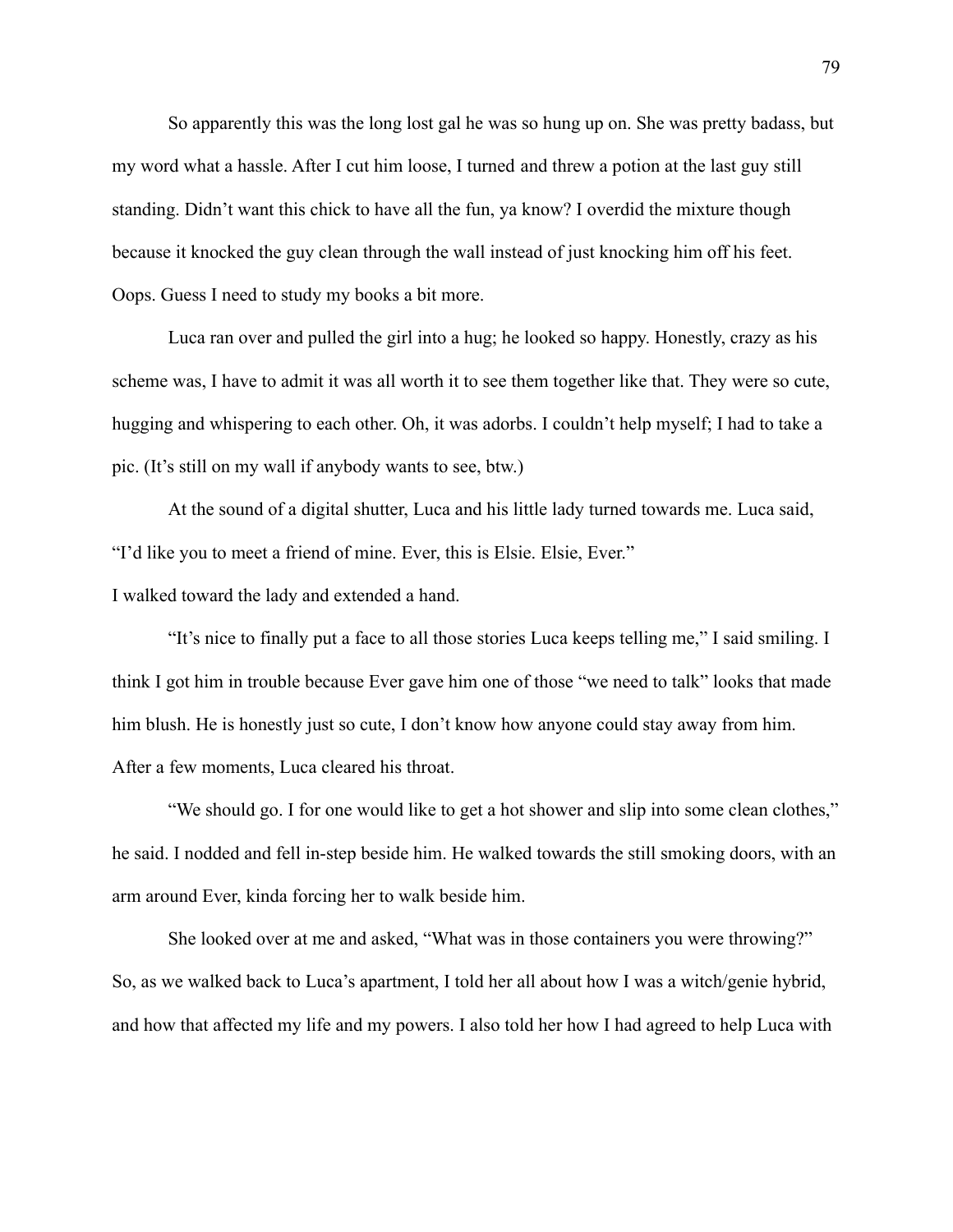So apparently this was the long lost gal he was so hung up on. She was pretty badass, but my word what a hassle. After I cut him loose, I turned and threw a potion at the last guy still standing. Didn't want this chick to have all the fun, ya know? I overdid the mixture though because it knocked the guy clean through the wall instead of just knocking him off his feet. Oops. Guess I need to study my books a bit more.

Luca ran over and pulled the girl into a hug; he looked so happy. Honestly, crazy as his scheme was, I have to admit it was all worth it to see them together like that. They were so cute, hugging and whispering to each other. Oh, it was adorbs. I couldn't help myself; I had to take a pic. (It's still on my wall if anybody wants to see, btw.)

At the sound of a digital shutter, Luca and his little lady turned towards me. Luca said, "I'd like you to meet a friend of mine. Ever, this is Elsie. Elsie, Ever."

I walked toward the lady and extended a hand.

"It's nice to finally put a face to all those stories Luca keeps telling me," I said smiling. I think I got him in trouble because Ever gave him one of those "we need to talk" looks that made him blush. He is honestly just so cute, I don't know how anyone could stay away from him. After a few moments, Luca cleared his throat.

"We should go. I for one would like to get a hot shower and slip into some clean clothes," he said. I nodded and fell in-step beside him. He walked towards the still smoking doors, with an arm around Ever, kinda forcing her to walk beside him.

She looked over at me and asked, "What was in those containers you were throwing?" So, as we walked back to Luca's apartment, I told her all about how I was a witch/genie hybrid, and how that affected my life and my powers. I also told her how I had agreed to help Luca with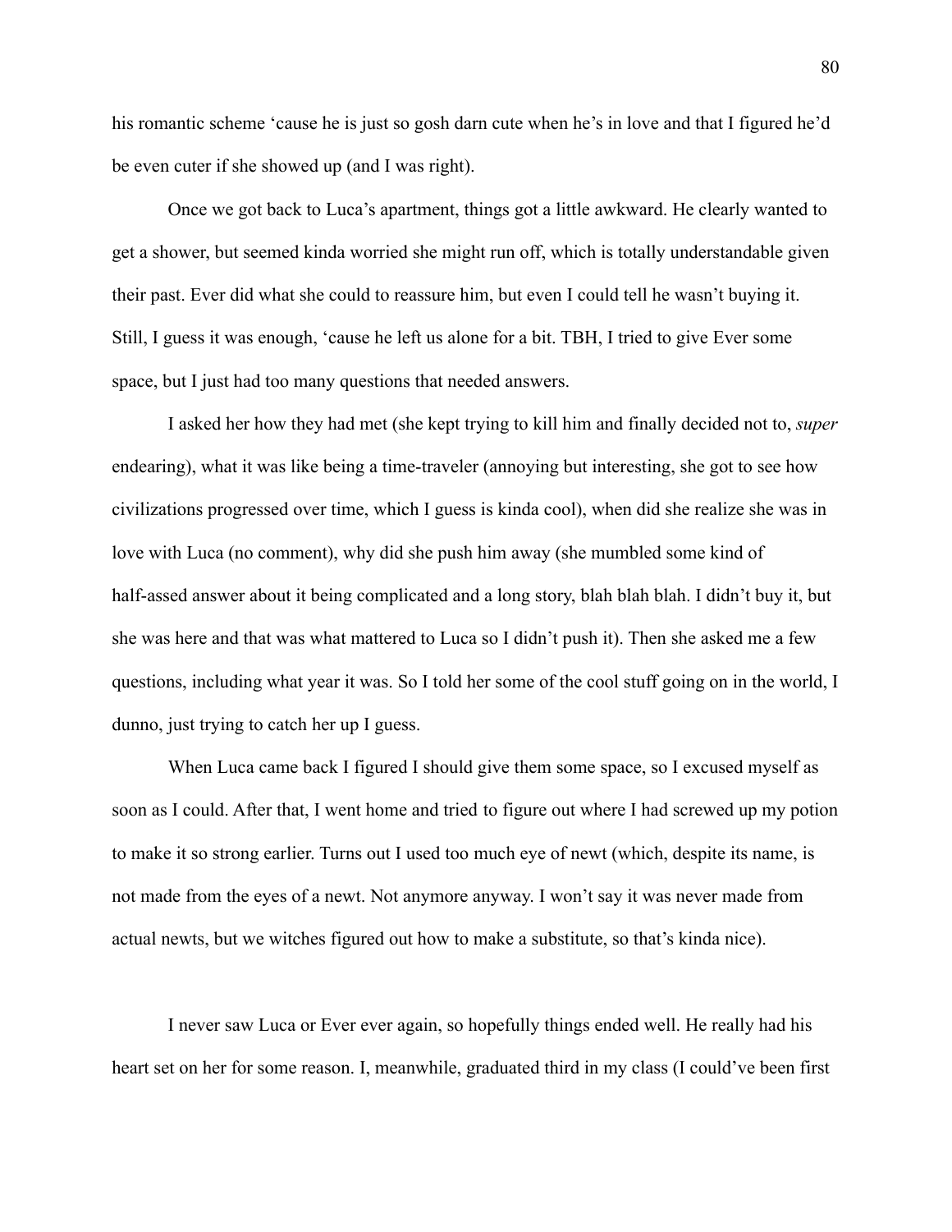his romantic scheme 'cause he is just so gosh darn cute when he's in love and that I figured he'd be even cuter if she showed up (and I was right).

Once we got back to Luca's apartment, things got a little awkward. He clearly wanted to get a shower, but seemed kinda worried she might run off, which is totally understandable given their past. Ever did what she could to reassure him, but even I could tell he wasn't buying it. Still, I guess it was enough, 'cause he left us alone for a bit. TBH, I tried to give Ever some space, but I just had too many questions that needed answers.

I asked her how they had met (she kept trying to kill him and finally decided not to, *super* endearing), what it was like being a time-traveler (annoying but interesting, she got to see how civilizations progressed over time, which I guess is kinda cool), when did she realize she was in love with Luca (no comment), why did she push him away (she mumbled some kind of half-assed answer about it being complicated and a long story, blah blah blah. I didn't buy it, but she was here and that was what mattered to Luca so I didn't push it). Then she asked me a few questions, including what year it was. So I told her some of the cool stuff going on in the world, I dunno, just trying to catch her up I guess.

When Luca came back I figured I should give them some space, so I excused myself as soon as I could. After that, I went home and tried to figure out where I had screwed up my potion to make it so strong earlier. Turns out I used too much eye of newt (which, despite its name, is not made from the eyes of a newt. Not anymore anyway. I won't say it was never made from actual newts, but we witches figured out how to make a substitute, so that's kinda nice).

I never saw Luca or Ever ever again, so hopefully things ended well. He really had his heart set on her for some reason. I, meanwhile, graduated third in my class (I could've been first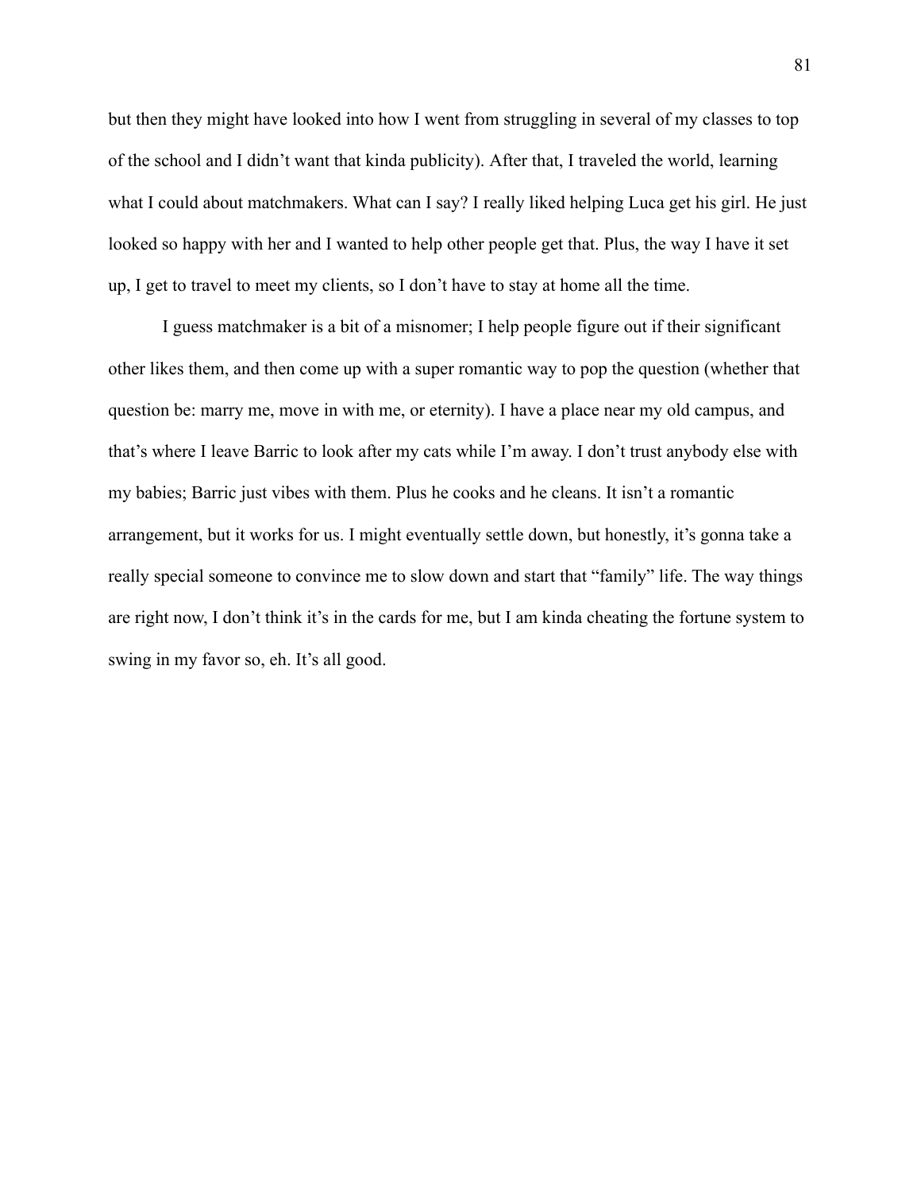but then they might have looked into how I went from struggling in several of my classes to top of the school and I didn't want that kinda publicity). After that, I traveled the world, learning what I could about matchmakers. What can I say? I really liked helping Luca get his girl. He just looked so happy with her and I wanted to help other people get that. Plus, the way I have it set up, I get to travel to meet my clients, so I don't have to stay at home all the time.

I guess matchmaker is a bit of a misnomer; I help people figure out if their significant other likes them, and then come up with a super romantic way to pop the question (whether that question be: marry me, move in with me, or eternity). I have a place near my old campus, and that's where I leave Barric to look after my cats while I'm away. I don't trust anybody else with my babies; Barric just vibes with them. Plus he cooks and he cleans. It isn't a romantic arrangement, but it works for us. I might eventually settle down, but honestly, it's gonna take a really special someone to convince me to slow down and start that "family" life. The way things are right now, I don't think it's in the cards for me, but I am kinda cheating the fortune system to swing in my favor so, eh. It's all good.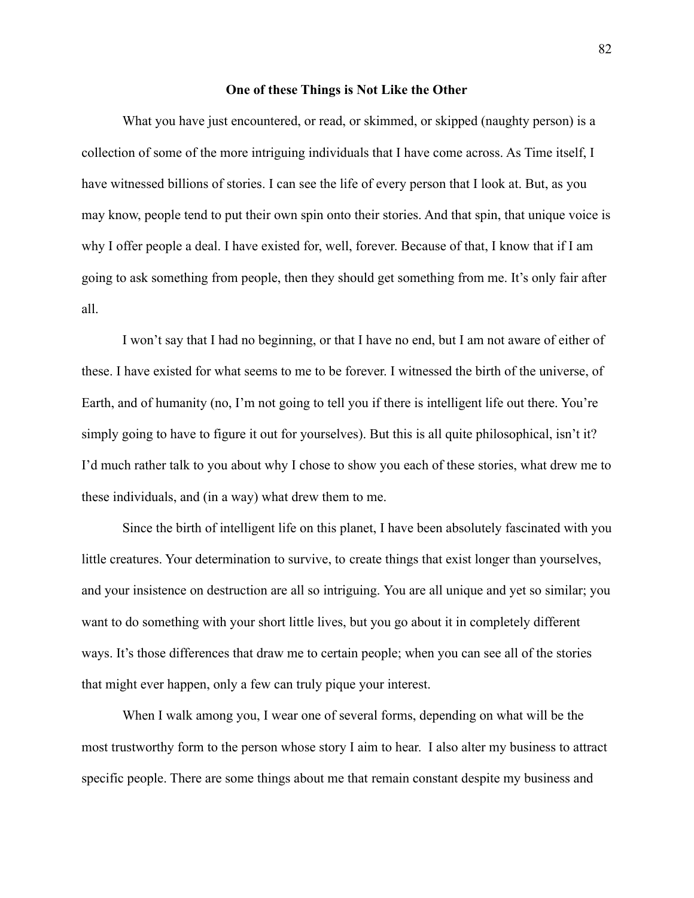# One of these Things is Not Like the Other

What you have just encountered, or read, or skimmed, or skipped (naughty person) is a collection of some of the more intriguing individuals that I have come across. As Time itself, I have witnessed billions of stories. I can see the life of every person that I look at. But, as you may know, people tend to put their own spin onto their stories. And that spin, that unique voice is why I offer people a deal. I have existed for, well, forever. Because of that, I know that if I am going to ask something from people, then they should get something from me. It's only fair after all.

I won't say that I had no beginning, or that I have no end, but I am not aware of either of these. I have existed for what seems to me to be forever. I witnessed the birth of the universe, of Earth, and of humanity (no, I'm not going to tell you if there is intelligent life out there. You're simply going to have to figure it out for yourselves). But this is all quite philosophical, isn't it? I'd much rather talk to you about why I chose to show you each of these stories, what drew me to these individuals, and (in a way) what drew them to me.

Since the birth of intelligent life on this planet, I have been absolutely fascinated with you little creatures. Your determination to survive, to create things that exist longer than yourselves, and your insistence on destruction are all so intriguing. You are all unique and yet so similar; you want to do something with your short little lives, but you go about it in completely different ways. It's those differences that draw me to certain people; when you can see all of the stories that might ever happen, only a few can truly pique your interest.

When I walk among you, I wear one of several forms, depending on what will be the most trustworthy form to the person whose story I aim to hear. I also alter my business to attract specific people. There are some things about me that remain constant despite my business and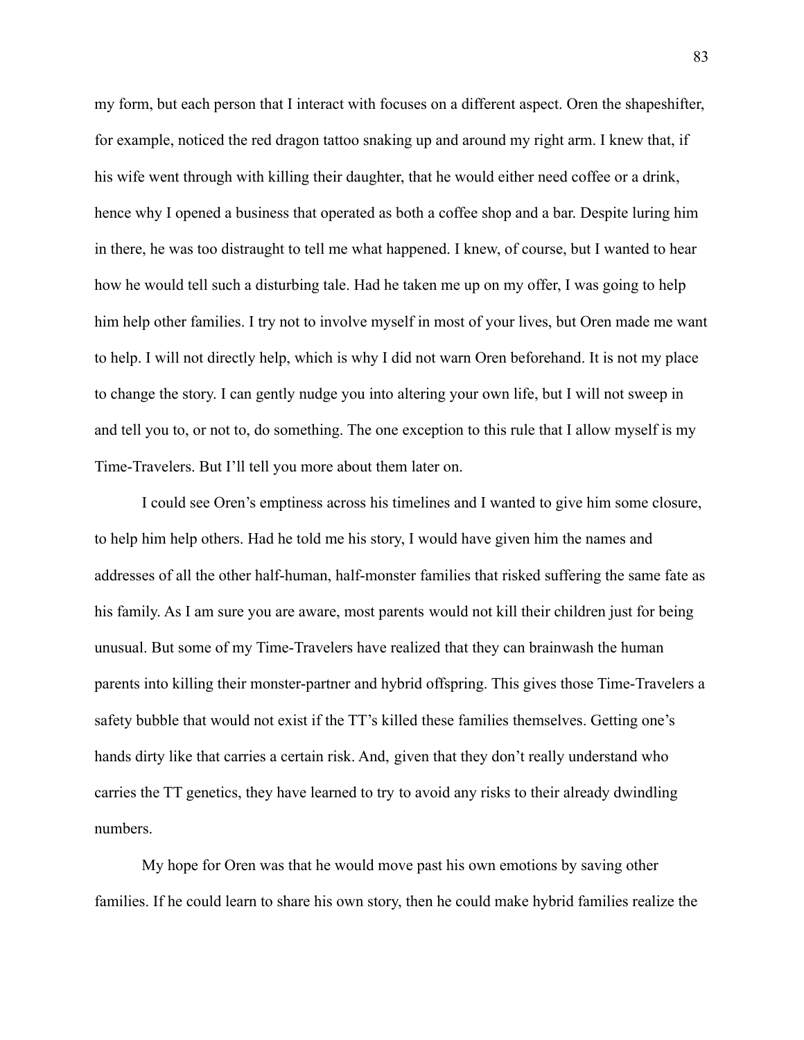my form, but each person that I interact with focuses on a different aspect. Oren the shapeshifter, for example, noticed the red dragon tattoo snaking up and around my right arm. I knew that, if his wife went through with killing their daughter, that he would either need coffee or a drink, hence why I opened a business that operated as both a coffee shop and a bar. Despite luring him in there, he was too distraught to tell me what happened. I knew, of course, but I wanted to hear how he would tell such a disturbing tale. Had he taken me up on my offer, I was going to help him help other families. I try not to involve myself in most of your lives, but Oren made me want to help. I will not directly help, which is why I did not warn Oren beforehand. It is not my place to change the story. I can gently nudge you into altering your own life, but I will not sweep in and tell you to, or not to, do something. The one exception to this rule that I allow myself is my Time-Travelers. But I'll tell you more about them later on.

I could see Oren's emptiness across his timelines and I wanted to give him some closure, to help him help others. Had he told me his story, I would have given him the names and addresses of all the other half-human, half-monster families that risked suffering the same fate as his family. As I am sure you are aware, most parents would not kill their children just for being unusual. But some of my Time-Travelers have realized that they can brainwash the human parents into killing their monster-partner and hybrid offspring. This gives those Time-Travelers a safety bubble that would not exist if the TT's killed these families themselves. Getting one's hands dirty like that carries a certain risk. And, given that they don't really understand who carries the TT genetics, they have learned to try to avoid any risks to their already dwindling numbers.

My hope for Oren was that he would move past his own emotions by saving other families. If he could learn to share his own story, then he could make hybrid families realize the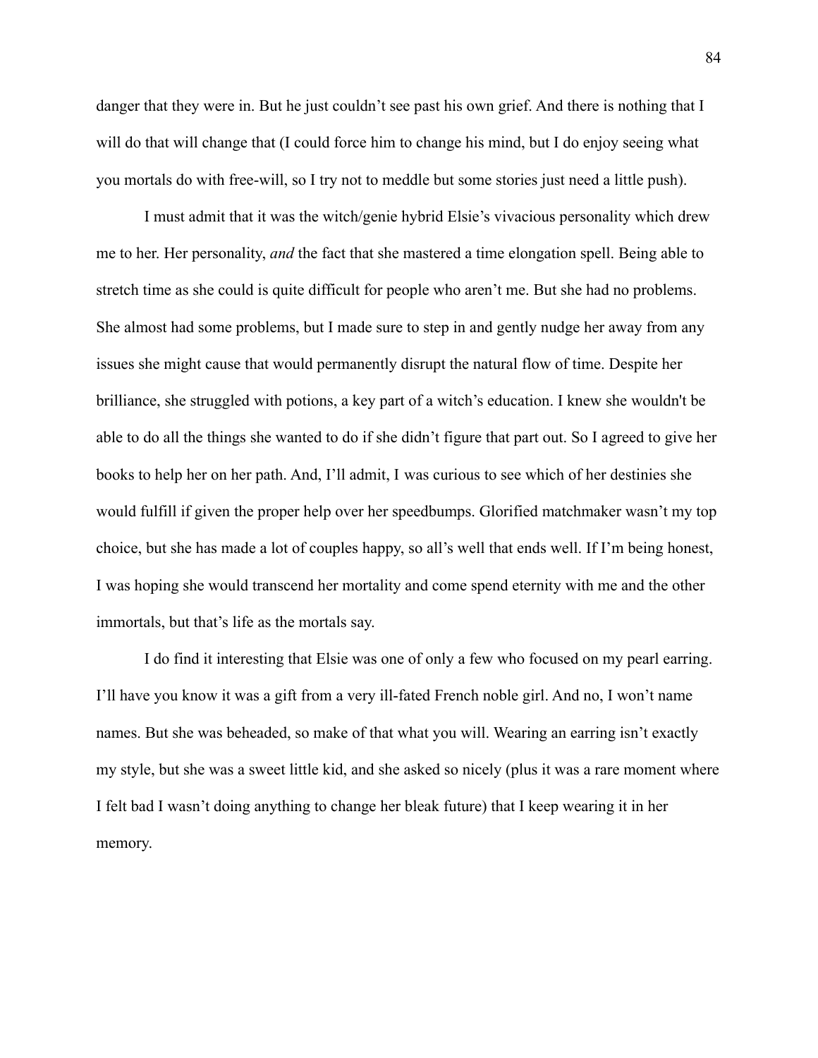danger that they were in. But he just couldn't see past his own grief. And there is nothing that I will do that will change that (I could force him to change his mind, but I do enjoy seeing what you mortals do with free-will, so I try not to meddle but some stories just need a little push).

I must admit that it was the witch/genie hybrid Elsie's vivacious personality which drew me to her. Her personality, *and* the fact that she mastered a time elongation spell. Being able to stretch time as she could is quite difficult for people who aren't me. But she had no problems. She almost had some problems, but I made sure to step in and gently nudge her away from any issues she might cause that would permanently disrupt the natural flow of time. Despite her brilliance, she struggled with potions, a key part of a witch's education. I knew she wouldn't be able to do all the things she wanted to do if she didn't figure that part out. So I agreed to give her books to help her on her path. And, I'll admit, I was curious to see which of her destinies she would fulfill if given the proper help over her speedbumps. Glorified matchmaker wasn't my top choice, but she has made a lot of couples happy, so all's well that ends well. If I'm being honest, I was hoping she would transcend her mortality and come spend eternity with me and the other immortals, but that's life as the mortals say.

I do find it interesting that Elsie was one of only a few who focused on my pearl earring. I'll have you know it was a gift from a very ill-fated French noble girl. And no, I won't name names. But she was beheaded, so make of that what you will. Wearing an earring isn't exactly my style, but she was a sweet little kid, and she asked so nicely (plus it was a rare moment where I felt bad I wasn't doing anything to change her bleak future) that I keep wearing it in her memory.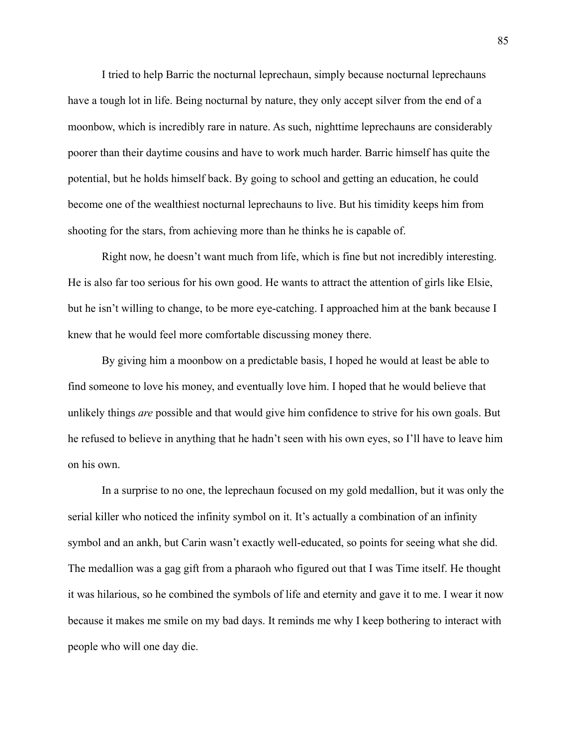I tried to help Barric the nocturnal leprechaun, simply because nocturnal leprechauns have a tough lot in life. Being nocturnal by nature, they only accept silver from the end of a moonbow, which is incredibly rare in nature. As such, nighttime leprechauns are considerably poorer than their daytime cousins and have to work much harder. Barric himself has quite the potential, but he holds himself back. By going to school and getting an education, he could become one of the wealthiest nocturnal leprechauns to live. But his timidity keeps him from shooting for the stars, from achieving more than he thinks he is capable of.

Right now, he doesn't want much from life, which is fine but not incredibly interesting. He is also far too serious for his own good. He wants to attract the attention of girls like Elsie, but he isn't willing to change, to be more eye-catching. I approached him at the bank because I knew that he would feel more comfortable discussing money there.

By giving him a moonbow on a predictable basis, I hoped he would at least be able to find someone to love his money, and eventually love him. I hoped that he would believe that unlikely things *are* possible and that would give him confidence to strive for his own goals. But he refused to believe in anything that he hadn't seen with his own eyes, so I'll have to leave him on his own.

In a surprise to no one, the leprechaun focused on my gold medallion, but it was only the serial killer who noticed the infinity symbol on it. It's actually a combination of an infinity symbol and an ankh, but Carin wasn't exactly well-educated, so points for seeing what she did. The medallion was a gag gift from a pharaoh who figured out that I was Time itself. He thought it was hilarious, so he combined the symbols of life and eternity and gave it to me. I wear it now because it makes me smile on my bad days. It reminds me why I keep bothering to interact with people who will one day die.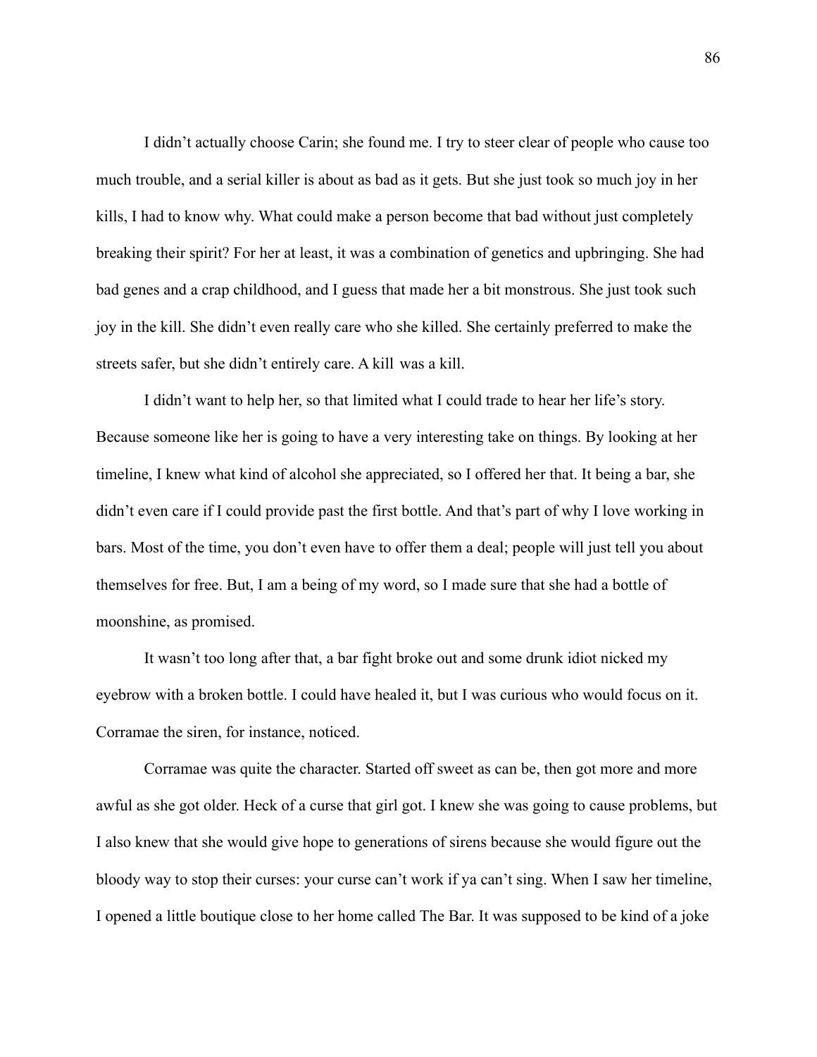I didn't actually choose Carin; she found me. I try to steer clear of people who cause too much trouble, and a serial killer is about as bad as it gets. But she just took so much joy in her kills, I had to know why. What could make a person become that bad without just completely breaking their spirit? For her at least, it was a combination of genetics and upbringing. She had bad genes and a crap childhood, and I guess that made her a bit monstrous. She just took such joy in the kill. She didn't even really care who she killed. She certainly preferred to make the streets safer, but she didn't entirely care. A kill was a kill.

I didn't want to help her, so that limited what I could trade to hear her life's story. Because someone like her is going to have a very interesting take on things. By looking at her timeline, I knew what kind of alcohol she appreciated, so I offered her that. It being a bar, she didn't even care if I could provide past the first bottle. And that's part of why I love working in bars. Most of the time, you don't even have to offer them a deal; people will just tell you about themselves for free. But, I am a being of my word, so I made sure that she had a bottle of moonshine, as promised.

It wasn't too long after that, a bar fight broke out and some drunk idiot nicked my eyebrow with a broken bottle. I could have healed it, but I was curious who would focus on it. Corramae the siren, for instance, noticed.

Corramae was quite the character. Started off sweet as can be, then got more and more awful as she got older. Heck of a curse that girl got. I knew she was going to cause problems, but I also knew that she would give hope to generations of sirens because she would figure out the bloody way to stop their curses: your curse can't work if ya can't sing. When I saw her timeline, I opened a little boutique close to her home called The Bar. It was supposed to be kind of a joke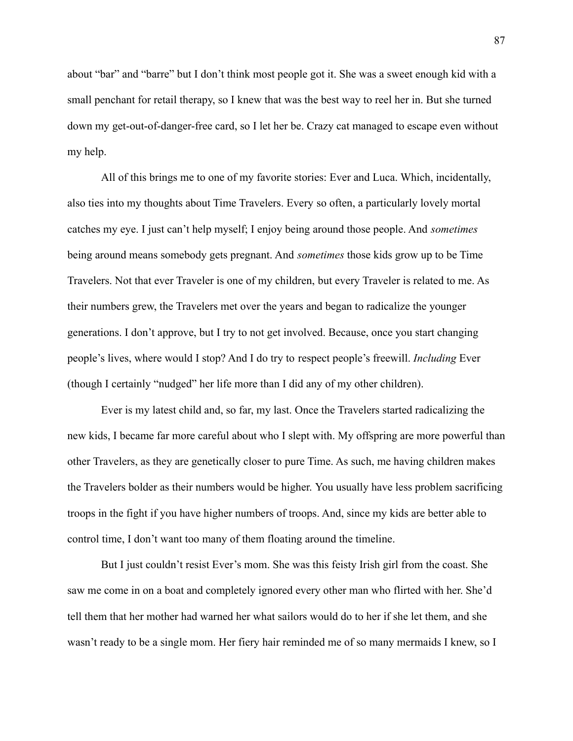about "bar" and "barre" but I don't think most people got it. She was a sweet enough kid with a small penchant for retail therapy, so I knew that was the best way to reel her in. But she turned down my get-out-of-danger-free card, so I let her be. Crazy cat managed to escape even without my help.

All of this brings me to one of my favorite stories: Ever and Luca. Which, incidentally, also ties into my thoughts about Time Travelers. Every so often, a particularly lovely mortal catches my eye. I just can't help myself; I enjoy being around those people. And *sometimes* being around means somebody gets pregnant. And *sometimes* those kids grow up to be Time Travelers. Not that ever Traveler is one of my children, but every Traveler is related to me. As their numbers grew, the Travelers met over the years and began to radicalize the younger generations. I don't approve, but I try to not get involved. Because, once you start changing people's lives, where would I stop? And I do try to respect people's freewill. *Including* Ever (though I certainly "nudged" her life more than I did any of my other children).

Ever is my latest child and, so far, my last. Once the Travelers started radicalizing the new kids, I became far more careful about who I slept with. My offspring are more powerful than other Travelers, as they are genetically closer to pure Time. As such, me having children makes the Travelers bolder as their numbers would be higher. You usually have less problem sacrificing troops in the fight if you have higher numbers of troops. And, since my kids are better able to control time, I don't want too many of them floating around the timeline.

But I just couldn't resist Ever's mom. She was this feisty Irish girl from the coast. She saw me come in on a boat and completely ignored every other man who flirted with her. She'd tell them that her mother had warned her what sailors would do to her if she let them, and she wasn't ready to be a single mom. Her fiery hair reminded me of so many mermaids I knew, so I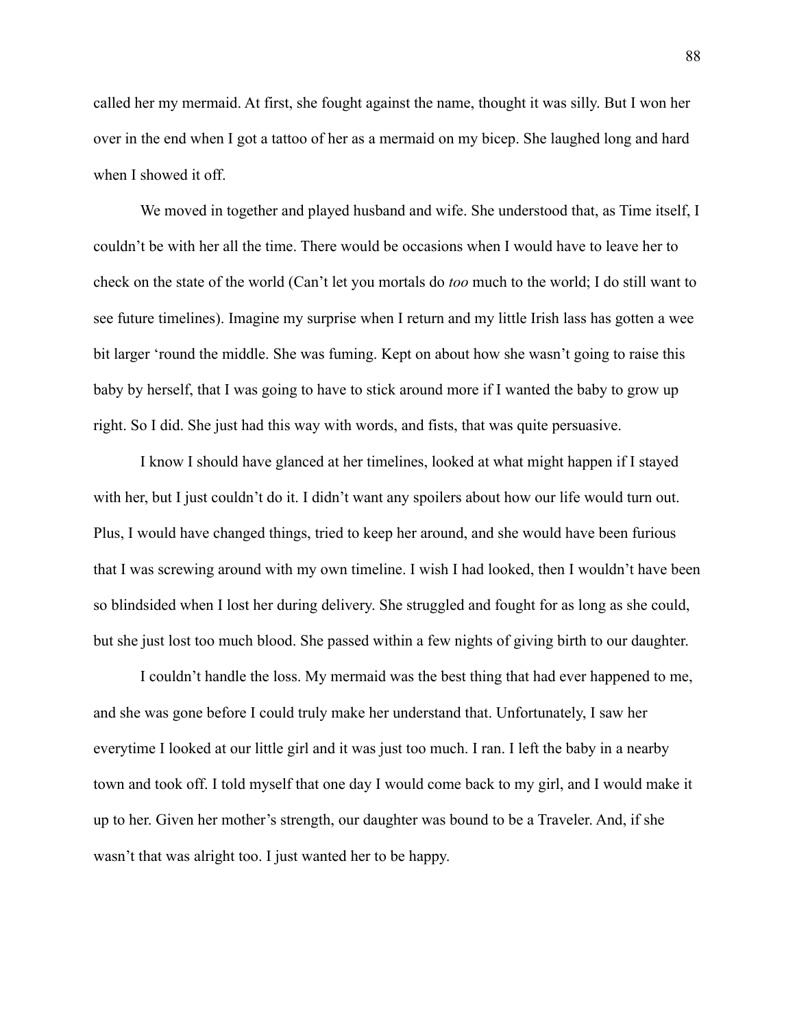called her my mermaid. At first, she fought against the name, thought it was silly. But I won her over in the end when I got a tattoo of her as a mermaid on my bicep. She laughed long and hard when I showed it off.

We moved in together and played husband and wife. She understood that, as Time itself, I couldn't be with her all the time. There would be occasions when I would have to leave her to check on the state of the world (Can't let you mortals do *too* much to the world; I do still want to see future timelines). Imagine my surprise when I return and my little Irish lass has gotten a wee bit larger 'round the middle. She was fuming. Kept on about how she wasn't going to raise this baby by herself, that I was going to have to stick around more if I wanted the baby to grow up right. So I did. She just had this way with words, and fists, that was quite persuasive.

I know I should have glanced at her timelines, looked at what might happen if I stayed with her, but I just couldn't do it. I didn't want any spoilers about how our life would turn out. Plus, I would have changed things, tried to keep her around, and she would have been furious that I was screwing around with my own timeline. I wish I had looked, then I wouldn't have been so blindsided when I lost her during delivery. She struggled and fought for as long as she could, but she just lost too much blood. She passed within a few nights of giving birth to our daughter.

I couldn't handle the loss. My mermaid was the best thing that had ever happened to me, and she was gone before I could truly make her understand that. Unfortunately, I saw her everytime I looked at our little girl and it was just too much. I ran. I left the baby in a nearby town and took off. I told myself that one day I would come back to my girl, and I would make it up to her. Given her mother's strength, our daughter was bound to be a Traveler. And, if she wasn't that was alright too. I just wanted her to be happy.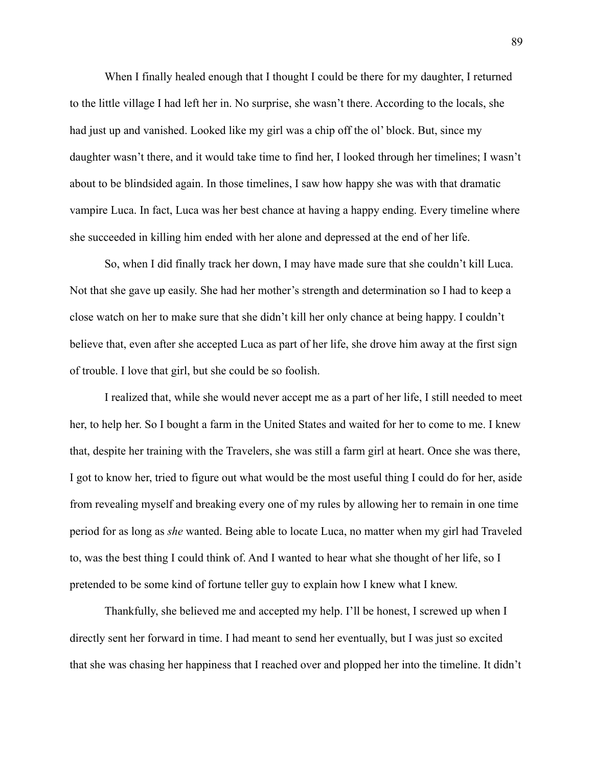When I finally healed enough that I thought I could be there for my daughter, I returned to the little village I had left her in. No surprise, she wasn't there. According to the locals, she had just up and vanished. Looked like my girl was a chip off the ol' block. But, since my daughter wasn't there, and it would take time to find her, I looked through her timelines; I wasn't about to be blindsided again. In those timelines, I saw how happy she was with that dramatic vampire Luca. In fact, Luca was her best chance at having a happy ending. Every timeline where she succeeded in killing him ended with her alone and depressed at the end of her life.

So, when I did finally track her down, I may have made sure that she couldn't kill Luca. Not that she gave up easily. She had her mother's strength and determination so I had to keep a close watch on her to make sure that she didn't kill her only chance at being happy. I couldn't believe that, even after she accepted Luca as part of her life, she drove him away at the first sign of trouble. I love that girl, but she could be so foolish.

I realized that, while she would never accept me as a part of her life, I still needed to meet her, to help her. So I bought a farm in the United States and waited for her to come to me. I knew that, despite her training with the Travelers, she was still a farm girl at heart. Once she was there, I got to know her, tried to figure out what would be the most useful thing I could do for her, aside from revealing myself and breaking every one of my rules by allowing her to remain in one time period for as long as *she* wanted. Being able to locate Luca, no matter when my girl had Traveled to, was the best thing I could think of. And I wanted to hear what she thought of her life, so I pretended to be some kind of fortune teller guy to explain how I knew what I knew.

Thankfully, she believed me and accepted my help. I'll be honest, I screwed up when I directly sent her forward in time. I had meant to send her eventually, but I was just so excited that she was chasing her happiness that I reached over and plopped her into the timeline. It didn't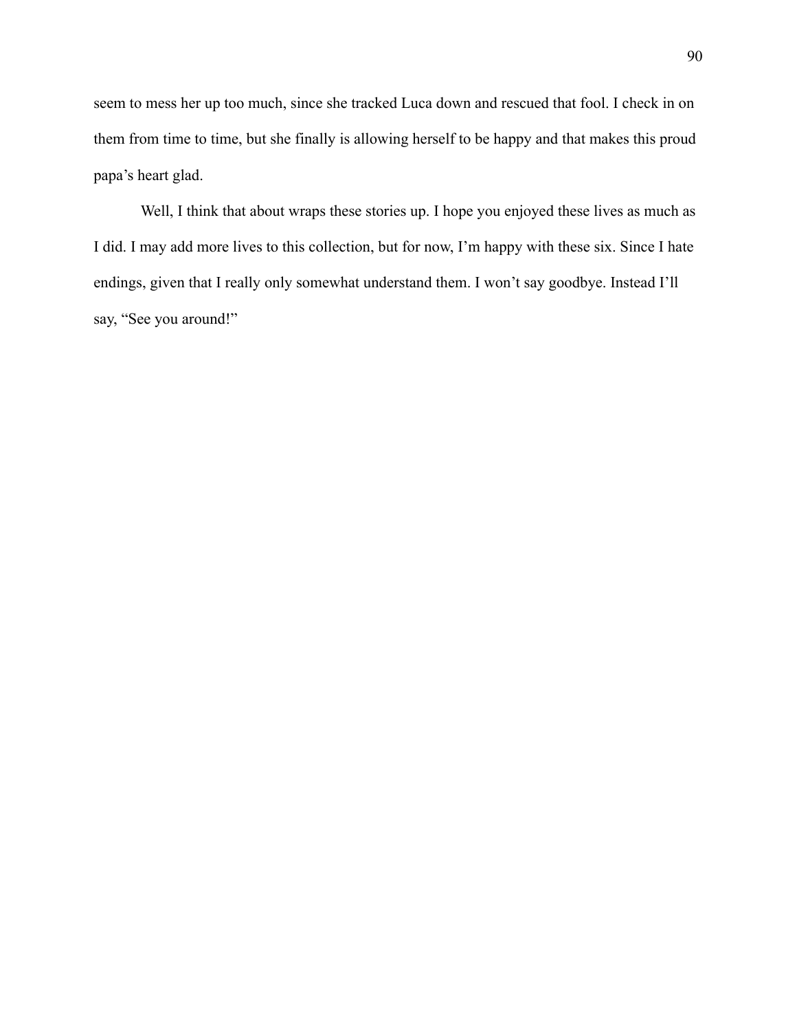seem to mess her up too much, since she tracked Luca down and rescued that fool. I check in on them from time to time, but she finally is allowing herself to be happy and that makes this proud papa's heart glad.

Well, I think that about wraps these stories up. I hope you enjoyed these lives as much as I did. I may add more lives to this collection, but for now, I'm happy with these six. Since I hate endings, given that I really only somewhat understand them. I won't say goodbye. Instead I'll say, "See you around!"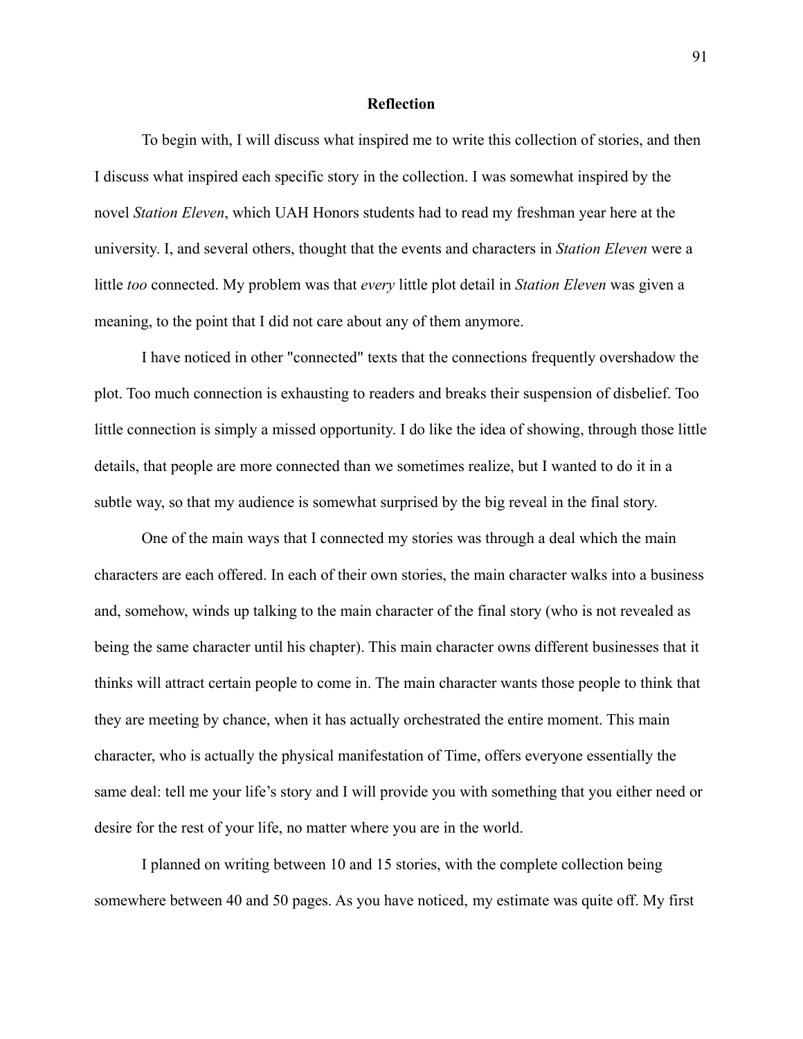## Reflection

To begin with, I will discuss what inspired me to write this collection of stories, and then I discuss what inspired each specific story in the collection. I was somewhat inspired by the novel *Station Eleven*, which UAH Honors students had to read my freshman year here at the university. I, and several others, thought that the events and characters in *Station Eleven* were a little *too* connected. My problem was that *every* little plot detail in *Station Eleven* was given a meaning, to the point that I did not care about any of them anymore.

I have noticed in other "connected" texts that the connections frequently overshadow the plot. Too much connection is exhausting to readers and breaks their suspension of disbelief. Too little connection is simply a missed opportunity. I do like the idea of showing, through those little details, that people are more connected than we sometimes realize, but I wanted to do it in a subtle way, so that my audience is somewhat surprised by the big reveal in the final story.

One of the main ways that I connected my stories was through a deal which the main characters are each offered. In each of their own stories, the main character walks into a business and, somehow, winds up talking to the main character of the final story (who is not revealed as being the same character until his chapter). This main character owns different businesses that it thinks will attract certain people to come in. The main character wants those people to think that they are meeting by chance, when it has actually orchestrated the entire moment. This main character, who is actually the physical manifestation of Time, offers everyone essentially the same deal: tell me your life's story and I will provide you with something that you either need or desire for the rest of your life, no matter where you are in the world.

I planned on writing between 10 and 15 stories, with the complete collection being somewhere between 40 and 50 pages. As you have noticed, my estimate was quite off. My first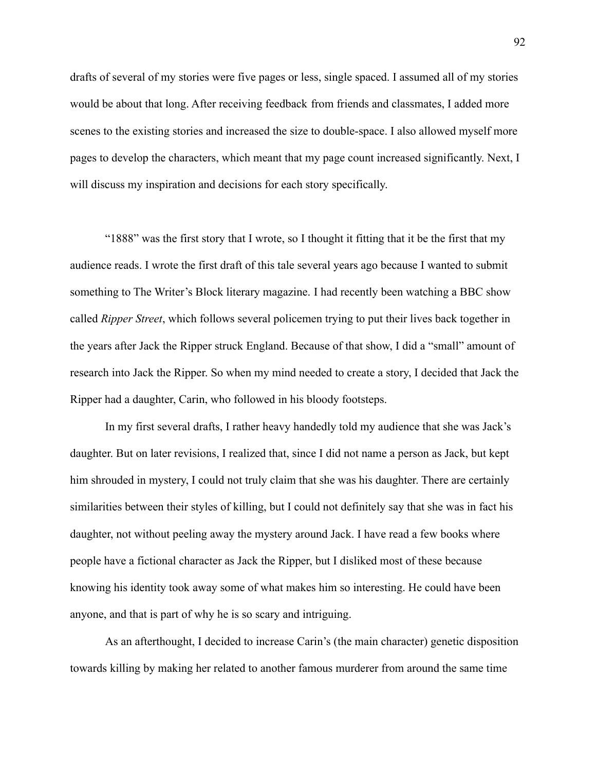drafts of several of my stories were five pages or less, single spaced. I assumed all of my stories would be about that long. After receiving feedback from friends and classmates, I added more scenes to the existing stories and increased the size to double-space. I also allowed myself more pages to develop the characters, which meant that my page count increased significantly. Next, I will discuss my inspiration and decisions for each story specifically.

"1888" was the first story that I wrote, so I thought it fitting that it be the first that my audience reads. I wrote the first draft of this tale several years ago because I wanted to submit something to The Writer's Block literary magazine. I had recently been watching a BBC show called *Ripper Street*, which follows several policemen trying to put their lives back together in the years after Jack the Ripper struck England. Because of that show, I did a "small" amount of research into Jack the Ripper. So when my mind needed to create a story, I decided that Jack the Ripper had a daughter, Carin, who followed in his bloody footsteps.

In my first several drafts, I rather heavy handedly told my audience that she was Jack's daughter. But on later revisions, I realized that, since I did not name a person as Jack, but kept him shrouded in mystery, I could not truly claim that she was his daughter. There are certainly similarities between their styles of killing, but I could not definitely say that she was in fact his daughter, not without peeling away the mystery around Jack. I have read a few books where people have a fictional character as Jack the Ripper, but I disliked most of these because knowing his identity took away some of what makes him so interesting. He could have been anyone, and that is part of why he is so scary and intriguing.

As an afterthought, I decided to increase Carin's (the main character) genetic disposition towards killing by making her related to another famous murderer from around the same time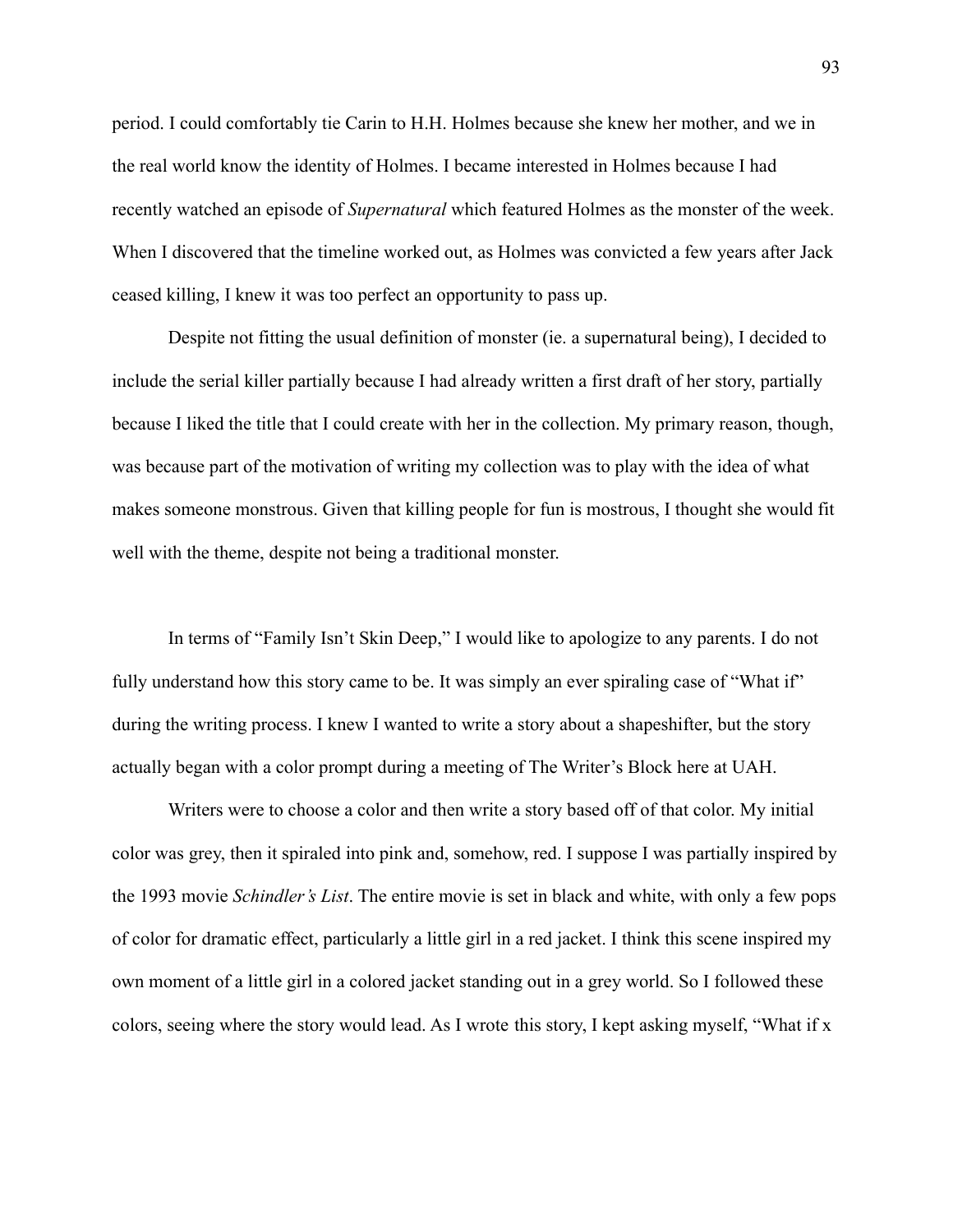period. I could comfortably tie Carin to H.H. Holmes because she knew her mother, and we in the real world know the identity of Holmes. I became interested in Holmes because I had recently watched an episode of *Supernatural* which featured Holmes as the monster of the week. When I discovered that the timeline worked out, as Holmes was convicted a few years after Jack ceased killing, I knew it was too perfect an opportunity to pass up.

Despite not fitting the usual definition of monster (ie. a supernatural being), I decided to include the serial killer partially because I had already written a first draft of her story, partially because I liked the title that I could create with her in the collection. My primary reason, though, was because part of the motivation of writing my collection was to play with the idea of what makes someone monstrous. Given that killing people for fun is mostrous, I thought she would fit well with the theme, despite not being a traditional monster.

In terms of "Family Isn't Skin Deep," I would like to apologize to any parents. I do not fully understand how this story came to be. It was simply an ever spiraling case of "What if" during the writing process. I knew I wanted to write a story about a shapeshifter, but the story actually began with a color prompt during a meeting of The Writer's Block here at UAH.

Writers were to choose a color and then write a story based off of that color. My initial color was grey, then it spiraled into pink and, somehow, red. I suppose I was partially inspired by the 1993 movie *Schindler's List*. The entire movie is set in black and white, with only a few pops of color for dramatic effect, particularly a little girl in a red jacket. I think this scene inspired my own moment of a little girl in a colored jacket standing out in a grey world. So I followed these colors, seeing where the story would lead. As I wrote this story, I kept asking myself, "What if x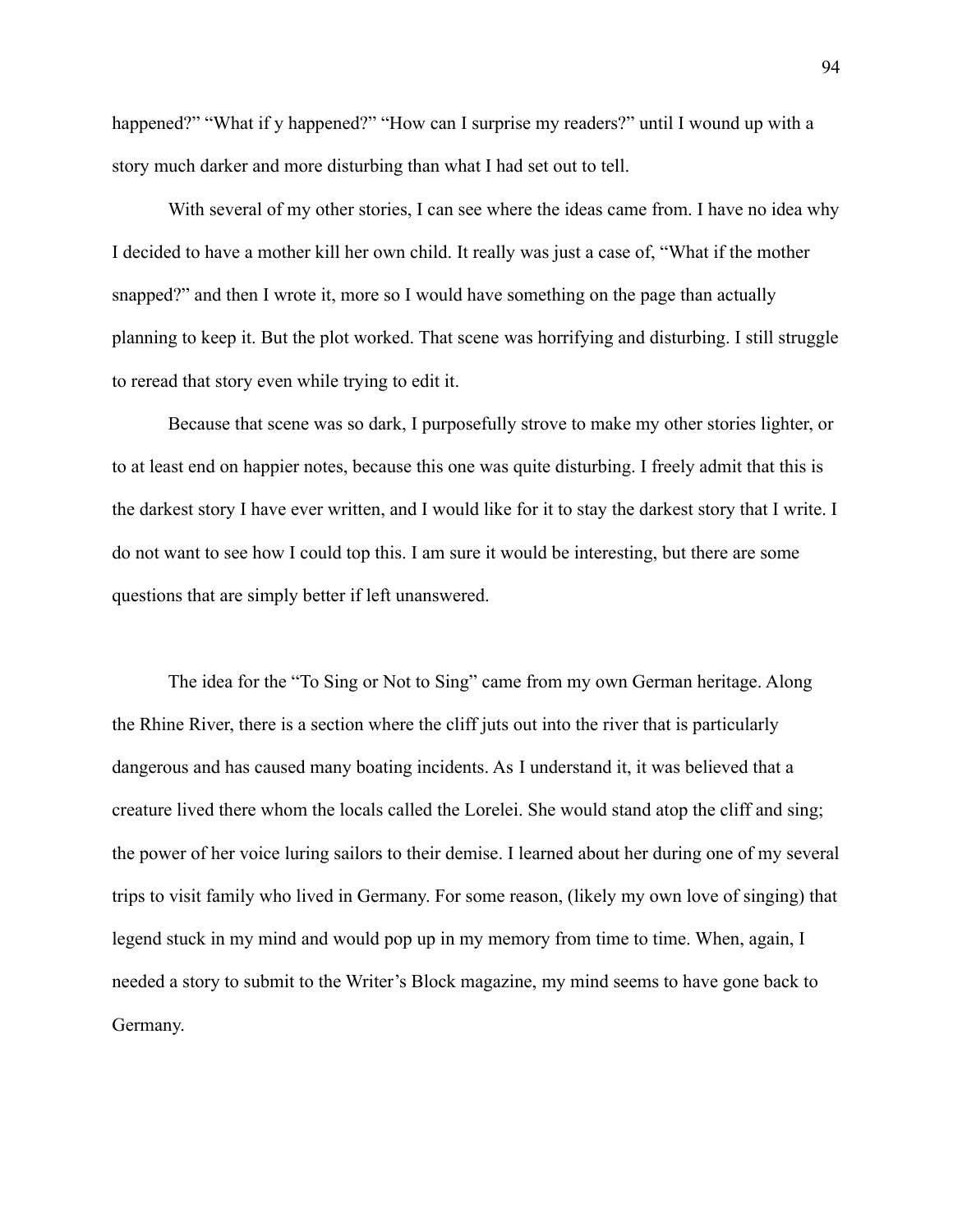happened?" "What if y happened?" "How can I surprise my readers?" until I wound up with a story much darker and more disturbing than what I had set out to tell.

With several of my other stories, I can see where the ideas came from. I have no idea why I decided to have a mother kill her own child. It really was just a case of, "What if the mother snapped?" and then I wrote it, more so I would have something on the page than actually planning to keep it. But the plot worked. That scene was horrifying and disturbing. I still struggle to reread that story even while trying to edit it.

Because that scene was so dark, I purposefully strove to make my other stories lighter, or to at least end on happier notes, because this one was quite disturbing. I freely admit that this is the darkest story I have ever written, and I would like for it to stay the darkest story that I write. I do not want to see how I could top this. I am sure it would be interesting, but there are some questions that are simply better if left unanswered.

The idea for the "To Sing or Not to Sing" came from my own German heritage. Along the Rhine River, there is a section where the cliff juts out into the river that is particularly dangerous and has caused many boating incidents. As I understand it, it was believed that a creature lived there whom the locals called the Lorelei. She would stand atop the cliff and sing; the power of her voice luring sailors to their demise. I learned about her during one of my several trips to visit family who lived in Germany. For some reason, (likely my own love of singing) that legend stuck in my mind and would pop up in my memory from time to time. When, again, I needed a story to submit to the Writer's Block magazine, my mind seems to have gone back to Germany.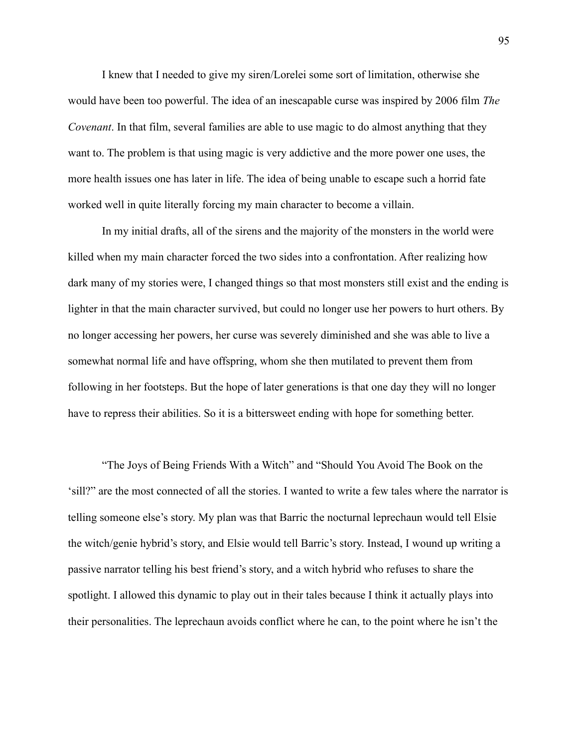I knew that I needed to give my siren/Lorelei some sort of limitation, otherwise she would have been too powerful. The idea of an inescapable curse was inspired by 2006 film *The Covenant*. In that film, several families are able to use magic to do almost anything that they want to. The problem is that using magic is very addictive and the more power one uses, the more health issues one has later in life. The idea of being unable to escape such a horrid fate worked well in quite literally forcing my main character to become a villain.

In my initial drafts, all of the sirens and the majority of the monsters in the world were killed when my main character forced the two sides into a confrontation. After realizing how dark many of my stories were, I changed things so that most monsters still exist and the ending is lighter in that the main character survived, but could no longer use her powers to hurt others. By no longer accessing her powers, her curse was severely diminished and she was able to live a somewhat normal life and have offspring, whom she then mutilated to prevent them from following in her footsteps. But the hope of later generations is that one day they will no longer have to repress their abilities. So it is a bittersweet ending with hope for something better.

"The Joys of Being Friends With a Witch" and "Should You Avoid The Book on the 'sill?" are the most connected of all the stories. I wanted to write a few tales where the narrator is telling someone else's story. My plan was that Barric the nocturnal leprechaun would tell Elsie the witch/genie hybrid's story, and Elsie would tell Barric's story. Instead, I wound up writing a passive narrator telling his best friend's story, and a witch hybrid who refuses to share the spotlight. I allowed this dynamic to play out in their tales because I think it actually plays into their personalities. The leprechaun avoids conflict where he can, to the point where he isn't the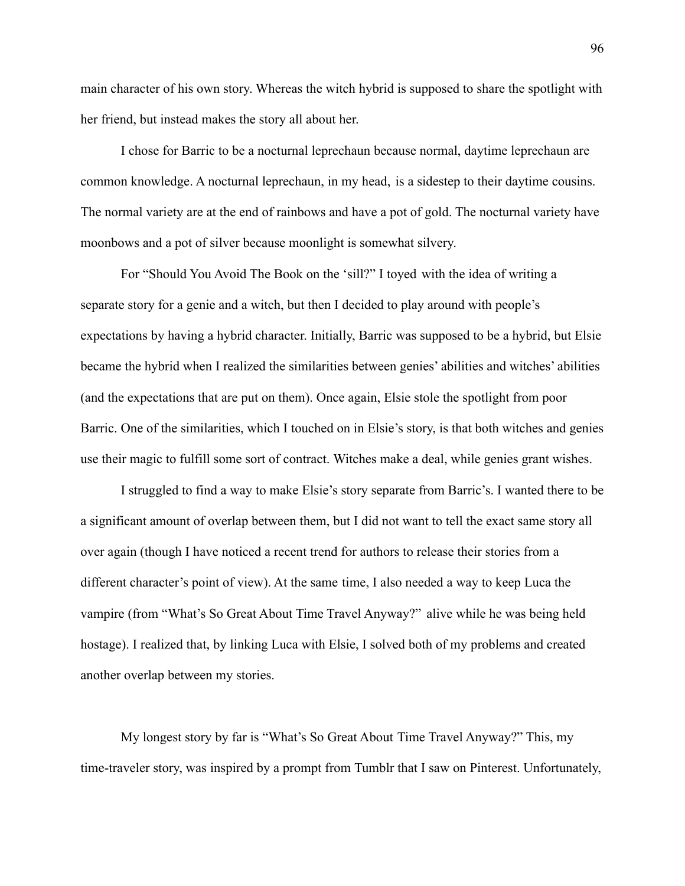main character of his own story. Whereas the witch hybrid is supposed to share the spotlight with her friend, but instead makes the story all about her.

I chose for Barric to be a nocturnal leprechaun because normal, daytime leprechaun are common knowledge. A nocturnal leprechaun, in my head, is a sidestep to their daytime cousins. The normal variety are at the end of rainbows and have a pot of gold. The nocturnal variety have moonbows and a pot of silver because moonlight is somewhat silvery.

For "Should You Avoid The Book on the 'sill?" I toyed with the idea of writing a separate story for a genie and a witch, but then I decided to play around with people's expectations by having a hybrid character. Initially, Barric was supposed to be a hybrid, but Elsie became the hybrid when I realized the similarities between genies' abilities and witches' abilities (and the expectations that are put on them). Once again, Elsie stole the spotlight from poor Barric. One of the similarities, which I touched on in Elsie's story, is that both witches and genies use their magic to fulfill some sort of contract. Witches make a deal, while genies grant wishes.

I struggled to find a way to make Elsie's story separate from Barric's. I wanted there to be a significant amount of overlap between them, but I did not want to tell the exact same story all over again (though I have noticed a recent trend for authors to release their stories from a different character's point of view). At the same time, I also needed a way to keep Luca the vampire (from "What's So Great About Time Travel Anyway?" alive while he was being held hostage). I realized that, by linking Luca with Elsie, I solved both of my problems and created another overlap between my stories.

My longest story by far is "What's So Great About Time Travel Anyway?" This, my time-traveler story, was inspired by a prompt from Tumblr that I saw on Pinterest. Unfortunately,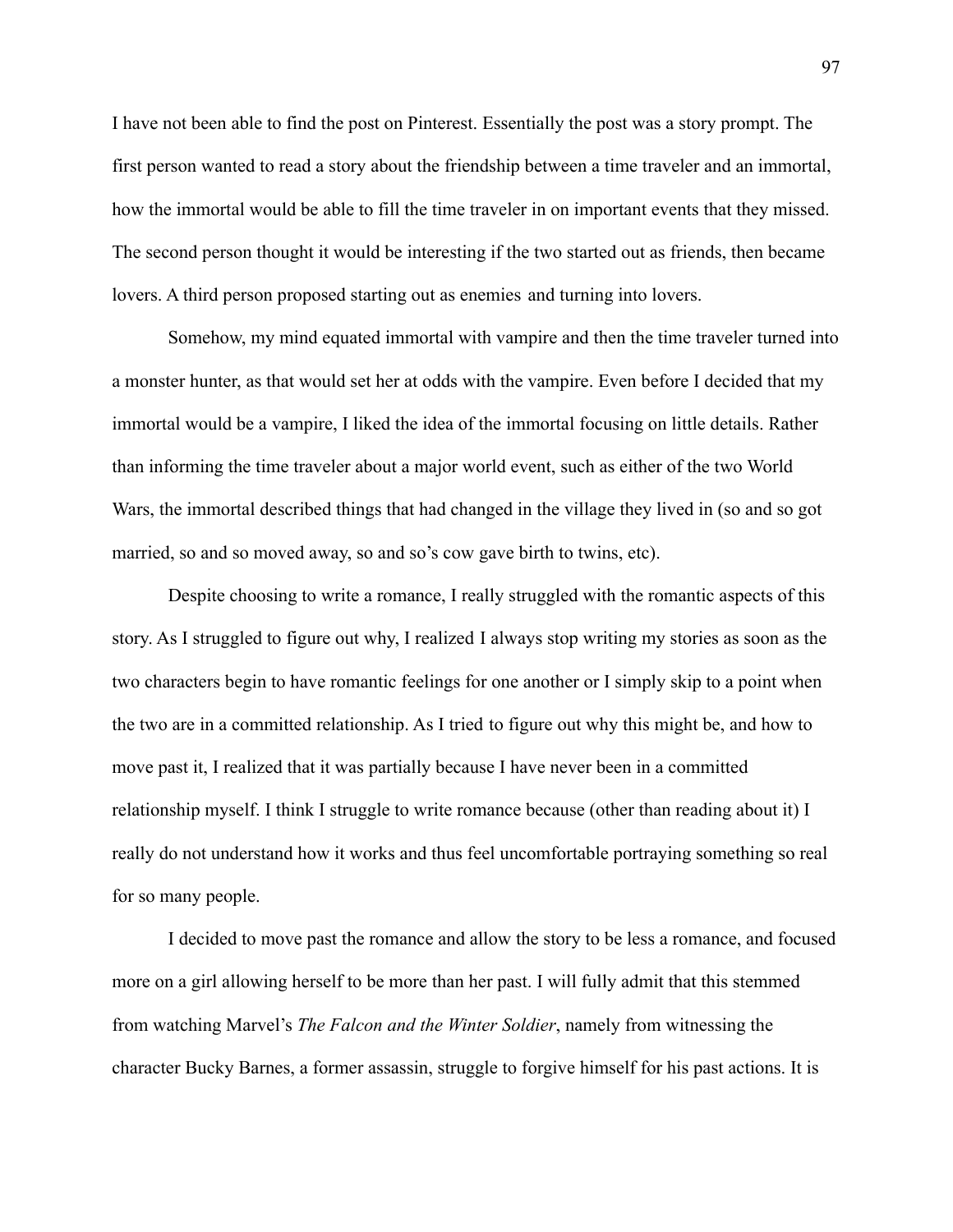I have not been able to find the post on Pinterest. Essentially the post was a story prompt. The first person wanted to read a story about the friendship between a time traveler and an immortal, how the immortal would be able to fill the time traveler in on important events that they missed. The second person thought it would be interesting if the two started out as friends, then became lovers. A third person proposed starting out as enemies and turning into lovers.

Somehow, my mind equated immortal with vampire and then the time traveler turned into a monster hunter, as that would set her at odds with the vampire. Even before I decided that my immortal would be a vampire, I liked the idea of the immortal focusing on little details. Rather than informing the time traveler about a major world event, such as either of the two World Wars, the immortal described things that had changed in the village they lived in (so and so got married, so and so moved away, so and so's cow gave birth to twins, etc).

Despite choosing to write a romance, I really struggled with the romantic aspects of this story. As I struggled to figure out why, I realized I always stop writing my stories as soon as the two characters begin to have romantic feelings for one another or I simply skip to a point when the two are in a committed relationship. As I tried to figure out why this might be, and how to move past it, I realized that it was partially because I have never been in a committed relationship myself. I think I struggle to write romance because (other than reading about it) I really do not understand how it works and thus feel uncomfortable portraying something so real for so many people.

I decided to move past the romance and allow the story to be less a romance, and focused more on a girl allowing herself to be more than her past. I will fully admit that this stemmed from watching Marvel's *The Falcon and the Winter Soldier*, namely from witnessing the character Bucky Barnes, a former assassin, struggle to forgive himself for his past actions. It is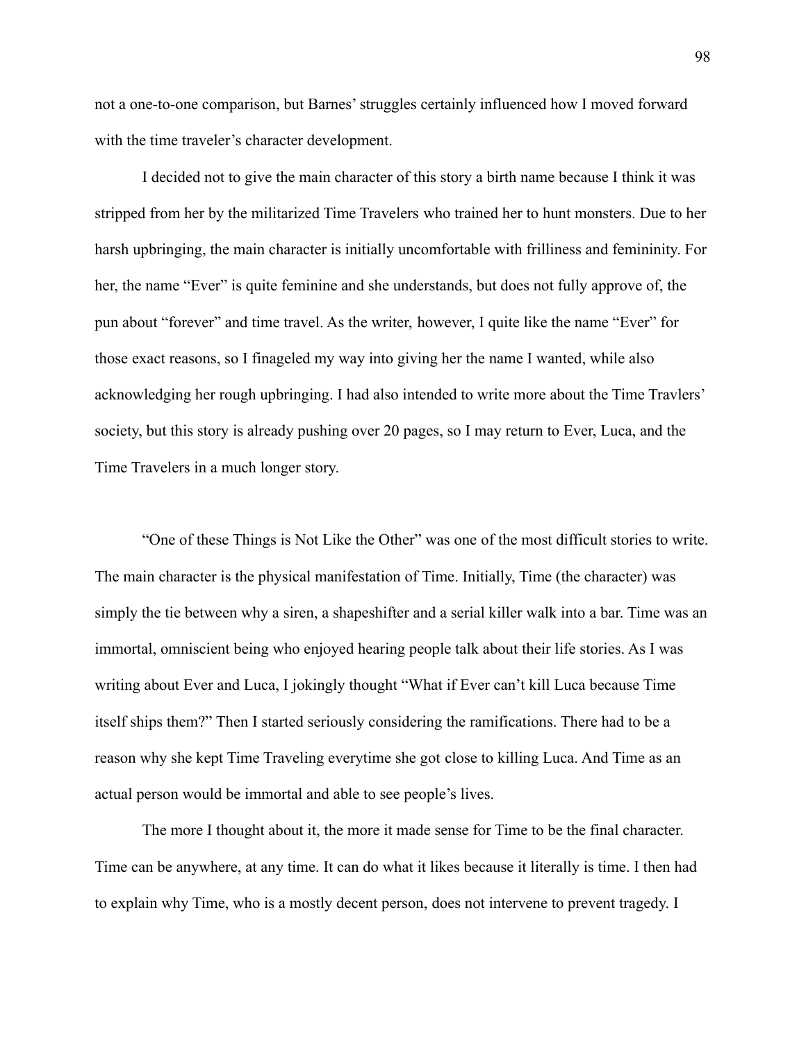not a one-to-one comparison, but Barnes' struggles certainly influenced how I moved forward with the time traveler's character development.

I decided not to give the main character of this story a birth name because I think it was stripped from her by the militarized Time Travelers who trained her to hunt monsters. Due to her harsh upbringing, the main character is initially uncomfortable with frilliness and femininity. For her, the name "Ever" is quite feminine and she understands, but does not fully approve of, the pun about "forever" and time travel. As the writer, however, I quite like the name "Ever" for those exact reasons, so I finageled my way into giving her the name I wanted, while also acknowledging her rough upbringing. I had also intended to write more about the Time Travlers' society, but this story is already pushing over 20 pages, so I may return to Ever, Luca, and the Time Travelers in a much longer story.

"One of these Things is Not Like the Other" was one of the most difficult stories to write. The main character is the physical manifestation of Time. Initially, Time (the character) was simply the tie between why a siren, a shapeshifter and a serial killer walk into a bar. Time was an immortal, omniscient being who enjoyed hearing people talk about their life stories. As I was writing about Ever and Luca, I jokingly thought "What if Ever can't kill Luca because Time itself ships them?" Then I started seriously considering the ramifications. There had to be a reason why she kept Time Traveling everytime she got close to killing Luca. And Time as an actual person would be immortal and able to see people's lives.

The more I thought about it, the more it made sense for Time to be the final character. Time can be anywhere, at any time. It can do what it likes because it literally is time. I then had to explain why Time, who is a mostly decent person, does not intervene to prevent tragedy. I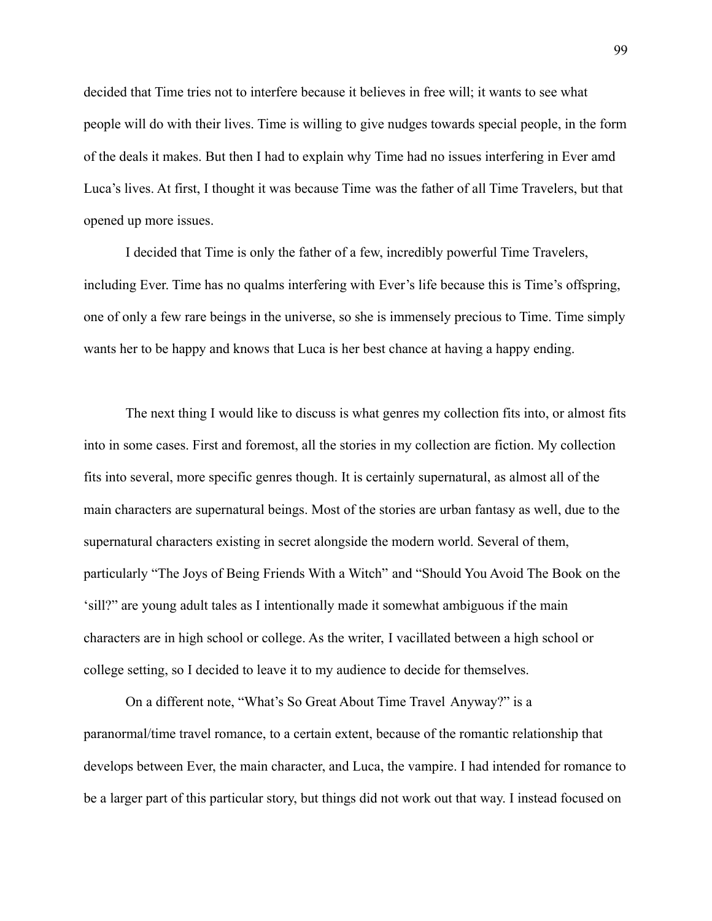decided that Time tries not to interfere because it believes in free will; it wants to see what people will do with their lives. Time is willing to give nudges towards special people, in the form of the deals it makes. But then I had to explain why Time had no issues interfering in Ever amd Luca's lives. At first, I thought it was because Time was the father of all Time Travelers, but that opened up more issues.

I decided that Time is only the father of a few, incredibly powerful Time Travelers, including Ever. Time has no qualms interfering with Ever's life because this is Time's offspring, one of only a few rare beings in the universe, so she is immensely precious to Time. Time simply wants her to be happy and knows that Luca is her best chance at having a happy ending.

The next thing I would like to discuss is what genres my collection fits into, or almost fits into in some cases. First and foremost, all the stories in my collection are fiction. My collection fits into several, more specific genres though. It is certainly supernatural, as almost all of the main characters are supernatural beings. Most of the stories are urban fantasy as well, due to the supernatural characters existing in secret alongside the modern world. Several of them, particularly "The Joys of Being Friends With a Witch" and "Should You Avoid The Book on the 'sill?" are young adult tales as I intentionally made it somewhat ambiguous if the main characters are in high school or college. As the writer, I vacillated between a high school or college setting, so I decided to leave it to my audience to decide for themselves.

On a different note, "What's So Great About Time Travel Anyway?" is a paranormal/time travel romance, to a certain extent, because of the romantic relationship that develops between Ever, the main character, and Luca, the vampire. I had intended for romance to be a larger part of this particular story, but things did not work out that way. I instead focused on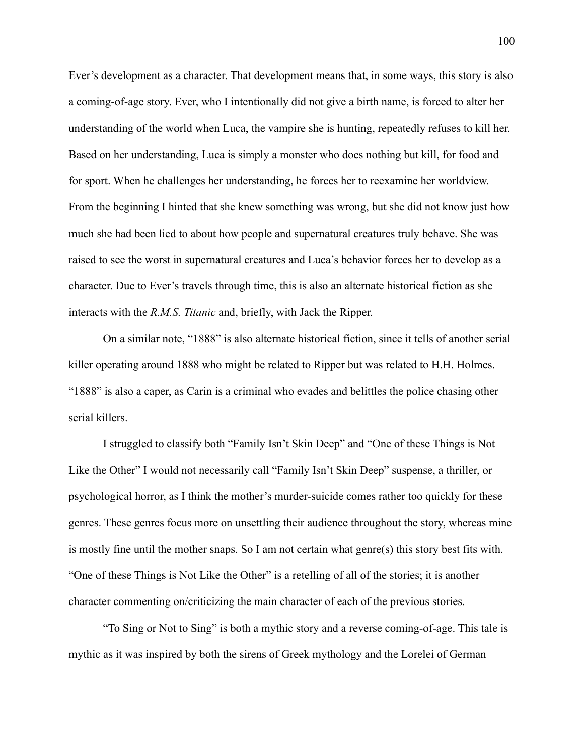Ever's development as a character. That development means that, in some ways, this story is also a coming-of-age story. Ever, who I intentionally did not give a birth name, is forced to alter her understanding of the world when Luca, the vampire she is hunting, repeatedly refuses to kill her. Based on her understanding, Luca is simply a monster who does nothing but kill, for food and for sport. When he challenges her understanding, he forces her to reexamine her worldview. From the beginning I hinted that she knew something was wrong, but she did not know just how much she had been lied to about how people and supernatural creatures truly behave. She was raised to see the worst in supernatural creatures and Luca's behavior forces her to develop as a character. Due to Ever's travels through time, this is also an alternate historical fiction as she interacts with the *R.M.S. Titanic* and, briefly, with Jack the Ripper.

On a similar note, "1888" is also alternate historical fiction, since it tells of another serial killer operating around 1888 who might be related to Ripper but was related to H.H. Holmes. "1888" is also a caper, as Carin is a criminal who evades and belittles the police chasing other serial killers.

I struggled to classify both "Family Isn't Skin Deep" and "One of these Things is Not Like the Other" I would not necessarily call "Family Isn't Skin Deep" suspense, a thriller, or psychological horror, as I think the mother's murder-suicide comes rather too quickly for these genres. These genres focus more on unsettling their audience throughout the story, whereas mine is mostly fine until the mother snaps. So I am not certain what genre(s) this story best fits with. "One of these Things is Not Like the Other" is a retelling of all of the stories; it is another character commenting on/criticizing the main character of each of the previous stories.

"To Sing or Not to Sing" is both a mythic story and a reverse coming-of-age. This tale is mythic as it was inspired by both the sirens of Greek mythology and the Lorelei of German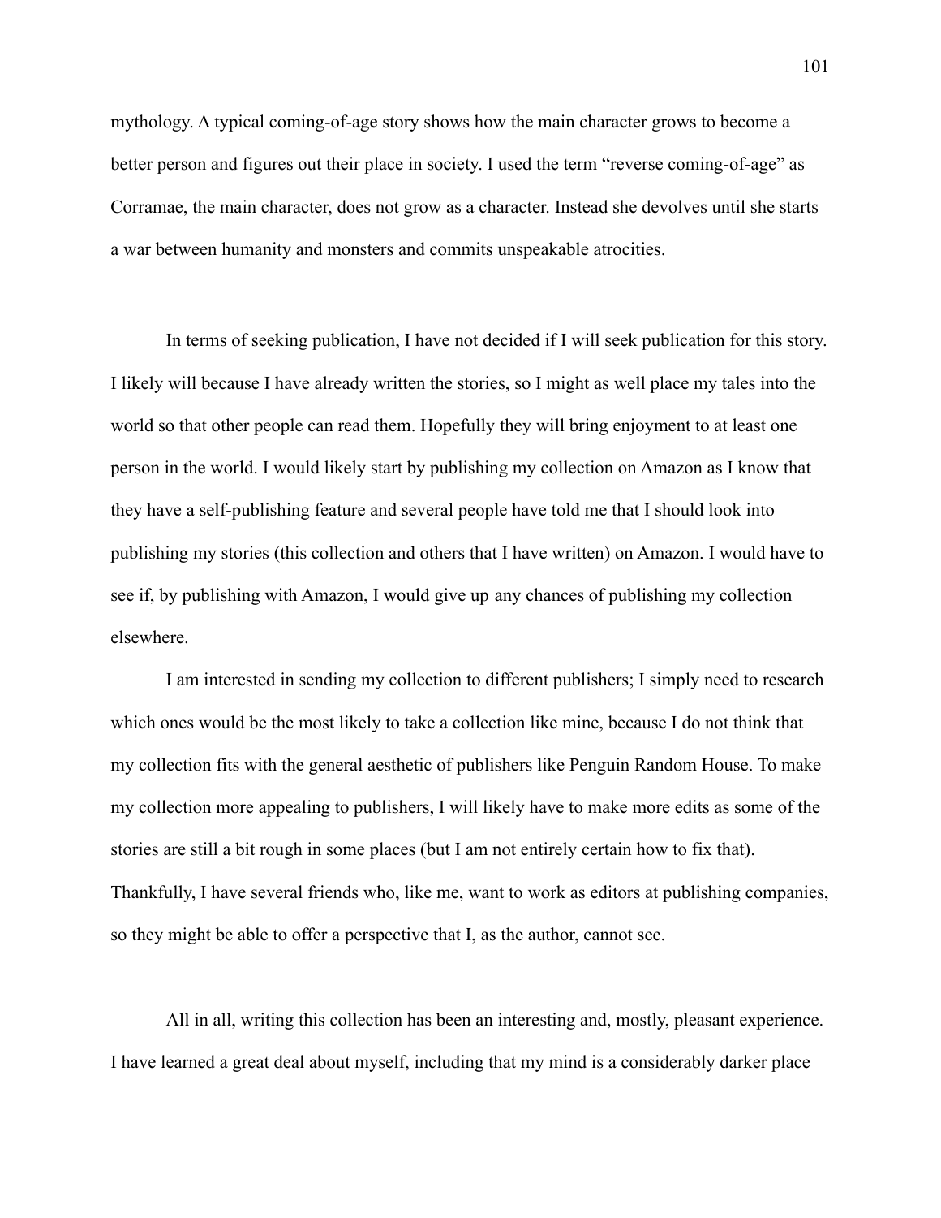mythology. A typical coming-of-age story shows how the main character grows to become a better person and figures out their place in society. I used the term "reverse coming-of-age" as Corramae, the main character, does not grow as a character. Instead she devolves until she starts a war between humanity and monsters and commits unspeakable atrocities.

In terms of seeking publication, I have not decided if I will seek publication for this story. I likely will because I have already written the stories, so I might as well place my tales into the world so that other people can read them. Hopefully they will bring enjoyment to at least one person in the world. I would likely start by publishing my collection on Amazon as I know that they have a self-publishing feature and several people have told me that I should look into publishing my stories (this collection and others that I have written) on Amazon. I would have to see if, by publishing with Amazon, I would give up any chances of publishing my collection elsewhere.

I am interested in sending my collection to different publishers; I simply need to research which ones would be the most likely to take a collection like mine, because I do not think that my collection fits with the general aesthetic of publishers like Penguin Random House. To make my collection more appealing to publishers, I will likely have to make more edits as some of the stories are still a bit rough in some places (but I am not entirely certain how to fix that). Thankfully, I have several friends who, like me, want to work as editors at publishing companies, so they might be able to offer a perspective that I, as the author, cannot see.

All in all, writing this collection has been an interesting and, mostly, pleasant experience. I have learned a great deal about myself, including that my mind is a considerably darker place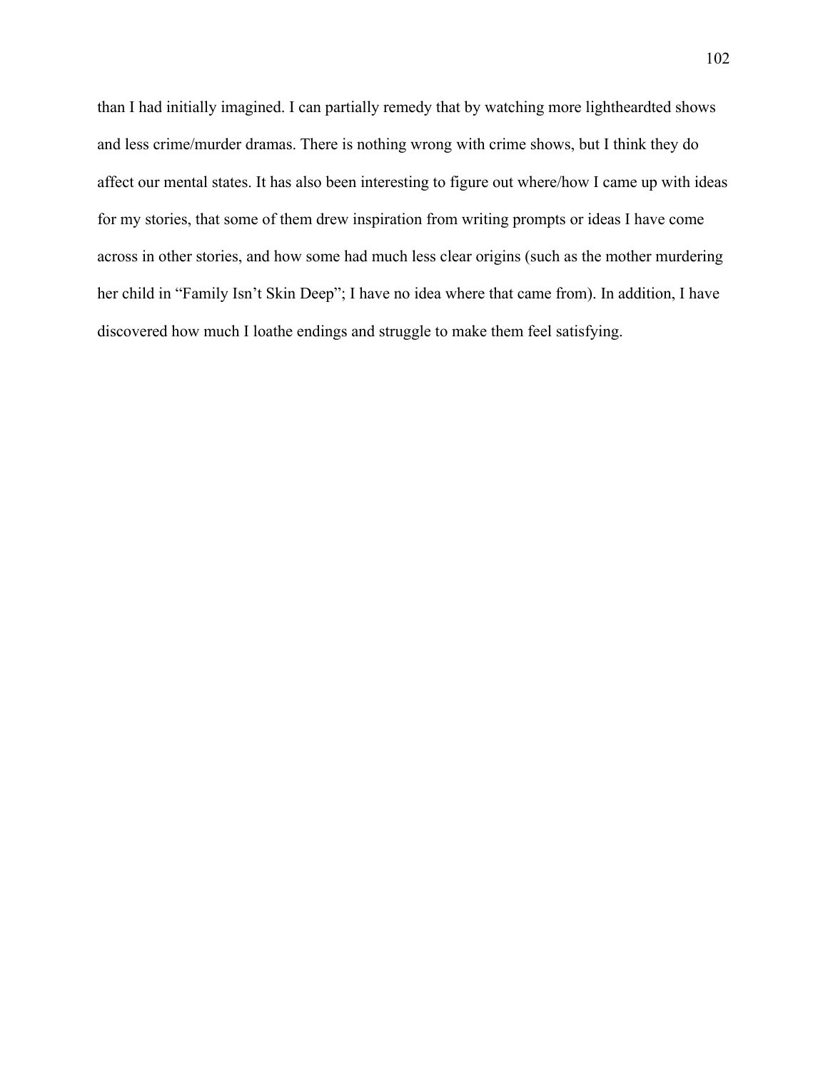than I had initially imagined. I can partially remedy that by watching more lightheardted shows and less crime/murder dramas. There is nothing wrong with crime shows, but I think they do affect our mental states. It has also been interesting to figure out where/how I came up with ideas for my stories, that some of them drew inspiration from writing prompts or ideas I have come across in other stories, and how some had much less clear origins (such as the mother murdering her child in "Family Isn't Skin Deep"; I have no idea where that came from). In addition, I have discovered how much I loathe endings and struggle to make them feel satisfying.